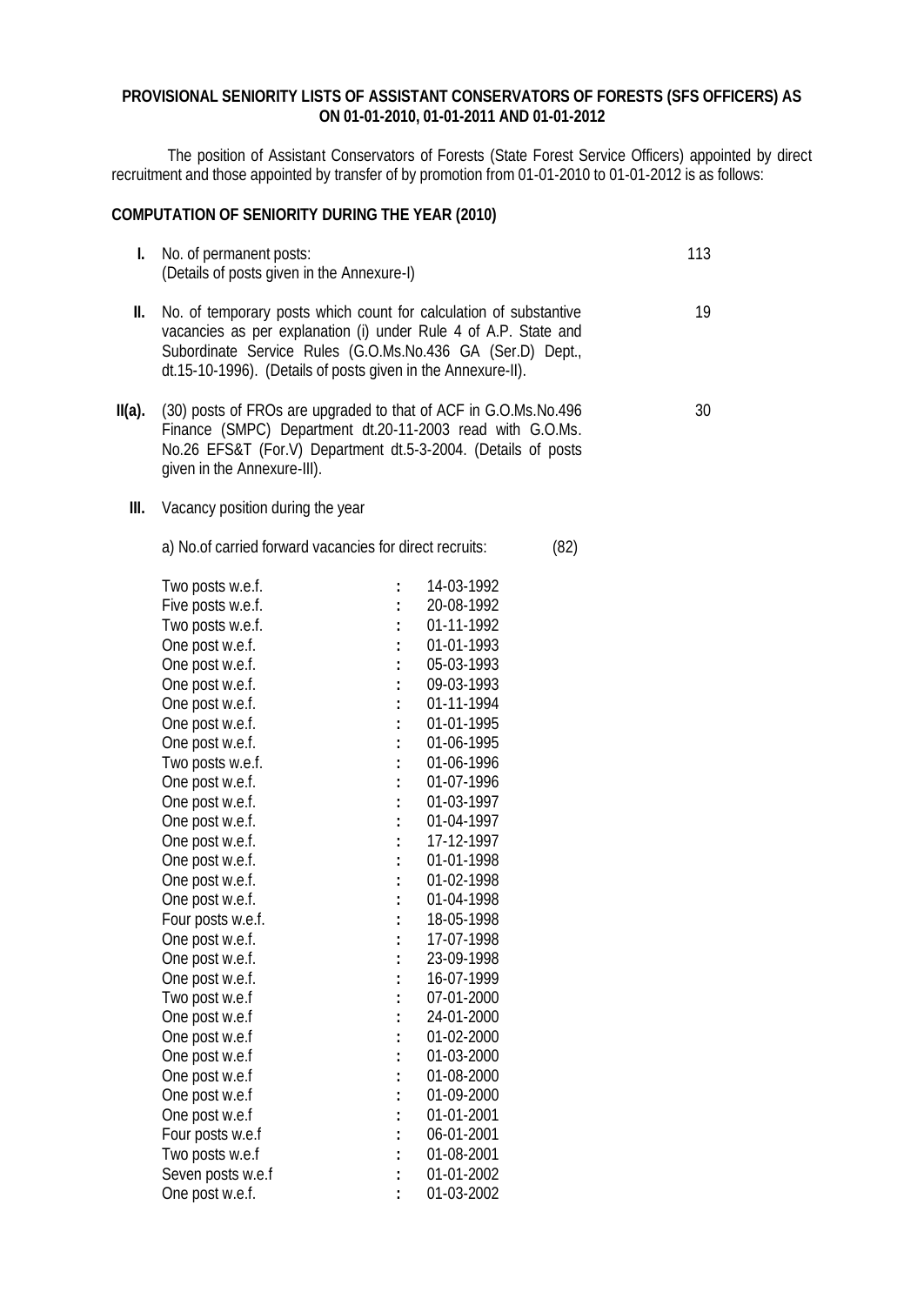**PROVISIONAL SENIORITY LISTS OF ASSISTANT CONSERVATORS OF FORESTS (SFS OFFICERS) AS ON 01-01-2010, 01-01-2011 AND 01-01-2012**

The position of Assistant Conservators of Forests (State Forest Service Officers) appointed by direct recruitment and those appointed by transfer of by promotion from 01-01-2010 to 01-01-2012 is as follows:

**COMPUTATION OF SENIORITY DURING THE YEAR (2010)**

**I.** No. of permanent posts: (Details of posts given in the Annexure-I) — 113

**II.** No. of temporary posts which count for calculation of substantive vacancies as per explanation (i) under Rule 4 of A.P. State and Subordinate Service Rules (G.O.Ms.No.436 GA (Ser.D) Dept., dt.15-10-1996). (Details of posts given in the Annexure-II). — 19

**II(a).** (30) posts of FROs are upgraded to that of ACF in G.O.Ms.No.496 Finance (SMPC) Department dt.20-11-2003 read with G.O.Ms. No.26 EFS&T (For.V) Department dt.5-3-2004. (Details of posts given in the Annexure-III). — 30

**III.** Vacancy position during the year

a) No.of carried forward vacancies for direct recruits: (82)

| | | |
|---|---|---|
| Two posts w.e.f. | : | 14-03-1992 |
| Five posts w.e.f. | : | 20-08-1992 |
| Two posts w.e.f. | : | 01-11-1992 |
| One post w.e.f. | : | 01-01-1993 |
| One post w.e.f. | : | 05-03-1993 |
| One post w.e.f. | : | 09-03-1993 |
| One post w.e.f. | : | 01-11-1994 |
| One post w.e.f. | : | 01-01-1995 |
| One post w.e.f. | : | 01-06-1995 |
| Two posts w.e.f. | : | 01-06-1996 |
| One post w.e.f. | : | 01-07-1996 |
| One post w.e.f. | : | 01-03-1997 |
| One post w.e.f. | : | 01-04-1997 |
| One post w.e.f. | : | 17-12-1997 |
| One post w.e.f. | : | 01-01-1998 |
| One post w.e.f. | : | 01-02-1998 |
| One post w.e.f. | : | 01-04-1998 |
| Four posts w.e.f. | : | 18-05-1998 |
| One post w.e.f. | : | 17-07-1998 |
| One post w.e.f. | : | 23-09-1998 |
| One post w.e.f. | : | 16-07-1999 |
| Two post w.e.f | : | 07-01-2000 |
| One post w.e.f | : | 24-01-2000 |
| One post w.e.f | : | 01-02-2000 |
| One post w.e.f | : | 01-03-2000 |
| One post w.e.f | : | 01-08-2000 |
| One post w.e.f | : | 01-09-2000 |
| One post w.e.f | : | 01-01-2001 |
| Four posts w.e.f | : | 06-01-2001 |
| Two posts w.e.f | : | 01-08-2001 |
| Seven posts w.e.f | : | 01-01-2002 |
| One post w.e.f. | : | 01-03-2002 |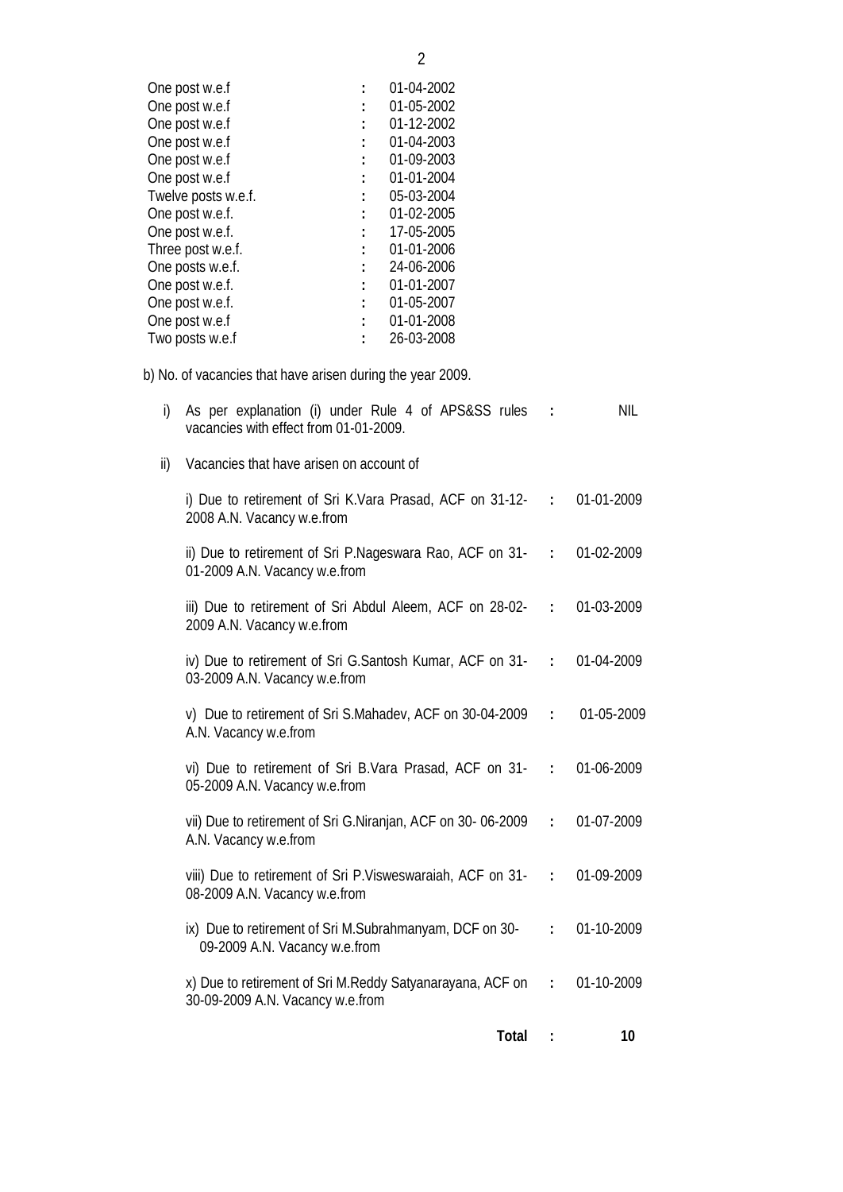| | | |
|---|---|---|
| One post w.e.f | : | 01-04-2002 |
| One post w.e.f | : | 01-05-2002 |
| One post w.e.f | : | 01-12-2002 |
| One post w.e.f | : | 01-04-2003 |
| One post w.e.f | : | 01-09-2003 |
| One post w.e.f | : | 01-01-2004 |
| Twelve posts w.e.f. | : | 05-03-2004 |
| One post w.e.f. | : | 01-02-2005 |
| One post w.e.f. | : | 17-05-2005 |
| Three post w.e.f. | : | 01-01-2006 |
| One posts w.e.f. | : | 24-06-2006 |
| One post w.e.f. | : | 01-01-2007 |
| One post w.e.f. | : | 01-05-2007 |
| One post w.e.f | : | 01-01-2008 |
| Two posts w.e.f | : | 26-03-2008 |

b) No. of vacancies that have arisen during the year 2009.

i) As per explanation (i) under Rule 4 of APS&SS rules vacancies with effect from 01-01-2009. : NIL

ii) Vacancies that have arisen on account of

| | | |
|---|---|---|
| i) Due to retirement of Sri K.Vara Prasad, ACF on 31-12-2008 A.N. Vacancy w.e.from | : | 01-01-2009 |
| ii) Due to retirement of Sri P.Nageswara Rao, ACF on 31-01-2009 A.N. Vacancy w.e.from | : | 01-02-2009 |
| iii) Due to retirement of Sri Abdul Aleem, ACF on 28-02-2009 A.N. Vacancy w.e.from | : | 01-03-2009 |
| iv) Due to retirement of Sri G.Santosh Kumar, ACF on 31-03-2009 A.N. Vacancy w.e.from | : | 01-04-2009 |
| v) Due to retirement of Sri S.Mahadev, ACF on 30-04-2009 A.N. Vacancy w.e.from | : | 01-05-2009 |
| vi) Due to retirement of Sri B.Vara Prasad, ACF on 31-05-2009 A.N. Vacancy w.e.from | : | 01-06-2009 |
| vii) Due to retirement of Sri G.Niranjan, ACF on 30- 06-2009 A.N. Vacancy w.e.from | : | 01-07-2009 |
| viii) Due to retirement of Sri P.Visweswaraiah, ACF on 31-08-2009 A.N. Vacancy w.e.from | : | 01-09-2009 |
| ix) Due to retirement of Sri M.Subrahmanyam, DCF on 30-09-2009 A.N. Vacancy w.e.from | : | 01-10-2009 |
| x) Due to retirement of Sri M.Reddy Satyanarayana, ACF on 30-09-2009 A.N. Vacancy w.e.from | : | 01-10-2009 |
| **Total** | : | **10** |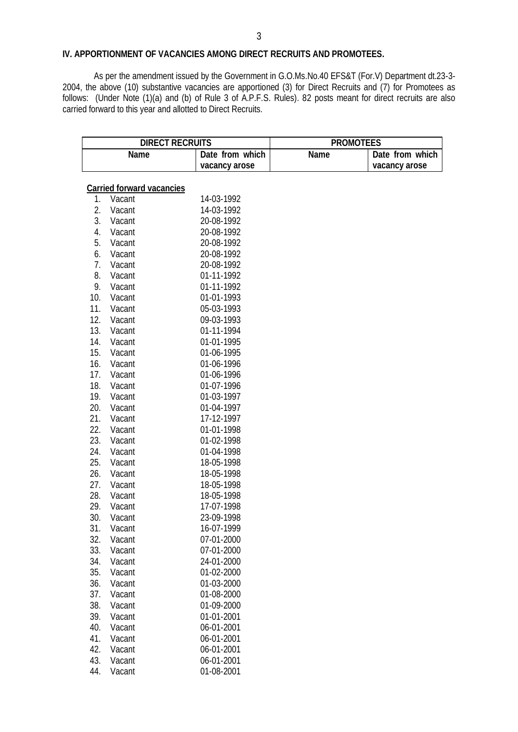## IV. APPORTIONMENT OF VACANCIES AMONG DIRECT RECRUITS AND PROMOTEES.

As per the amendment issued by the Government in G.O.Ms.No.40 EFS&T (For.V) Department dt.23-3-2004, the above (10) substantive vacancies are apportioned (3) for Direct Recruits and (7) for Promotees as follows: (Under Note (1)(a) and (b) of Rule 3 of A.P.F.S. Rules). 82 posts meant for direct recruits are also carried forward to this year and allotted to Direct Recruits.

| DIRECT RECRUITS | | PROMOTEES | |
|---|---|---|---|
| Name | Date from which vacancy arose | Name | Date from which vacancy arose |
| **Carried forward vacancies** | | | |
| 1. Vacant | 14-03-1992 | | |
| 2. Vacant | 14-03-1992 | | |
| 3. Vacant | 20-08-1992 | | |
| 4. Vacant | 20-08-1992 | | |
| 5. Vacant | 20-08-1992 | | |
| 6. Vacant | 20-08-1992 | | |
| 7. Vacant | 20-08-1992 | | |
| 8. Vacant | 01-11-1992 | | |
| 9. Vacant | 01-11-1992 | | |
| 10. Vacant | 01-01-1993 | | |
| 11. Vacant | 05-03-1993 | | |
| 12. Vacant | 09-03-1993 | | |
| 13. Vacant | 01-11-1994 | | |
| 14. Vacant | 01-01-1995 | | |
| 15. Vacant | 01-06-1995 | | |
| 16. Vacant | 01-06-1996 | | |
| 17. Vacant | 01-06-1996 | | |
| 18. Vacant | 01-07-1996 | | |
| 19. Vacant | 01-03-1997 | | |
| 20. Vacant | 01-04-1997 | | |
| 21. Vacant | 17-12-1997 | | |
| 22. Vacant | 01-01-1998 | | |
| 23. Vacant | 01-02-1998 | | |
| 24. Vacant | 01-04-1998 | | |
| 25. Vacant | 18-05-1998 | | |
| 26. Vacant | 18-05-1998 | | |
| 27. Vacant | 18-05-1998 | | |
| 28. Vacant | 18-05-1998 | | |
| 29. Vacant | 17-07-1998 | | |
| 30. Vacant | 23-09-1998 | | |
| 31. Vacant | 16-07-1999 | | |
| 32. Vacant | 07-01-2000 | | |
| 33. Vacant | 07-01-2000 | | |
| 34. Vacant | 24-01-2000 | | |
| 35. Vacant | 01-02-2000 | | |
| 36. Vacant | 01-03-2000 | | |
| 37. Vacant | 01-08-2000 | | |
| 38. Vacant | 01-09-2000 | | |
| 39. Vacant | 01-01-2001 | | |
| 40. Vacant | 06-01-2001 | | |
| 41. Vacant | 06-01-2001 | | |
| 42. Vacant | 06-01-2001 | | |
| 43. Vacant | 06-01-2001 | | |
| 44. Vacant | 01-08-2001 | | |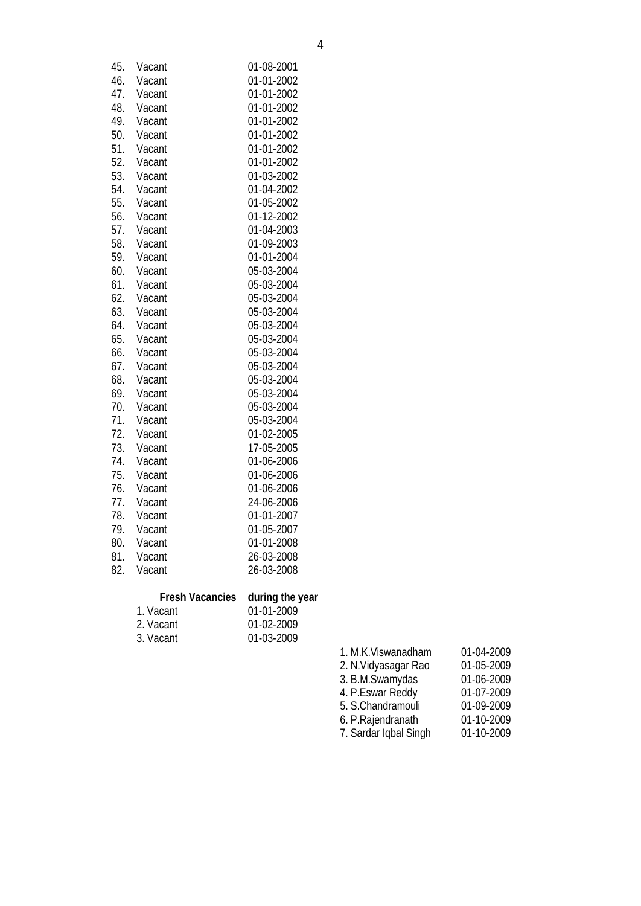| | | |
|---|---|---|
| 45. | Vacant | 01-08-2001 |
| 46. | Vacant | 01-01-2002 |
| 47. | Vacant | 01-01-2002 |
| 48. | Vacant | 01-01-2002 |
| 49. | Vacant | 01-01-2002 |
| 50. | Vacant | 01-01-2002 |
| 51. | Vacant | 01-01-2002 |
| 52. | Vacant | 01-01-2002 |
| 53. | Vacant | 01-03-2002 |
| 54. | Vacant | 01-04-2002 |
| 55. | Vacant | 01-05-2002 |
| 56. | Vacant | 01-12-2002 |
| 57. | Vacant | 01-04-2003 |
| 58. | Vacant | 01-09-2003 |
| 59. | Vacant | 01-01-2004 |
| 60. | Vacant | 05-03-2004 |
| 61. | Vacant | 05-03-2004 |
| 62. | Vacant | 05-03-2004 |
| 63. | Vacant | 05-03-2004 |
| 64. | Vacant | 05-03-2004 |
| 65. | Vacant | 05-03-2004 |
| 66. | Vacant | 05-03-2004 |
| 67. | Vacant | 05-03-2004 |
| 68. | Vacant | 05-03-2004 |
| 69. | Vacant | 05-03-2004 |
| 70. | Vacant | 05-03-2004 |
| 71. | Vacant | 05-03-2004 |
| 72. | Vacant | 01-02-2005 |
| 73. | Vacant | 17-05-2005 |
| 74. | Vacant | 01-06-2006 |
| 75. | Vacant | 01-06-2006 |
| 76. | Vacant | 01-06-2006 |
| 77. | Vacant | 24-06-2006 |
| 78. | Vacant | 01-01-2007 |
| 79. | Vacant | 01-05-2007 |
| 80. | Vacant | 01-01-2008 |
| 81. | Vacant | 26-03-2008 |
| 82. | Vacant | 26-03-2008 |

**Fresh Vacancies during the year**

| | |
|---|---|
| 1. Vacant | 01-01-2009 |
| 2. Vacant | 01-02-2009 |
| 3. Vacant | 01-03-2009 |

| | |
|---|---|
| 1. M.K.Viswanadham | 01-04-2009 |
| 2. N.Vidyasagar Rao | 01-05-2009 |
| 3. B.M.Swamydas | 01-06-2009 |
| 4. P.Eswar Reddy | 01-07-2009 |
| 5. S.Chandramouli | 01-09-2009 |
| 6. P.Rajendranath | 01-10-2009 |
| 7. Sardar Iqbal Singh | 01-10-2009 |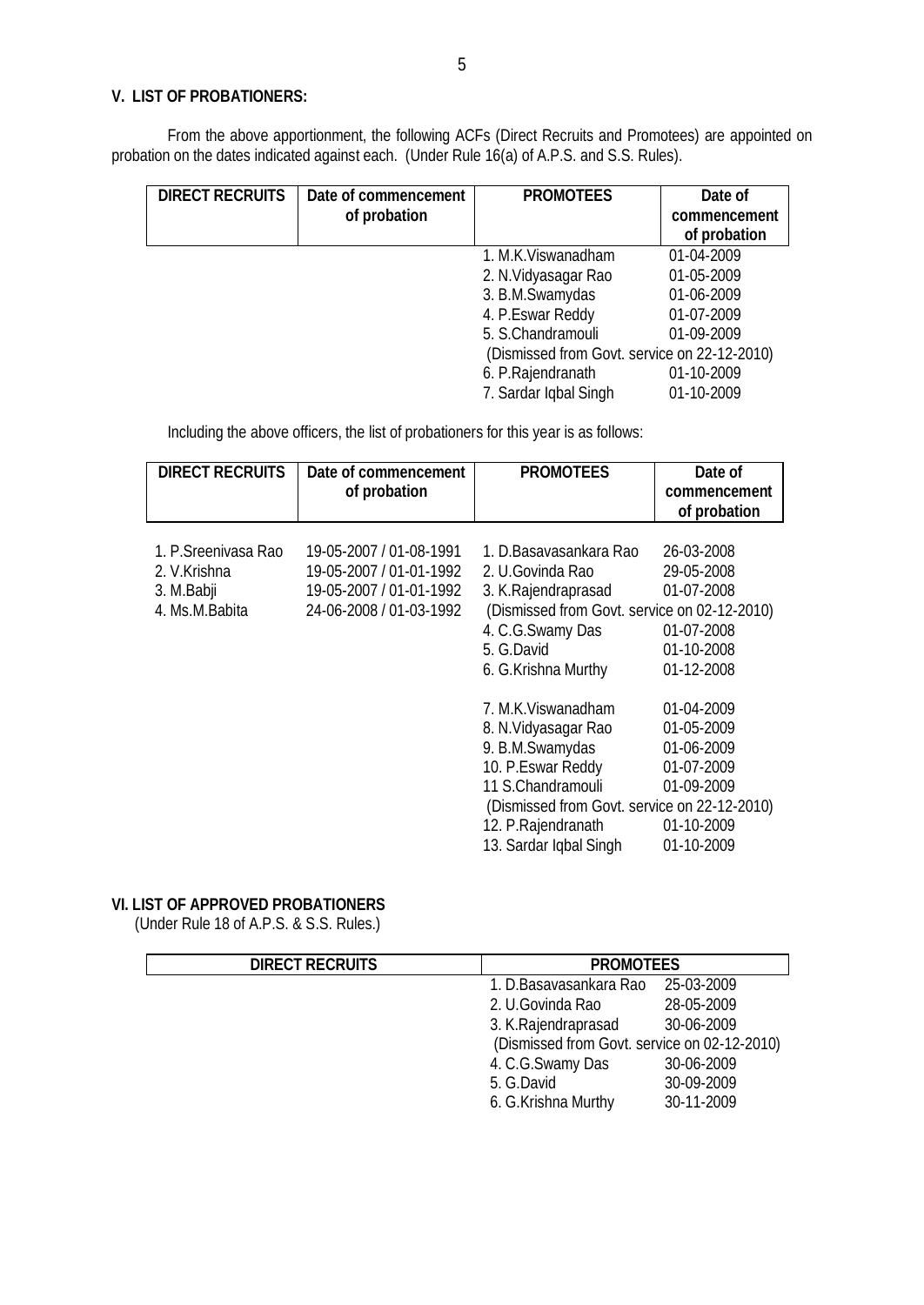## V. LIST OF PROBATIONERS:

From the above apportionment, the following ACFs (Direct Recruits and Promotees) are appointed on probation on the dates indicated against each. (Under Rule 16(a) of A.P.S. and S.S. Rules).

| DIRECT RECRUITS | Date of commencement of probation | PROMOTEES | Date of commencement of probation |
|---|---|---|---|
| | | 1. M.K.Viswanadham | 01-04-2009 |
| | | 2. N.Vidyasagar Rao | 01-05-2009 |
| | | 3. B.M.Swamydas | 01-06-2009 |
| | | 4. P.Eswar Reddy | 01-07-2009 |
| | | 5. S.Chandramouli | 01-09-2009 |
| | | (Dismissed from Govt. service on 22-12-2010) | |
| | | 6. P.Rajendranath | 01-10-2009 |
| | | 7. Sardar Iqbal Singh | 01-10-2009 |

Including the above officers, the list of probationers for this year is as follows:

| DIRECT RECRUITS | Date of commencement of probation | PROMOTEES | Date of commencement of probation |
|---|---|---|---|
| 1. P.Sreenivasa Rao | 19-05-2007 / 01-08-1991 | 1. D.Basavasankara Rao | 26-03-2008 |
| 2. V.Krishna | 19-05-2007 / 01-01-1992 | 2. U.Govinda Rao | 29-05-2008 |
| 3. M.Babji | 19-05-2007 / 01-01-1992 | 3. K.Rajendraprasad | 01-07-2008 |
| 4. Ms.M.Babita | 24-06-2008 / 01-03-1992 | (Dismissed from Govt. service on 02-12-2010) | |
| | | 4. C.G.Swamy Das | 01-07-2008 |
| | | 5. G.David | 01-10-2008 |
| | | 6. G.Krishna Murthy | 01-12-2008 |
| | | 7. M.K.Viswanadham | 01-04-2009 |
| | | 8. N.Vidyasagar Rao | 01-05-2009 |
| | | 9. B.M.Swamydas | 01-06-2009 |
| | | 10. P.Eswar Reddy | 01-07-2009 |
| | | 11 S.Chandramouli | 01-09-2009 |
| | | (Dismissed from Govt. service on 22-12-2010) | |
| | | 12. P.Rajendranath | 01-10-2009 |
| | | 13. Sardar Iqbal Singh | 01-10-2009 |

## VI. LIST OF APPROVED PROBATIONERS

(Under Rule 18 of A.P.S. & S.S. Rules.)

| DIRECT RECRUITS | PROMOTEES | |
|---|---|---|
| | 1. D.Basavasankara Rao | 25-03-2009 |
| | 2. U.Govinda Rao | 28-05-2009 |
| | 3. K.Rajendraprasad | 30-06-2009 |
| | (Dismissed from Govt. service on 02-12-2010) | |
| | 4. C.G.Swamy Das | 30-06-2009 |
| | 5. G.David | 30-09-2009 |
| | 6. G.Krishna Murthy | 30-11-2009 |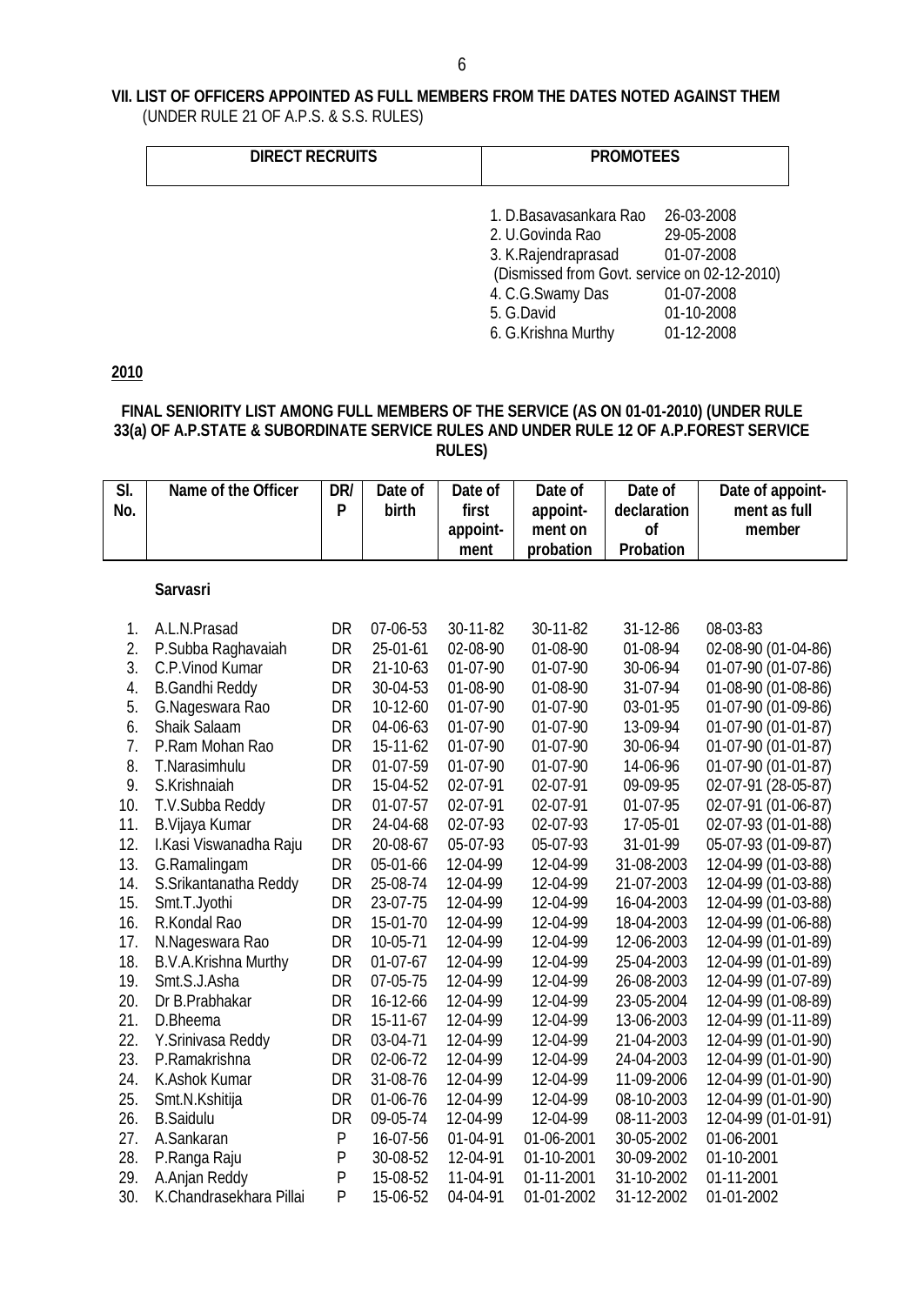**VII. LIST OF OFFICERS APPOINTED AS FULL MEMBERS FROM THE DATES NOTED AGAINST THEM**
(UNDER RULE 21 OF A.P.S. & S.S. RULES)

| DIRECT RECRUITS | PROMOTEES |
|---|---|
| | 1. D.Basavasankara Rao 26-03-2008 |
| | 2. U.Govinda Rao 29-05-2008 |
| | 3. K.Rajendraprasad 01-07-2008 (Dismissed from Govt. service on 02-12-2010) |
| | 4. C.G.Swamy Das 01-07-2008 |
| | 5. G.David 01-10-2008 |
| | 6. G.Krishna Murthy 01-12-2008 |

**2010**

**FINAL SENIORITY LIST AMONG FULL MEMBERS OF THE SERVICE (AS ON 01-01-2010) (UNDER RULE 33(a) OF A.P.STATE & SUBORDINATE SERVICE RULES AND UNDER RULE 12 OF A.P.FOREST SERVICE RULES)**

| Sl. No. | Name of the Officer | DR/ P | Date of birth | Date of first appoint-ment | Date of appoint-ment on probation | Date of declaration of Probation | Date of appoint-ment as full member |
|---|---|---|---|---|---|---|---|
| | **Sarvasri** | | | | | | |
| 1. | A.L.N.Prasad | DR | 07-06-53 | 30-11-82 | 30-11-82 | 31-12-86 | 08-03-83 |
| 2. | P.Subba Raghavaiah | DR | 25-01-61 | 02-08-90 | 01-08-90 | 01-08-94 | 02-08-90 (01-04-86) |
| 3. | C.P.Vinod Kumar | DR | 21-10-63 | 01-07-90 | 01-07-90 | 30-06-94 | 01-07-90 (01-07-86) |
| 4. | B.Gandhi Reddy | DR | 30-04-53 | 01-08-90 | 01-08-90 | 31-07-94 | 01-08-90 (01-08-86) |
| 5. | G.Nageswara Rao | DR | 10-12-60 | 01-07-90 | 01-07-90 | 03-01-95 | 01-07-90 (01-09-86) |
| 6. | Shaik Salaam | DR | 04-06-63 | 01-07-90 | 01-07-90 | 13-09-94 | 01-07-90 (01-01-87) |
| 7. | P.Ram Mohan Rao | DR | 15-11-62 | 01-07-90 | 01-07-90 | 30-06-94 | 01-07-90 (01-01-87) |
| 8. | T.Narasimhulu | DR | 01-07-59 | 01-07-90 | 01-07-90 | 14-06-96 | 01-07-90 (01-01-87) |
| 9. | S.Krishnaiah | DR | 15-04-52 | 02-07-91 | 02-07-91 | 09-09-95 | 02-07-91 (28-05-87) |
| 10. | T.V.Subba Reddy | DR | 01-07-57 | 02-07-91 | 02-07-91 | 01-07-95 | 02-07-91 (01-06-87) |
| 11. | B.Vijaya Kumar | DR | 24-04-68 | 02-07-93 | 02-07-93 | 17-05-01 | 02-07-93 (01-01-88) |
| 12. | I.Kasi Viswanadha Raju | DR | 20-08-67 | 05-07-93 | 05-07-93 | 31-01-99 | 05-07-93 (01-09-87) |
| 13. | G.Ramalingam | DR | 05-01-66 | 12-04-99 | 12-04-99 | 31-08-2003 | 12-04-99 (01-03-88) |
| 14. | S.Srikantanatha Reddy | DR | 25-08-74 | 12-04-99 | 12-04-99 | 21-07-2003 | 12-04-99 (01-03-88) |
| 15. | Smt.T.Jyothi | DR | 23-07-75 | 12-04-99 | 12-04-99 | 16-04-2003 | 12-04-99 (01-03-88) |
| 16. | R.Kondal Rao | DR | 15-01-70 | 12-04-99 | 12-04-99 | 18-04-2003 | 12-04-99 (01-06-88) |
| 17. | N.Nageswara Rao | DR | 10-05-71 | 12-04-99 | 12-04-99 | 12-06-2003 | 12-04-99 (01-01-89) |
| 18. | B.V.A.Krishna Murthy | DR | 01-07-67 | 12-04-99 | 12-04-99 | 25-04-2003 | 12-04-99 (01-01-89) |
| 19. | Smt.S.J.Asha | DR | 07-05-75 | 12-04-99 | 12-04-99 | 26-08-2003 | 12-04-99 (01-07-89) |
| 20. | Dr B.Prabhakar | DR | 16-12-66 | 12-04-99 | 12-04-99 | 23-05-2004 | 12-04-99 (01-08-89) |
| 21. | D.Bheema | DR | 15-11-67 | 12-04-99 | 12-04-99 | 13-06-2003 | 12-04-99 (01-11-89) |
| 22. | Y.Srinivasa Reddy | DR | 03-04-71 | 12-04-99 | 12-04-99 | 21-04-2003 | 12-04-99 (01-01-90) |
| 23. | P.Ramakrishna | DR | 02-06-72 | 12-04-99 | 12-04-99 | 24-04-2003 | 12-04-99 (01-01-90) |
| 24. | K.Ashok Kumar | DR | 31-08-76 | 12-04-99 | 12-04-99 | 11-09-2006 | 12-04-99 (01-01-90) |
| 25. | Smt.N.Kshitija | DR | 01-06-76 | 12-04-99 | 12-04-99 | 08-10-2003 | 12-04-99 (01-01-90) |
| 26. | B.Saidulu | DR | 09-05-74 | 12-04-99 | 12-04-99 | 08-11-2003 | 12-04-99 (01-01-91) |
| 27. | A.Sankaran | P | 16-07-56 | 01-04-91 | 01-06-2001 | 30-05-2002 | 01-06-2001 |
| 28. | P.Ranga Raju | P | 30-08-52 | 12-04-91 | 01-10-2001 | 30-09-2002 | 01-10-2001 |
| 29. | A.Anjan Reddy | P | 15-08-52 | 11-04-91 | 01-11-2001 | 31-10-2002 | 01-11-2001 |
| 30. | K.Chandrasekhara Pillai | P | 15-06-52 | 04-04-91 | 01-01-2002 | 31-12-2002 | 01-01-2002 |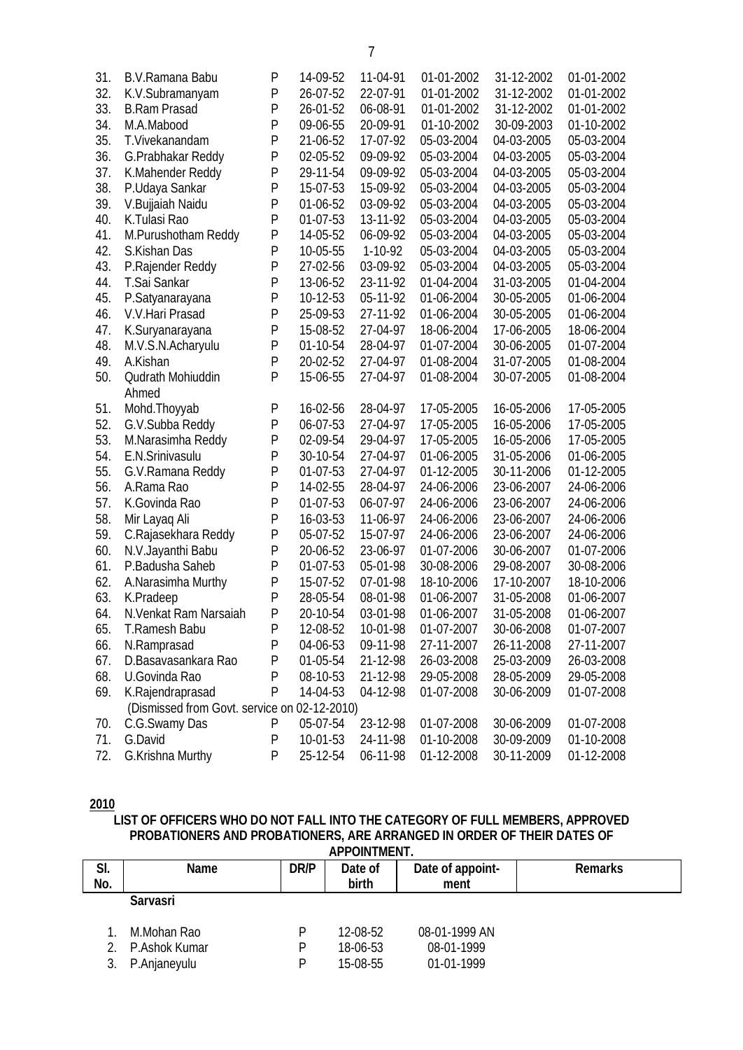| | | | | | | | |
|---|---|---|---|---|---|---|---|
| 31. | B.V.Ramana Babu | P | 14-09-52 | 11-04-91 | 01-01-2002 | 31-12-2002 | 01-01-2002 |
| 32. | K.V.Subramanyam | P | 26-07-52 | 22-07-91 | 01-01-2002 | 31-12-2002 | 01-01-2002 |
| 33. | B.Ram Prasad | P | 26-01-52 | 06-08-91 | 01-01-2002 | 31-12-2002 | 01-01-2002 |
| 34. | M.A.Mabood | P | 09-06-55 | 20-09-91 | 01-10-2002 | 30-09-2003 | 01-10-2002 |
| 35. | T.Vivekanandam | P | 21-06-52 | 17-07-92 | 05-03-2004 | 04-03-2005 | 05-03-2004 |
| 36. | G.Prabhakar Reddy | P | 02-05-52 | 09-09-92 | 05-03-2004 | 04-03-2005 | 05-03-2004 |
| 37. | K.Mahender Reddy | P | 29-11-54 | 09-09-92 | 05-03-2004 | 04-03-2005 | 05-03-2004 |
| 38. | P.Udaya Sankar | P | 15-07-53 | 15-09-92 | 05-03-2004 | 04-03-2005 | 05-03-2004 |
| 39. | V.Bujjaiah Naidu | P | 01-06-52 | 03-09-92 | 05-03-2004 | 04-03-2005 | 05-03-2004 |
| 40. | K.Tulasi Rao | P | 01-07-53 | 13-11-92 | 05-03-2004 | 04-03-2005 | 05-03-2004 |
| 41. | M.Purushotham Reddy | P | 14-05-52 | 06-09-92 | 05-03-2004 | 04-03-2005 | 05-03-2004 |
| 42. | S.Kishan Das | P | 10-05-55 | 1-10-92 | 05-03-2004 | 04-03-2005 | 05-03-2004 |
| 43. | P.Rajender Reddy | P | 27-02-56 | 03-09-92 | 05-03-2004 | 04-03-2005 | 05-03-2004 |
| 44. | T.Sai Sankar | P | 13-06-52 | 23-11-92 | 01-04-2004 | 31-03-2005 | 01-04-2004 |
| 45. | P.Satyanarayana | P | 10-12-53 | 05-11-92 | 01-06-2004 | 30-05-2005 | 01-06-2004 |
| 46. | V.V.Hari Prasad | P | 25-09-53 | 27-11-92 | 01-06-2004 | 30-05-2005 | 01-06-2004 |
| 47. | K.Suryanarayana | P | 15-08-52 | 27-04-97 | 18-06-2004 | 17-06-2005 | 18-06-2004 |
| 48. | M.V.S.N.Acharyulu | P | 01-10-54 | 28-04-97 | 01-07-2004 | 30-06-2005 | 01-07-2004 |
| 49. | A.Kishan | P | 20-02-52 | 27-04-97 | 01-08-2004 | 31-07-2005 | 01-08-2004 |
| 50. | Qudrath Mohiuddin Ahmed | P | 15-06-55 | 27-04-97 | 01-08-2004 | 30-07-2005 | 01-08-2004 |
| 51. | Mohd.Thoyyab | P | 16-02-56 | 28-04-97 | 17-05-2005 | 16-05-2006 | 17-05-2005 |
| 52. | G.V.Subba Reddy | P | 06-07-53 | 27-04-97 | 17-05-2005 | 16-05-2006 | 17-05-2005 |
| 53. | M.Narasimha Reddy | P | 02-09-54 | 29-04-97 | 17-05-2005 | 16-05-2006 | 17-05-2005 |
| 54. | E.N.Srinivasulu | P | 30-10-54 | 27-04-97 | 01-06-2005 | 31-05-2006 | 01-06-2005 |
| 55. | G.V.Ramana Reddy | P | 01-07-53 | 27-04-97 | 01-12-2005 | 30-11-2006 | 01-12-2005 |
| 56. | A.Rama Rao | P | 14-02-55 | 28-04-97 | 24-06-2006 | 23-06-2007 | 24-06-2006 |
| 57. | K.Govinda Rao | P | 01-07-53 | 06-07-97 | 24-06-2006 | 23-06-2007 | 24-06-2006 |
| 58. | Mir Layaq Ali | P | 16-03-53 | 11-06-97 | 24-06-2006 | 23-06-2007 | 24-06-2006 |
| 59. | C.Rajasekhara Reddy | P | 05-07-52 | 15-07-97 | 24-06-2006 | 23-06-2007 | 24-06-2006 |
| 60. | N.V.Jayanthi Babu | P | 20-06-52 | 23-06-97 | 01-07-2006 | 30-06-2007 | 01-07-2006 |
| 61. | P.Badusha Saheb | P | 01-07-53 | 05-01-98 | 30-08-2006 | 29-08-2007 | 30-08-2006 |
| 62. | A.Narasimha Murthy | P | 15-07-52 | 07-01-98 | 18-10-2006 | 17-10-2007 | 18-10-2006 |
| 63. | K.Pradeep | P | 28-05-54 | 08-01-98 | 01-06-2007 | 31-05-2008 | 01-06-2007 |
| 64. | N.Venkat Ram Narsaiah | P | 20-10-54 | 03-01-98 | 01-06-2007 | 31-05-2008 | 01-06-2007 |
| 65. | T.Ramesh Babu | P | 12-08-52 | 10-01-98 | 01-07-2007 | 30-06-2008 | 01-07-2007 |
| 66. | N.Ramprasad | P | 04-06-53 | 09-11-98 | 27-11-2007 | 26-11-2008 | 27-11-2007 |
| 67. | D.Basavasankara Rao | P | 01-05-54 | 21-12-98 | 26-03-2008 | 25-03-2009 | 26-03-2008 |
| 68. | U.Govinda Rao | P | 08-10-53 | 21-12-98 | 29-05-2008 | 28-05-2009 | 29-05-2008 |
| 69. | K.Rajendraprasad (Dismissed from Govt. service on 02-12-2010) | P | 14-04-53 | 04-12-98 | 01-07-2008 | 30-06-2009 | 01-07-2008 |
| 70. | C.G.Swamy Das | P | 05-07-54 | 23-12-98 | 01-07-2008 | 30-06-2009 | 01-07-2008 |
| 71. | G.David | P | 10-01-53 | 24-11-98 | 01-10-2008 | 30-09-2009 | 01-10-2008 |
| 72. | G.Krishna Murthy | P | 25-12-54 | 06-11-98 | 01-12-2008 | 30-11-2009 | 01-12-2008 |

**2010**

**LIST OF OFFICERS WHO DO NOT FALL INTO THE CATEGORY OF FULL MEMBERS, APPROVED PROBATIONERS AND PROBATIONERS, ARE ARRANGED IN ORDER OF THEIR DATES OF APPOINTMENT.**

| Sl. No. | Name | DR/P | Date of birth | Date of appointment | Remarks |
|---|---|---|---|---|---|
| | **Sarvasri** | | | | |
| 1. | M.Mohan Rao | P | 12-08-52 | 08-01-1999 AN | |
| 2. | P.Ashok Kumar | P | 18-06-53 | 08-01-1999 | |
| 3. | P.Anjaneyulu | P | 15-08-55 | 01-01-1999 | |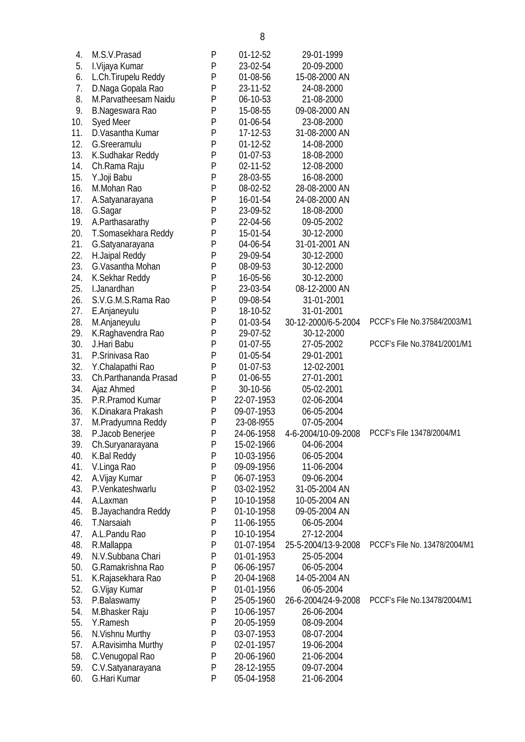| | | | | | |
|---|---|---|---|---|---|
| 4. | M.S.V.Prasad | P | 01-12-52 | 29-01-1999 | |
| 5. | I.Vijaya Kumar | P | 23-02-54 | 20-09-2000 | |
| 6. | L.Ch.Tirupelu Reddy | P | 01-08-56 | 15-08-2000 AN | |
| 7. | D.Naga Gopala Rao | P | 23-11-52 | 24-08-2000 | |
| 8. | M.Parvatheesam Naidu | P | 06-10-53 | 21-08-2000 | |
| 9. | B.Nageswara Rao | P | 15-08-55 | 09-08-2000 AN | |
| 10. | Syed Meer | P | 01-06-54 | 23-08-2000 | |
| 11. | D.Vasantha Kumar | P | 17-12-53 | 31-08-2000 AN | |
| 12. | G.Sreeramulu | P | 01-12-52 | 14-08-2000 | |
| 13. | K.Sudhakar Reddy | P | 01-07-53 | 18-08-2000 | |
| 14. | Ch.Rama Raju | P | 02-11-52 | 12-08-2000 | |
| 15. | Y.Joji Babu | P | 28-03-55 | 16-08-2000 | |
| 16. | M.Mohan Rao | P | 08-02-52 | 28-08-2000 AN | |
| 17. | A.Satyanarayana | P | 16-01-54 | 24-08-2000 AN | |
| 18. | G.Sagar | P | 23-09-52 | 18-08-2000 | |
| 19. | A.Parthasarathy | P | 22-04-56 | 09-05-2002 | |
| 20. | T.Somasekhara Reddy | P | 15-01-54 | 30-12-2000 | |
| 21. | G.Satyanarayana | P | 04-06-54 | 31-01-2001 AN | |
| 22. | H.Jaipal Reddy | P | 29-09-54 | 30-12-2000 | |
| 23. | G.Vasantha Mohan | P | 08-09-53 | 30-12-2000 | |
| 24. | K.Sekhar Reddy | P | 16-05-56 | 30-12-2000 | |
| 25. | I.Janardhan | P | 23-03-54 | 08-12-2000 AN | |
| 26. | S.V.G.M.S.Rama Rao | P | 09-08-54 | 31-01-2001 | |
| 27. | E.Anjaneyulu | P | 18-10-52 | 31-01-2001 | |
| 28. | M.Anjaneyulu | P | 01-03-54 | 30-12-2000/6-5-2004 | PCCF's File No.37584/2003/M1 |
| 29. | K.Raghavendra Rao | P | 29-07-52 | 30-12-2000 | |
| 30. | J.Hari Babu | P | 01-07-55 | 27-05-2002 | PCCF's File No.37841/2001/M1 |
| 31. | P.Srinivasa Rao | P | 01-05-54 | 29-01-2001 | |
| 32. | Y.Chalapathi Rao | P | 01-07-53 | 12-02-2001 | |
| 33. | Ch.Parthananda Prasad | P | 01-06-55 | 27-01-2001 | |
| 34. | Ajaz Ahmed | P | 30-10-56 | 05-02-2001 | |
| 35. | P.R.Pramod Kumar | P | 22-07-1953 | 02-06-2004 | |
| 36. | K.Dinakara Prakash | P | 09-07-1953 | 06-05-2004 | |
| 37. | M.Pradyumna Reddy | P | 23-08-l955 | 07-05-2004 | |
| 38. | P.Jacob Benerjee | P | 24-06-1958 | 4-6-2004/10-09-2008 | PCCF's File 13478/2004/M1 |
| 39. | Ch.Suryanarayana | P | 15-02-1966 | 04-06-2004 | |
| 40. | K.Bal Reddy | P | 10-03-1956 | 06-05-2004 | |
| 41. | V.Linga Rao | P | 09-09-1956 | 11-06-2004 | |
| 42. | A.Vijay Kumar | P | 06-07-1953 | 09-06-2004 | |
| 43. | P.Venkateshwarlu | P | 03-02-1952 | 31-05-2004 AN | |
| 44. | A.Laxman | P | 10-10-1958 | 10-05-2004 AN | |
| 45. | B.Jayachandra Reddy | P | 01-10-1958 | 09-05-2004 AN | |
| 46. | T.Narsaiah | P | 11-06-1955 | 06-05-2004 | |
| 47. | A.L.Pandu Rao | P | 10-10-1954 | 27-12-2004 | |
| 48. | R.Mallappa | P | 01-07-1954 | 25-5-2004/13-9-2008 | PCCF's File No. 13478/2004/M1 |
| 49. | N.V.Subbana Chari | P | 01-01-1953 | 25-05-2004 | |
| 50. | G.Ramakrishna Rao | P | 06-06-1957 | 06-05-2004 | |
| 51. | K.Rajasekhara Rao | P | 20-04-1968 | 14-05-2004 AN | |
| 52. | G.Vijay Kumar | P | 01-01-1956 | 06-05-2004 | |
| 53. | P.Balaswamy | P | 25-05-1960 | 26-6-2004/24-9-2008 | PCCF's File No.13478/2004/M1 |
| 54. | M.Bhasker Raju | P | 10-06-1957 | 26-06-2004 | |
| 55. | Y.Ramesh | P | 20-05-1959 | 08-09-2004 | |
| 56. | N.Vishnu Murthy | P | 03-07-1953 | 08-07-2004 | |
| 57. | A.Ravisimha Murthy | P | 02-01-1957 | 19-06-2004 | |
| 58. | C.Venugopal Rao | P | 20-06-1960 | 21-06-2004 | |
| 59. | C.V.Satyanarayana | P | 28-12-1955 | 09-07-2004 | |
| 60. | G.Hari Kumar | P | 05-04-1958 | 21-06-2004 | |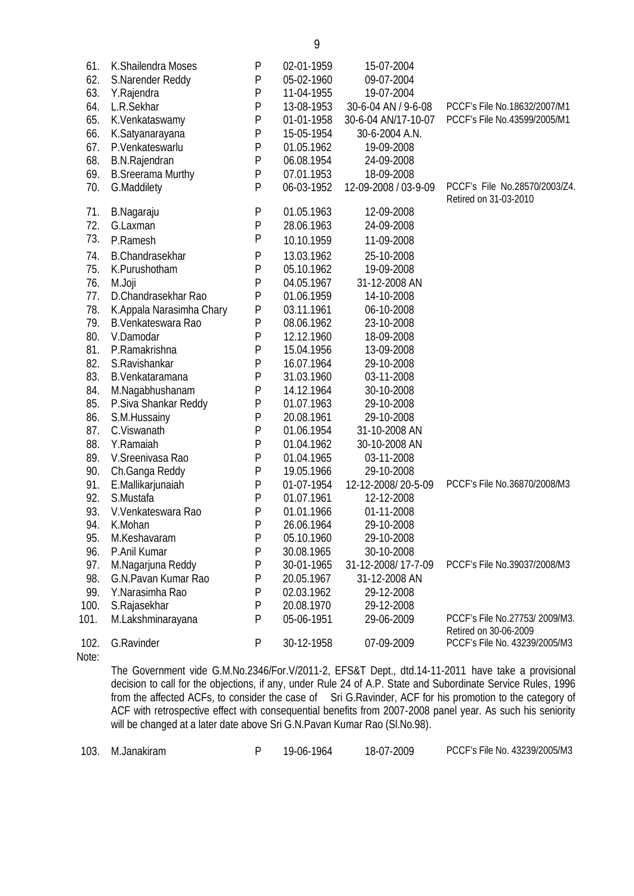| | | | | | |
|---|---|---|---|---|---|
| 61. | K.Shailendra Moses | P | 02-01-1959 | 15-07-2004 | |
| 62. | S.Narender Reddy | P | 05-02-1960 | 09-07-2004 | |
| 63. | Y.Rajendra | P | 11-04-1955 | 19-07-2004 | |
| 64. | L.R.Sekhar | P | 13-08-1953 | 30-6-04 AN / 9-6-08 | PCCF's File No.18632/2007/M1 |
| 65. | K.Venkataswamy | P | 01-01-1958 | 30-6-04 AN/17-10-07 | PCCF's File No.43599/2005/M1 |
| 66. | K.Satyanarayana | P | 15-05-1954 | 30-6-2004 A.N. | |
| 67. | P.Venkateswarlu | P | 01.05.1962 | 19-09-2008 | |
| 68. | B.N.Rajendran | P | 06.08.1954 | 24-09-2008 | |
| 69. | B.Sreerama Murthy | P | 07.01.1953 | 18-09-2008 | |
| 70. | G.Maddilety | P | 06-03-1952 | 12-09-2008 / 03-9-09 | PCCF's File No.28570/2003/Z4. Retired on 31-03-2010 |
| 71. | B.Nagaraju | P | 01.05.1963 | 12-09-2008 | |
| 72. | G.Laxman | P | 28.06.1963 | 24-09-2008 | |
| 73. | P.Ramesh | P | 10.10.1959 | 11-09-2008 | |
| 74. | B.Chandrasekhar | P | 13.03.1962 | 25-10-2008 | |
| 75. | K.Purushotham | P | 05.10.1962 | 19-09-2008 | |
| 76. | M.Joji | P | 04.05.1967 | 31-12-2008 AN | |
| 77. | D.Chandrasekhar Rao | P | 01.06.1959 | 14-10-2008 | |
| 78. | K.Appala Narasimha Chary | P | 03.11.1961 | 06-10-2008 | |
| 79. | B.Venkateswara Rao | P | 08.06.1962 | 23-10-2008 | |
| 80. | V.Damodar | P | 12.12.1960 | 18-09-2008 | |
| 81. | P.Ramakrishna | P | 15.04.1956 | 13-09-2008 | |
| 82. | S.Ravishankar | P | 16.07.1964 | 29-10-2008 | |
| 83. | B.Venkataramana | P | 31.03.1960 | 03-11-2008 | |
| 84. | M.Nagabhushanam | P | 14.12.1964 | 30-10-2008 | |
| 85. | P.Siva Shankar Reddy | P | 01.07.1963 | 29-10-2008 | |
| 86. | S.M.Hussainy | P | 20.08.1961 | 29-10-2008 | |
| 87. | C.Viswanath | P | 01.06.1954 | 31-10-2008 AN | |
| 88. | Y.Ramaiah | P | 01.04.1962 | 30-10-2008 AN | |
| 89. | V.Sreenivasa Rao | P | 01.04.1965 | 03-11-2008 | |
| 90. | Ch.Ganga Reddy | P | 19.05.1966 | 29-10-2008 | |
| 91. | E.Mallikarjunaiah | P | 01-07-1954 | 12-12-2008/ 20-5-09 | PCCF's File No.36870/2008/M3 |
| 92. | S.Mustafa | P | 01.07.1961 | 12-12-2008 | |
| 93. | V.Venkateswara Rao | P | 01.01.1966 | 01-11-2008 | |
| 94. | K.Mohan | P | 26.06.1964 | 29-10-2008 | |
| 95. | M.Keshavaram | P | 05.10.1960 | 29-10-2008 | |
| 96. | P.Anil Kumar | P | 30.08.1965 | 30-10-2008 | |
| 97. | M.Nagarjuna Reddy | P | 30-01-1965 | 31-12-2008/ 17-7-09 | PCCF's File No.39037/2008/M3 |
| 98. | G.N.Pavan Kumar Rao | P | 20.05.1967 | 31-12-2008 AN | |
| 99. | Y.Narasimha Rao | P | 02.03.1962 | 29-12-2008 | |
| 100. | S.Rajasekhar | P | 20.08.1970 | 29-12-2008 | |
| 101. | M.Lakshminarayana | P | 05-06-1951 | 29-06-2009 | PCCF's File No.27753/ 2009/M3. Retired on 30-06-2009 |
| 102. | G.Ravinder | P | 30-12-1958 | 07-09-2009 | PCCF's File No. 43239/2005/M3 |

Note:

The Government vide G.M.No.2346/For.V/2011-2, EFS&T Dept., dtd.14-11-2011 have take a provisional decision to call for the objections, if any, under Rule 24 of A.P. State and Subordinate Service Rules, 1996 from the affected ACFs, to consider the case of Sri G.Ravinder, ACF for his promotion to the category of ACF with retrospective effect with consequential benefits from 2007-2008 panel year. As such his seniority will be changed at a later date above Sri G.N.Pavan Kumar Rao (Sl.No.98).

| | | | | | |
|---|---|---|---|---|---|
| 103. | M.Janakiram | P | 19-06-1964 | 18-07-2009 | PCCF's File No. 43239/2005/M3 |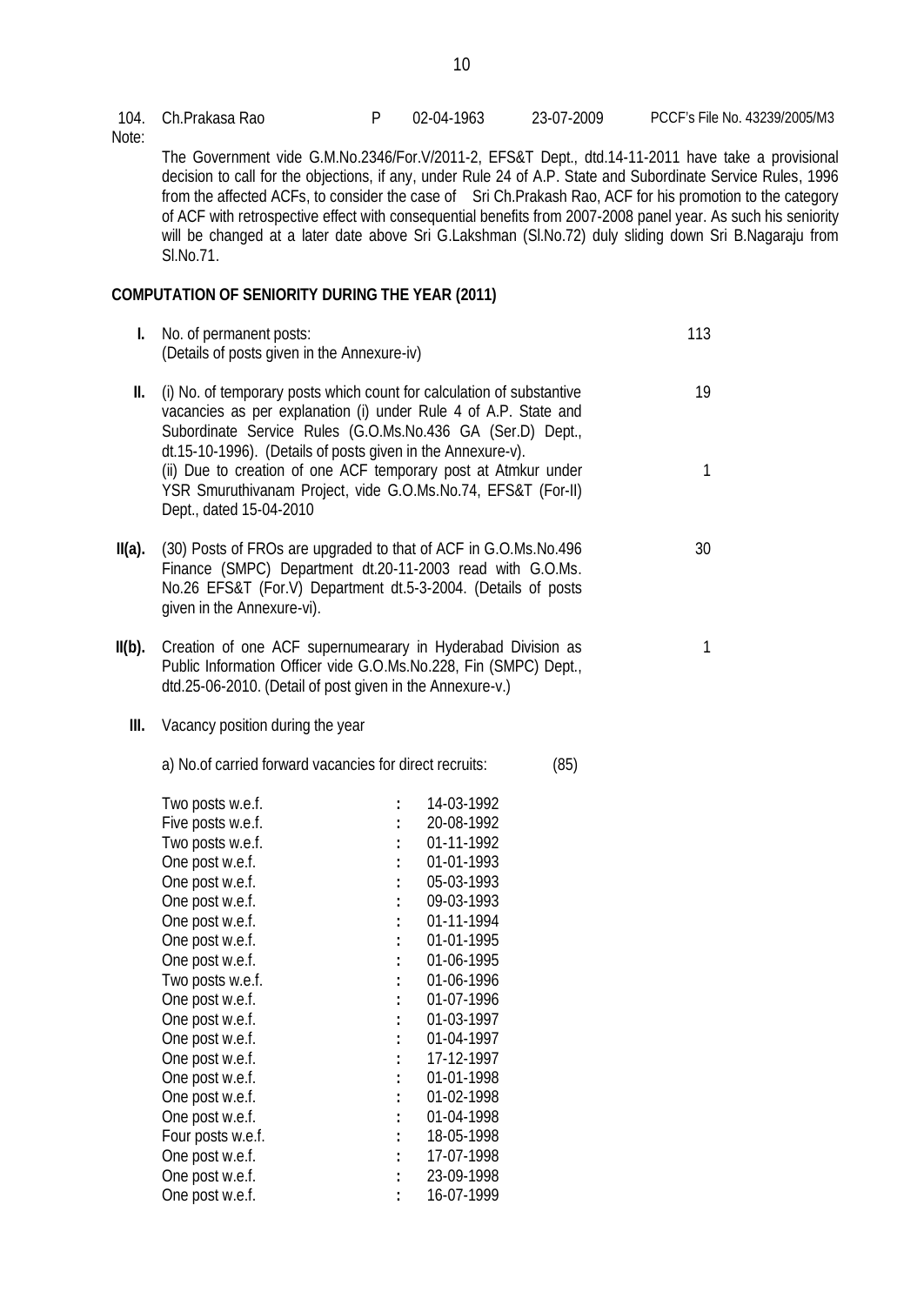| 104. | Ch.Prakasa Rao | P | 02-04-1963 | 23-07-2009 | PCCF's File No. 43239/2005/M3 |
|---|---|---|---|---|---|

Note:

The Government vide G.M.No.2346/For.V/2011-2, EFS&T Dept., dtd.14-11-2011 have take a provisional decision to call for the objections, if any, under Rule 24 of A.P. State and Subordinate Service Rules, 1996 from the affected ACFs, to consider the case of Sri Ch.Prakash Rao, ACF for his promotion to the category of ACF with retrospective effect with consequential benefits from 2007-2008 panel year. As such his seniority will be changed at a later date above Sri G.Lakshman (Sl.No.72) duly sliding down Sri B.Nagaraju from Sl.No.71.

**COMPUTATION OF SENIORITY DURING THE YEAR (2011)**

| | | |
|---|---|---|
| **I.** | No. of permanent posts:<br>(Details of posts given in the Annexure-iv) | 113 |
| **II.** | (i) No. of temporary posts which count for calculation of substantive vacancies as per explanation (i) under Rule 4 of A.P. State and Subordinate Service Rules (G.O.Ms.No.436 GA (Ser.D) Dept., dt.15-10-1996). (Details of posts given in the Annexure-v). | 19 |
| | (ii) Due to creation of one ACF temporary post at Atmkur under YSR Smuruthivanam Project, vide G.O.Ms.No.74, EFS&T (For-II) Dept., dated 15-04-2010 | 1 |
| **II(a).** | (30) Posts of FROs are upgraded to that of ACF in G.O.Ms.No.496 Finance (SMPC) Department dt.20-11-2003 read with G.O.Ms. No.26 EFS&T (For.V) Department dt.5-3-2004. (Details of posts given in the Annexure-vi). | 30 |
| **II(b).** | Creation of one ACF supernumearary in Hyderabad Division as Public Information Officer vide G.O.Ms.No.228, Fin (SMPC) Dept., dtd.25-06-2010. (Detail of post given in the Annexure-v.) | 1 |

**III.** Vacancy position during the year

a) No.of carried forward vacancies for direct recruits: (85)

| | | |
|---|---|---|
| Two posts w.e.f. | : | 14-03-1992 |
| Five posts w.e.f. | : | 20-08-1992 |
| Two posts w.e.f. | : | 01-11-1992 |
| One post w.e.f. | : | 01-01-1993 |
| One post w.e.f. | : | 05-03-1993 |
| One post w.e.f. | : | 09-03-1993 |
| One post w.e.f. | : | 01-11-1994 |
| One post w.e.f. | : | 01-01-1995 |
| One post w.e.f. | : | 01-06-1995 |
| Two posts w.e.f. | : | 01-06-1996 |
| One post w.e.f. | : | 01-07-1996 |
| One post w.e.f. | : | 01-03-1997 |
| One post w.e.f. | : | 01-04-1997 |
| One post w.e.f. | : | 17-12-1997 |
| One post w.e.f. | : | 01-01-1998 |
| One post w.e.f. | : | 01-02-1998 |
| One post w.e.f. | : | 01-04-1998 |
| Four posts w.e.f. | : | 18-05-1998 |
| One post w.e.f. | : | 17-07-1998 |
| One post w.e.f. | : | 23-09-1998 |
| One post w.e.f. | : | 16-07-1999 |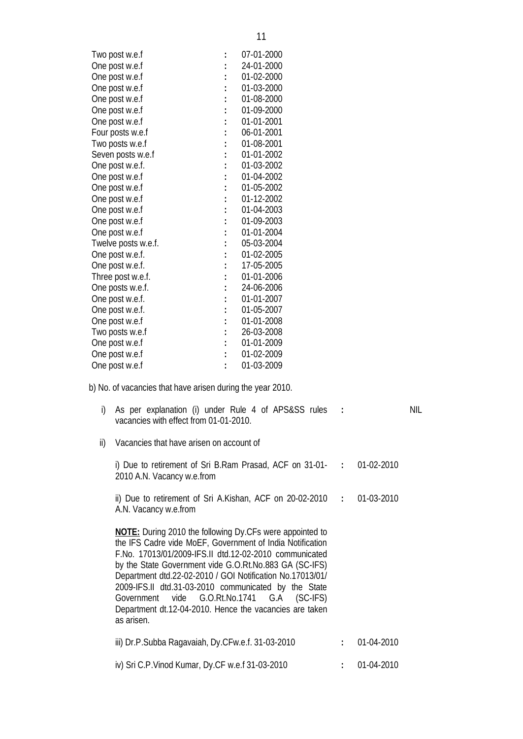| | | |
|---|---|---|
| Two post w.e.f | : | 07-01-2000 |
| One post w.e.f | : | 24-01-2000 |
| One post w.e.f | : | 01-02-2000 |
| One post w.e.f | : | 01-03-2000 |
| One post w.e.f | : | 01-08-2000 |
| One post w.e.f | : | 01-09-2000 |
| One post w.e.f | : | 01-01-2001 |
| Four posts w.e.f | : | 06-01-2001 |
| Two posts w.e.f | : | 01-08-2001 |
| Seven posts w.e.f | : | 01-01-2002 |
| One post w.e.f. | : | 01-03-2002 |
| One post w.e.f | : | 01-04-2002 |
| One post w.e.f | : | 01-05-2002 |
| One post w.e.f | : | 01-12-2002 |
| One post w.e.f | : | 01-04-2003 |
| One post w.e.f | : | 01-09-2003 |
| One post w.e.f | : | 01-01-2004 |
| Twelve posts w.e.f. | : | 05-03-2004 |
| One post w.e.f. | : | 01-02-2005 |
| One post w.e.f. | : | 17-05-2005 |
| Three post w.e.f. | : | 01-01-2006 |
| One posts w.e.f. | : | 24-06-2006 |
| One post w.e.f. | : | 01-01-2007 |
| One post w.e.f. | : | 01-05-2007 |
| One post w.e.f | : | 01-01-2008 |
| Two posts w.e.f | : | 26-03-2008 |
| One post w.e.f | : | 01-01-2009 |
| One post w.e.f | : | 01-02-2009 |
| One post w.e.f | : | 01-03-2009 |

b) No. of vacancies that have arisen during the year 2010.

i) As per explanation (i) under Rule 4 of APS&SS rules vacancies with effect from 01-01-2010. : NIL

ii) Vacancies that have arisen on account of

i) Due to retirement of Sri B.Ram Prasad, ACF on 31-01-2010 A.N. Vacancy w.e.from : 01-02-2010

ii) Due to retirement of Sri A.Kishan, ACF on 20-02-2010 A.N. Vacancy w.e.from : 01-03-2010

**NOTE:** During 2010 the following Dy.CFs were appointed to the IFS Cadre vide MoEF, Government of India Notification F.No. 17013/01/2009-IFS.II dtd.12-02-2010 communicated by the State Government vide G.O.Rt.No.883 GA (SC-IFS) Department dtd.22-02-2010 / GOI Notification No.17013/01/2009-IFS.II dtd.31-03-2010 communicated by the State Government vide G.O.Rt.No.1741 G.A (SC-IFS) Department dt.12-04-2010. Hence the vacancies are taken as arisen.

iii) Dr.P.Subba Ragavaiah, Dy.CFw.e.f. 31-03-2010 : 01-04-2010

iv) Sri C.P.Vinod Kumar, Dy.CF w.e.f 31-03-2010 : 01-04-2010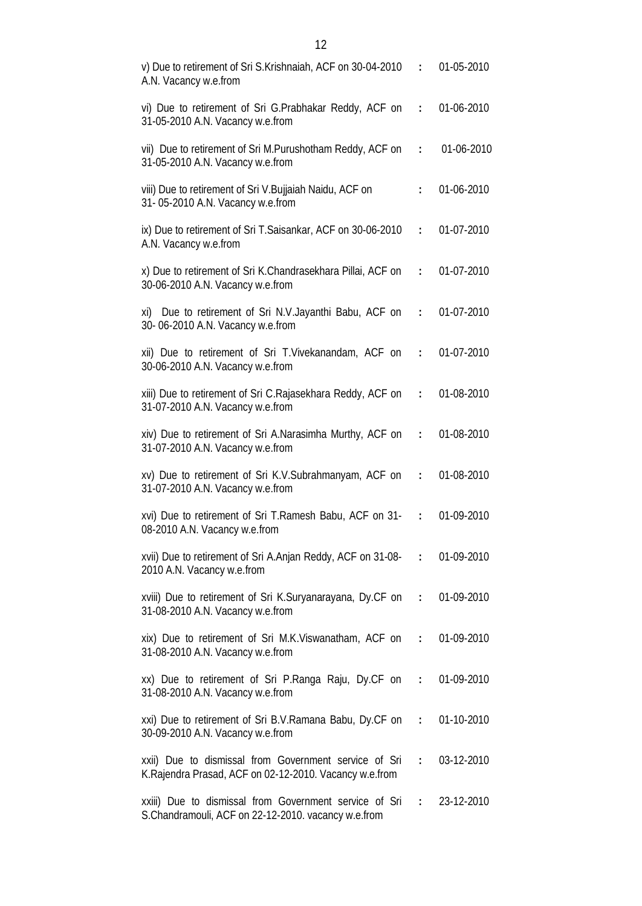| | | |
|---|---|---|
| v) Due to retirement of Sri S.Krishnaiah, ACF on 30-04-2010 A.N. Vacancy w.e.from | : | 01-05-2010 |
| vi) Due to retirement of Sri G.Prabhakar Reddy, ACF on 31-05-2010 A.N. Vacancy w.e.from | : | 01-06-2010 |
| vii) Due to retirement of Sri M.Purushotham Reddy, ACF on 31-05-2010 A.N. Vacancy w.e.from | : | 01-06-2010 |
| viii) Due to retirement of Sri V.Bujjaiah Naidu, ACF on 31- 05-2010 A.N. Vacancy w.e.from | : | 01-06-2010 |
| ix) Due to retirement of Sri T.Saisankar, ACF on 30-06-2010 A.N. Vacancy w.e.from | : | 01-07-2010 |
| x) Due to retirement of Sri K.Chandrasekhara Pillai, ACF on 30-06-2010 A.N. Vacancy w.e.from | : | 01-07-2010 |
| xi) Due to retirement of Sri N.V.Jayanthi Babu, ACF on 30- 06-2010 A.N. Vacancy w.e.from | : | 01-07-2010 |
| xii) Due to retirement of Sri T.Vivekanandam, ACF on 30-06-2010 A.N. Vacancy w.e.from | : | 01-07-2010 |
| xiii) Due to retirement of Sri C.Rajasekhara Reddy, ACF on 31-07-2010 A.N. Vacancy w.e.from | : | 01-08-2010 |
| xiv) Due to retirement of Sri A.Narasimha Murthy, ACF on 31-07-2010 A.N. Vacancy w.e.from | : | 01-08-2010 |
| xv) Due to retirement of Sri K.V.Subrahmanyam, ACF on 31-07-2010 A.N. Vacancy w.e.from | : | 01-08-2010 |
| xvi) Due to retirement of Sri T.Ramesh Babu, ACF on 31-08-2010 A.N. Vacancy w.e.from | : | 01-09-2010 |
| xvii) Due to retirement of Sri A.Anjan Reddy, ACF on 31-08-2010 A.N. Vacancy w.e.from | : | 01-09-2010 |
| xviii) Due to retirement of Sri K.Suryanarayana, Dy.CF on 31-08-2010 A.N. Vacancy w.e.from | : | 01-09-2010 |
| xix) Due to retirement of Sri M.K.Viswanatham, ACF on 31-08-2010 A.N. Vacancy w.e.from | : | 01-09-2010 |
| xx) Due to retirement of Sri P.Ranga Raju, Dy.CF on 31-08-2010 A.N. Vacancy w.e.from | : | 01-09-2010 |
| xxi) Due to retirement of Sri B.V.Ramana Babu, Dy.CF on 30-09-2010 A.N. Vacancy w.e.from | : | 01-10-2010 |
| xxii) Due to dismissal from Government service of Sri K.Rajendra Prasad, ACF on 02-12-2010. Vacancy w.e.from | : | 03-12-2010 |
| xxiii) Due to dismissal from Government service of Sri S.Chandramouli, ACF on 22-12-2010. vacancy w.e.from | : | 23-12-2010 |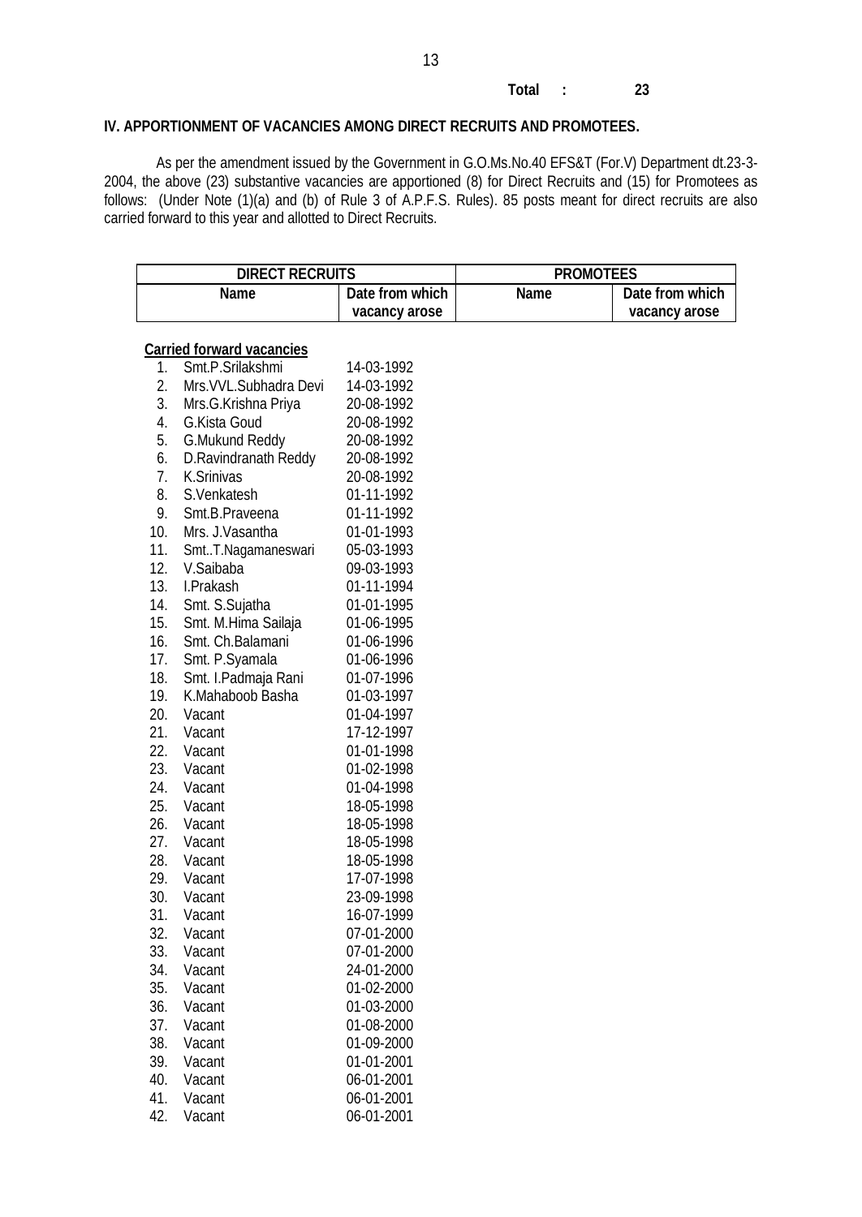**Total : 23**

## IV. APPORTIONMENT OF VACANCIES AMONG DIRECT RECRUITS AND PROMOTEES.

As per the amendment issued by the Government in G.O.Ms.No.40 EFS&T (For.V) Department dt.23-3-2004, the above (23) substantive vacancies are apportioned (8) for Direct Recruits and (15) for Promotees as follows: (Under Note (1)(a) and (b) of Rule 3 of A.P.F.S. Rules). 85 posts meant for direct recruits are also carried forward to this year and allotted to Direct Recruits.

| DIRECT RECRUITS | | | PROMOTEES | |
|---|---|---|---|---|
| | Name | Date from which vacancy arose | Name | Date from which vacancy arose |
| **Carried forward vacancies** | | | | |
| 1. | Smt.P.Srilakshmi | 14-03-1992 | | |
| 2. | Mrs.VVL.Subhadra Devi | 14-03-1992 | | |
| 3. | Mrs.G.Krishna Priya | 20-08-1992 | | |
| 4. | G.Kista Goud | 20-08-1992 | | |
| 5. | G.Mukund Reddy | 20-08-1992 | | |
| 6. | D.Ravindranath Reddy | 20-08-1992 | | |
| 7. | K.Srinivas | 20-08-1992 | | |
| 8. | S.Venkatesh | 01-11-1992 | | |
| 9. | Smt.B.Praveena | 01-11-1992 | | |
| 10. | Mrs. J.Vasantha | 01-01-1993 | | |
| 11. | Smt..T.Nagamaneswari | 05-03-1993 | | |
| 12. | V.Saibaba | 09-03-1993 | | |
| 13. | I.Prakash | 01-11-1994 | | |
| 14. | Smt. S.Sujatha | 01-01-1995 | | |
| 15. | Smt. M.Hima Sailaja | 01-06-1995 | | |
| 16. | Smt. Ch.Balamani | 01-06-1996 | | |
| 17. | Smt. P.Syamala | 01-06-1996 | | |
| 18. | Smt. I.Padmaja Rani | 01-07-1996 | | |
| 19. | K.Mahaboob Basha | 01-03-1997 | | |
| 20. | Vacant | 01-04-1997 | | |
| 21. | Vacant | 17-12-1997 | | |
| 22. | Vacant | 01-01-1998 | | |
| 23. | Vacant | 01-02-1998 | | |
| 24. | Vacant | 01-04-1998 | | |
| 25. | Vacant | 18-05-1998 | | |
| 26. | Vacant | 18-05-1998 | | |
| 27. | Vacant | 18-05-1998 | | |
| 28. | Vacant | 18-05-1998 | | |
| 29. | Vacant | 17-07-1998 | | |
| 30. | Vacant | 23-09-1998 | | |
| 31. | Vacant | 16-07-1999 | | |
| 32. | Vacant | 07-01-2000 | | |
| 33. | Vacant | 07-01-2000 | | |
| 34. | Vacant | 24-01-2000 | | |
| 35. | Vacant | 01-02-2000 | | |
| 36. | Vacant | 01-03-2000 | | |
| 37. | Vacant | 01-08-2000 | | |
| 38. | Vacant | 01-09-2000 | | |
| 39. | Vacant | 01-01-2001 | | |
| 40. | Vacant | 06-01-2001 | | |
| 41. | Vacant | 06-01-2001 | | |
| 42. | Vacant | 06-01-2001 | | |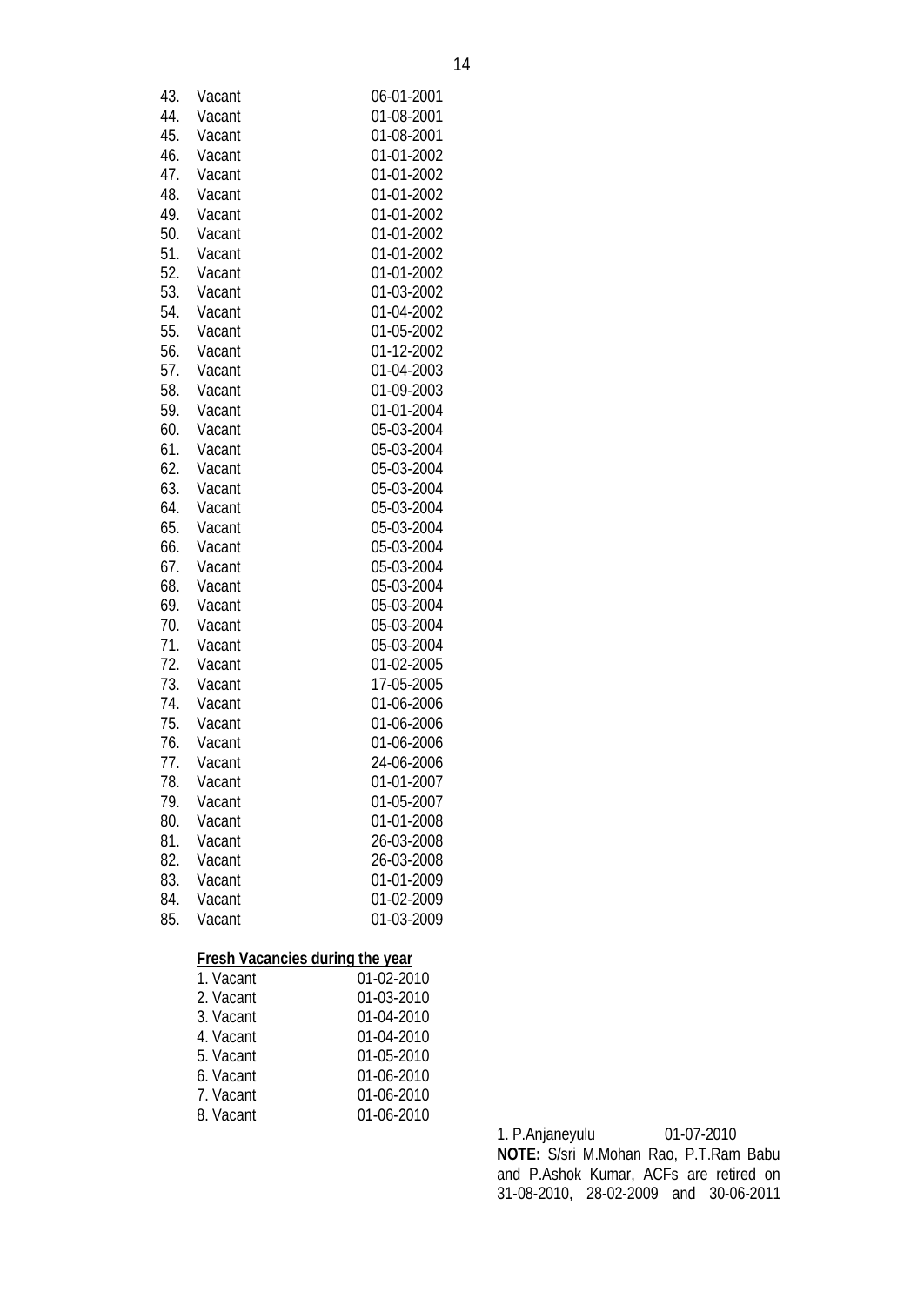| | | |
|---|---|---|
| 43. | Vacant | 06-01-2001 |
| 44. | Vacant | 01-08-2001 |
| 45. | Vacant | 01-08-2001 |
| 46. | Vacant | 01-01-2002 |
| 47. | Vacant | 01-01-2002 |
| 48. | Vacant | 01-01-2002 |
| 49. | Vacant | 01-01-2002 |
| 50. | Vacant | 01-01-2002 |
| 51. | Vacant | 01-01-2002 |
| 52. | Vacant | 01-01-2002 |
| 53. | Vacant | 01-03-2002 |
| 54. | Vacant | 01-04-2002 |
| 55. | Vacant | 01-05-2002 |
| 56. | Vacant | 01-12-2002 |
| 57. | Vacant | 01-04-2003 |
| 58. | Vacant | 01-09-2003 |
| 59. | Vacant | 01-01-2004 |
| 60. | Vacant | 05-03-2004 |
| 61. | Vacant | 05-03-2004 |
| 62. | Vacant | 05-03-2004 |
| 63. | Vacant | 05-03-2004 |
| 64. | Vacant | 05-03-2004 |
| 65. | Vacant | 05-03-2004 |
| 66. | Vacant | 05-03-2004 |
| 67. | Vacant | 05-03-2004 |
| 68. | Vacant | 05-03-2004 |
| 69. | Vacant | 05-03-2004 |
| 70. | Vacant | 05-03-2004 |
| 71. | Vacant | 05-03-2004 |
| 72. | Vacant | 01-02-2005 |
| 73. | Vacant | 17-05-2005 |
| 74. | Vacant | 01-06-2006 |
| 75. | Vacant | 01-06-2006 |
| 76. | Vacant | 01-06-2006 |
| 77. | Vacant | 24-06-2006 |
| 78. | Vacant | 01-01-2007 |
| 79. | Vacant | 01-05-2007 |
| 80. | Vacant | 01-01-2008 |
| 81. | Vacant | 26-03-2008 |
| 82. | Vacant | 26-03-2008 |
| 83. | Vacant | 01-01-2009 |
| 84. | Vacant | 01-02-2009 |
| 85. | Vacant | 01-03-2009 |

**Fresh Vacancies during the year**

| | |
|---|---|
| 1. Vacant | 01-02-2010 |
| 2. Vacant | 01-03-2010 |
| 3. Vacant | 01-04-2010 |
| 4. Vacant | 01-04-2010 |
| 5. Vacant | 01-05-2010 |
| 6. Vacant | 01-06-2010 |
| 7. Vacant | 01-06-2010 |
| 8. Vacant | 01-06-2010 |

1. P.Anjaneyulu 01-07-2010

**NOTE:** S/sri M.Mohan Rao, P.T.Ram Babu and P.Ashok Kumar, ACFs are retired on 31-08-2010, 28-02-2009 and 30-06-2011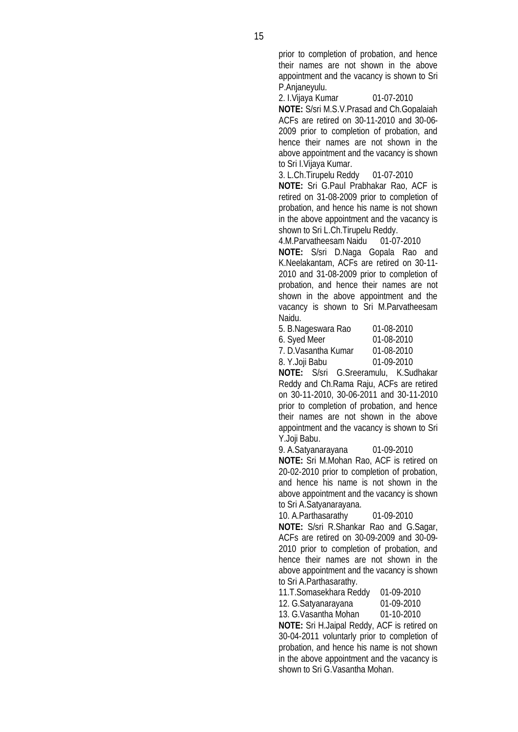prior to completion of probation, and hence their names are not shown in the above appointment and the vacancy is shown to Sri P.Anjaneyulu.

2. I.Vijaya Kumar 01-07-2010

**NOTE:** S/sri M.S.V.Prasad and Ch.Gopalaiah ACFs are retired on 30-11-2010 and 30-06-2009 prior to completion of probation, and hence their names are not shown in the above appointment and the vacancy is shown to Sri I.Vijaya Kumar.

3. L.Ch.Tirupelu Reddy 01-07-2010

**NOTE:** Sri G.Paul Prabhakar Rao, ACF is retired on 31-08-2009 prior to completion of probation, and hence his name is not shown in the above appointment and the vacancy is shown to Sri L.Ch.Tirupelu Reddy.

4.M.Parvatheesam Naidu 01-07-2010

**NOTE:** S/sri D.Naga Gopala Rao and K.Neelakantam, ACFs are retired on 30-11-2010 and 31-08-2009 prior to completion of probation, and hence their names are not shown in the above appointment and the vacancy is shown to Sri M.Parvatheesam Naidu.

5. B.Nageswara Rao 01-08-2010
6. Syed Meer 01-08-2010
7. D.Vasantha Kumar 01-08-2010
8. Y.Joji Babu 01-09-2010

**NOTE:** S/sri G.Sreeramulu, K.Sudhakar Reddy and Ch.Rama Raju, ACFs are retired on 30-11-2010, 30-06-2011 and 30-11-2010 prior to completion of probation, and hence their names are not shown in the above appointment and the vacancy is shown to Sri Y.Joji Babu.

9. A.Satyanarayana 01-09-2010

**NOTE:** Sri M.Mohan Rao, ACF is retired on 20-02-2010 prior to completion of probation, and hence his name is not shown in the above appointment and the vacancy is shown to Sri A.Satyanarayana.

10. A.Parthasarathy 01-09-2010

**NOTE:** S/sri R.Shankar Rao and G.Sagar, ACFs are retired on 30-09-2009 and 30-09-2010 prior to completion of probation, and hence their names are not shown in the above appointment and the vacancy is shown to Sri A.Parthasarathy.

11.T.Somasekhara Reddy 01-09-2010
12. G.Satyanarayana 01-09-2010
13. G.Vasantha Mohan 01-10-2010

**NOTE:** Sri H.Jaipal Reddy, ACF is retired on 30-04-2011 voluntarily prior to completion of probation, and hence his name is not shown in the above appointment and the vacancy is shown to Sri G.Vasantha Mohan.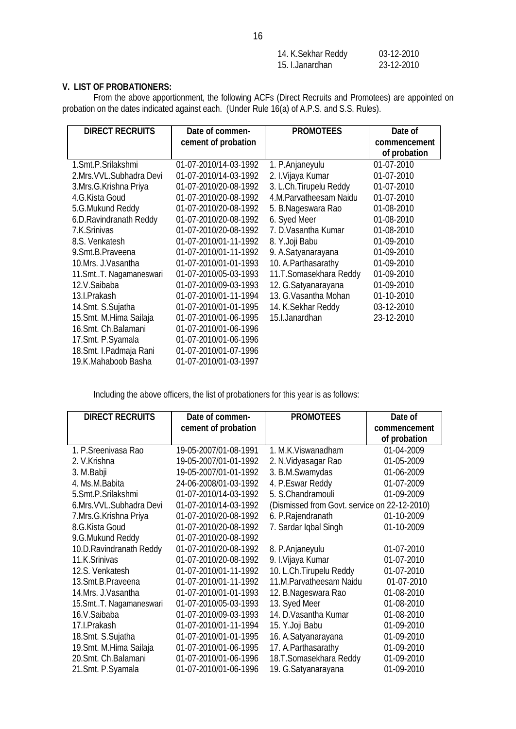| | |
|---|---|
| 14. K.Sekhar Reddy | 03-12-2010 |
| 15. I.Janardhan | 23-12-2010 |

**V. LIST OF PROBATIONERS:**

From the above apportionment, the following ACFs (Direct Recruits and Promotees) are appointed on probation on the dates indicated against each. (Under Rule 16(a) of A.P.S. and S.S. Rules).

| DIRECT RECRUITS | Date of commencement of probation | PROMOTEES | Date of commencement of probation |
|---|---|---|---|
| 1.Smt.P.Srilakshmi | 01-07-2010/14-03-1992 | 1. P.Anjaneyulu | 01-07-2010 |
| 2.Mrs.VVL.Subhadra Devi | 01-07-2010/14-03-1992 | 2. I.Vijaya Kumar | 01-07-2010 |
| 3.Mrs.G.Krishna Priya | 01-07-2010/20-08-1992 | 3. L.Ch.Tirupelu Reddy | 01-07-2010 |
| 4.G.Kista Goud | 01-07-2010/20-08-1992 | 4.M.Parvatheesam Naidu | 01-07-2010 |
| 5.G.Mukund Reddy | 01-07-2010/20-08-1992 | 5. B.Nageswara Rao | 01-08-2010 |
| 6.D.Ravindranath Reddy | 01-07-2010/20-08-1992 | 6. Syed Meer | 01-08-2010 |
| 7.K.Srinivas | 01-07-2010/20-08-1992 | 7. D.Vasantha Kumar | 01-08-2010 |
| 8.S. Venkatesh | 01-07-2010/01-11-1992 | 8. Y.Joji Babu | 01-09-2010 |
| 9.Smt.B.Praveena | 01-07-2010/01-11-1992 | 9. A.Satyanarayana | 01-09-2010 |
| 10.Mrs. J.Vasantha | 01-07-2010/01-01-1993 | 10. A.Parthasarathy | 01-09-2010 |
| 11.Smt..T. Nagamaneswari | 01-07-2010/05-03-1993 | 11.T.Somasekhara Reddy | 01-09-2010 |
| 12.V.Saibaba | 01-07-2010/09-03-1993 | 12. G.Satyanarayana | 01-09-2010 |
| 13.I.Prakash | 01-07-2010/01-11-1994 | 13. G.Vasantha Mohan | 01-10-2010 |
| 14.Smt. S.Sujatha | 01-07-2010/01-01-1995 | 14. K.Sekhar Reddy | 03-12-2010 |
| 15.Smt. M.Hima Sailaja | 01-07-2010/01-06-1995 | 15.I.Janardhan | 23-12-2010 |
| 16.Smt. Ch.Balamani | 01-07-2010/01-06-1996 | | |
| 17.Smt. P.Syamala | 01-07-2010/01-06-1996 | | |
| 18.Smt. I.Padmaja Rani | 01-07-2010/01-07-1996 | | |
| 19.K.Mahaboob Basha | 01-07-2010/01-03-1997 | | |

Including the above officers, the list of probationers for this year is as follows:

| DIRECT RECRUITS | Date of commencement of probation | PROMOTEES | Date of commencement of probation |
|---|---|---|---|
| 1. P.Sreenivasa Rao | 19-05-2007/01-08-1991 | 1. M.K.Viswanadham | 01-04-2009 |
| 2. V.Krishna | 19-05-2007/01-01-1992 | 2. N.Vidyasagar Rao | 01-05-2009 |
| 3. M.Babji | 19-05-2007/01-01-1992 | 3. B.M.Swamydas | 01-06-2009 |
| 4. Ms.M.Babita | 24-06-2008/01-03-1992 | 4. P.Eswar Reddy | 01-07-2009 |
| 5.Smt.P.Srilakshmi | 01-07-2010/14-03-1992 | 5. S.Chandramouli | 01-09-2009 |
| 6.Mrs.VVL.Subhadra Devi | 01-07-2010/14-03-1992 | (Dismissed from Govt. service on 22-12-2010) | |
| 7.Mrs.G.Krishna Priya | 01-07-2010/20-08-1992 | 6. P.Rajendranath | 01-10-2009 |
| 8.G.Kista Goud | 01-07-2010/20-08-1992 | 7. Sardar Iqbal Singh | 01-10-2009 |
| 9.G.Mukund Reddy | 01-07-2010/20-08-1992 | | |
| 10.D.Ravindranath Reddy | 01-07-2010/20-08-1992 | 8. P.Anjaneyulu | 01-07-2010 |
| 11.K.Srinivas | 01-07-2010/20-08-1992 | 9. I.Vijaya Kumar | 01-07-2010 |
| 12.S. Venkatesh | 01-07-2010/01-11-1992 | 10. L.Ch.Tirupelu Reddy | 01-07-2010 |
| 13.Smt.B.Praveena | 01-07-2010/01-11-1992 | 11.M.Parvatheesam Naidu | 01-07-2010 |
| 14.Mrs. J.Vasantha | 01-07-2010/01-01-1993 | 12. B.Nageswara Rao | 01-08-2010 |
| 15.Smt..T. Nagamaneswari | 01-07-2010/05-03-1993 | 13. Syed Meer | 01-08-2010 |
| 16.V.Saibaba | 01-07-2010/09-03-1993 | 14. D.Vasantha Kumar | 01-08-2010 |
| 17.I.Prakash | 01-07-2010/01-11-1994 | 15. Y.Joji Babu | 01-09-2010 |
| 18.Smt. S.Sujatha | 01-07-2010/01-01-1995 | 16. A.Satyanarayana | 01-09-2010 |
| 19.Smt. M.Hima Sailaja | 01-07-2010/01-06-1995 | 17. A.Parthasarathy | 01-09-2010 |
| 20.Smt. Ch.Balamani | 01-07-2010/01-06-1996 | 18.T.Somasekhara Reddy | 01-09-2010 |
| 21.Smt. P.Syamala | 01-07-2010/01-06-1996 | 19. G.Satyanarayana | 01-09-2010 |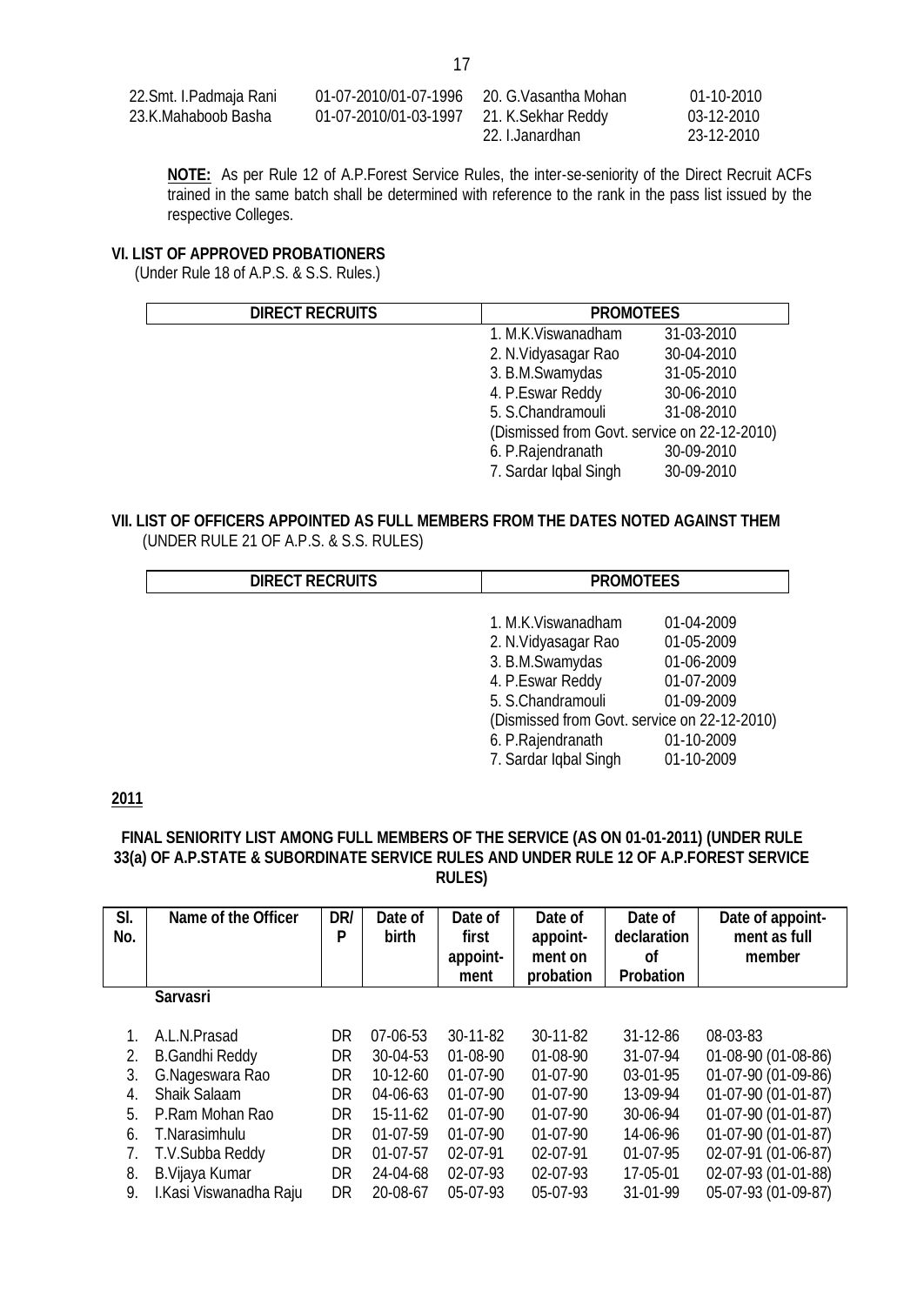| | | | |
|---|---|---|---|
| 22.Smt. I.Padmaja Rani | 01-07-2010/01-07-1996 | 20. G.Vasantha Mohan | 01-10-2010 |
| 23.K.Mahaboob Basha | 01-07-2010/01-03-1997 | 21. K.Sekhar Reddy | 03-12-2010 |
| | | 22. I.Janardhan | 23-12-2010 |

**NOTE:** As per Rule 12 of A.P.Forest Service Rules, the inter-se-seniority of the Direct Recruit ACFs trained in the same batch shall be determined with reference to the rank in the pass list issued by the respective Colleges.

### VI. LIST OF APPROVED PROBATIONERS

(Under Rule 18 of A.P.S. & S.S. Rules.)

| DIRECT RECRUITS | PROMOTEES | |
|---|---|---|
| | 1. M.K.Viswanadham | 31-03-2010 |
| | 2. N.Vidyasagar Rao | 30-04-2010 |
| | 3. B.M.Swamydas | 31-05-2010 |
| | 4. P.Eswar Reddy | 30-06-2010 |
| | 5. S.Chandramouli | 31-08-2010 |
| | (Dismissed from Govt. service on 22-12-2010) | |
| | 6. P.Rajendranath | 30-09-2010 |
| | 7. Sardar Iqbal Singh | 30-09-2010 |

### VII. LIST OF OFFICERS APPOINTED AS FULL MEMBERS FROM THE DATES NOTED AGAINST THEM

(UNDER RULE 21 OF A.P.S. & S.S. RULES)

| DIRECT RECRUITS | PROMOTEES | |
|---|---|---|
| | 1. M.K.Viswanadham | 01-04-2009 |
| | 2. N.Vidyasagar Rao | 01-05-2009 |
| | 3. B.M.Swamydas | 01-06-2009 |
| | 4. P.Eswar Reddy | 01-07-2009 |
| | 5. S.Chandramouli | 01-09-2009 |
| | (Dismissed from Govt. service on 22-12-2010) | |
| | 6. P.Rajendranath | 01-10-2009 |
| | 7. Sardar Iqbal Singh | 01-10-2009 |

**2011**

### FINAL SENIORITY LIST AMONG FULL MEMBERS OF THE SERVICE (AS ON 01-01-2011) (UNDER RULE 33(a) OF A.P.STATE & SUBORDINATE SERVICE RULES AND UNDER RULE 12 OF A.P.FOREST SERVICE RULES)

| Sl. No. | Name of the Officer | DR/ P | Date of birth | Date of first appoint-ment | Date of appoint-ment on probation | Date of declaration of Probation | Date of appoint-ment as full member |
|---|---|---|---|---|---|---|---|
| | **Sarvasri** | | | | | | |
| 1. | A.L.N.Prasad | DR | 07-06-53 | 30-11-82 | 30-11-82 | 31-12-86 | 08-03-83 |
| 2. | B.Gandhi Reddy | DR | 30-04-53 | 01-08-90 | 01-08-90 | 31-07-94 | 01-08-90 (01-08-86) |
| 3. | G.Nageswara Rao | DR | 10-12-60 | 01-07-90 | 01-07-90 | 03-01-95 | 01-07-90 (01-09-86) |
| 4. | Shaik Salaam | DR | 04-06-63 | 01-07-90 | 01-07-90 | 13-09-94 | 01-07-90 (01-01-87) |
| 5. | P.Ram Mohan Rao | DR | 15-11-62 | 01-07-90 | 01-07-90 | 30-06-94 | 01-07-90 (01-01-87) |
| 6. | T.Narasimhulu | DR | 01-07-59 | 01-07-90 | 01-07-90 | 14-06-96 | 01-07-90 (01-01-87) |
| 7. | T.V.Subba Reddy | DR | 01-07-57 | 02-07-91 | 02-07-91 | 01-07-95 | 02-07-91 (01-06-87) |
| 8. | B.Vijaya Kumar | DR | 24-04-68 | 02-07-93 | 02-07-93 | 17-05-01 | 02-07-93 (01-01-88) |
| 9. | I.Kasi Viswanadha Raju | DR | 20-08-67 | 05-07-93 | 05-07-93 | 31-01-99 | 05-07-93 (01-09-87) |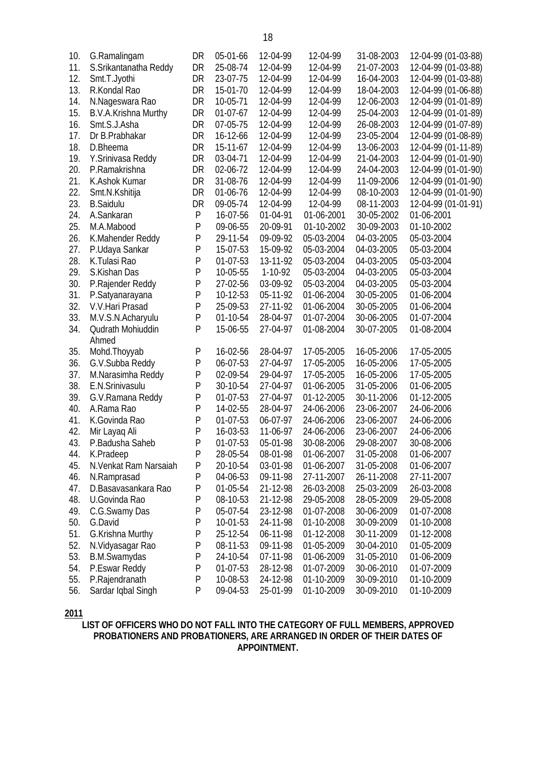| | | | | | | | |
|---|---|---|---|---|---|---|---|
| 10. | G.Ramalingam | DR | 05-01-66 | 12-04-99 | 12-04-99 | 31-08-2003 | 12-04-99 (01-03-88) |
| 11. | S.Srikantanatha Reddy | DR | 25-08-74 | 12-04-99 | 12-04-99 | 21-07-2003 | 12-04-99 (01-03-88) |
| 12. | Smt.T.Jyothi | DR | 23-07-75 | 12-04-99 | 12-04-99 | 16-04-2003 | 12-04-99 (01-03-88) |
| 13. | R.Kondal Rao | DR | 15-01-70 | 12-04-99 | 12-04-99 | 18-04-2003 | 12-04-99 (01-06-88) |
| 14. | N.Nageswara Rao | DR | 10-05-71 | 12-04-99 | 12-04-99 | 12-06-2003 | 12-04-99 (01-01-89) |
| 15. | B.V.A.Krishna Murthy | DR | 01-07-67 | 12-04-99 | 12-04-99 | 25-04-2003 | 12-04-99 (01-01-89) |
| 16. | Smt.S.J.Asha | DR | 07-05-75 | 12-04-99 | 12-04-99 | 26-08-2003 | 12-04-99 (01-07-89) |
| 17. | Dr B.Prabhakar | DR | 16-12-66 | 12-04-99 | 12-04-99 | 23-05-2004 | 12-04-99 (01-08-89) |
| 18. | D.Bheema | DR | 15-11-67 | 12-04-99 | 12-04-99 | 13-06-2003 | 12-04-99 (01-11-89) |
| 19. | Y.Srinivasa Reddy | DR | 03-04-71 | 12-04-99 | 12-04-99 | 21-04-2003 | 12-04-99 (01-01-90) |
| 20. | P.Ramakrishna | DR | 02-06-72 | 12-04-99 | 12-04-99 | 24-04-2003 | 12-04-99 (01-01-90) |
| 21. | K.Ashok Kumar | DR | 31-08-76 | 12-04-99 | 12-04-99 | 11-09-2006 | 12-04-99 (01-01-90) |
| 22. | Smt.N.Kshitija | DR | 01-06-76 | 12-04-99 | 12-04-99 | 08-10-2003 | 12-04-99 (01-01-90) |
| 23. | B.Saidulu | DR | 09-05-74 | 12-04-99 | 12-04-99 | 08-11-2003 | 12-04-99 (01-01-91) |
| 24. | A.Sankaran | P | 16-07-56 | 01-04-91 | 01-06-2001 | 30-05-2002 | 01-06-2001 |
| 25. | M.A.Mabood | P | 09-06-55 | 20-09-91 | 01-10-2002 | 30-09-2003 | 01-10-2002 |
| 26. | K.Mahender Reddy | P | 29-11-54 | 09-09-92 | 05-03-2004 | 04-03-2005 | 05-03-2004 |
| 27. | P.Udaya Sankar | P | 15-07-53 | 15-09-92 | 05-03-2004 | 04-03-2005 | 05-03-2004 |
| 28. | K.Tulasi Rao | P | 01-07-53 | 13-11-92 | 05-03-2004 | 04-03-2005 | 05-03-2004 |
| 29. | S.Kishan Das | P | 10-05-55 | 1-10-92 | 05-03-2004 | 04-03-2005 | 05-03-2004 |
| 30. | P.Rajender Reddy | P | 27-02-56 | 03-09-92 | 05-03-2004 | 04-03-2005 | 05-03-2004 |
| 31. | P.Satyanarayana | P | 10-12-53 | 05-11-92 | 01-06-2004 | 30-05-2005 | 01-06-2004 |
| 32. | V.V.Hari Prasad | P | 25-09-53 | 27-11-92 | 01-06-2004 | 30-05-2005 | 01-06-2004 |
| 33. | M.V.S.N.Acharyulu | P | 01-10-54 | 28-04-97 | 01-07-2004 | 30-06-2005 | 01-07-2004 |
| 34. | Qudrath Mohiuddin Ahmed | P | 15-06-55 | 27-04-97 | 01-08-2004 | 30-07-2005 | 01-08-2004 |
| 35. | Mohd.Thoyyab | P | 16-02-56 | 28-04-97 | 17-05-2005 | 16-05-2006 | 17-05-2005 |
| 36. | G.V.Subba Reddy | P | 06-07-53 | 27-04-97 | 17-05-2005 | 16-05-2006 | 17-05-2005 |
| 37. | M.Narasimha Reddy | P | 02-09-54 | 29-04-97 | 17-05-2005 | 16-05-2006 | 17-05-2005 |
| 38. | E.N.Srinivasulu | P | 30-10-54 | 27-04-97 | 01-06-2005 | 31-05-2006 | 01-06-2005 |
| 39. | G.V.Ramana Reddy | P | 01-07-53 | 27-04-97 | 01-12-2005 | 30-11-2006 | 01-12-2005 |
| 40. | A.Rama Rao | P | 14-02-55 | 28-04-97 | 24-06-2006 | 23-06-2007 | 24-06-2006 |
| 41. | K.Govinda Rao | P | 01-07-53 | 06-07-97 | 24-06-2006 | 23-06-2007 | 24-06-2006 |
| 42. | Mir Layaq Ali | P | 16-03-53 | 11-06-97 | 24-06-2006 | 23-06-2007 | 24-06-2006 |
| 43. | P.Badusha Saheb | P | 01-07-53 | 05-01-98 | 30-08-2006 | 29-08-2007 | 30-08-2006 |
| 44. | K.Pradeep | P | 28-05-54 | 08-01-98 | 01-06-2007 | 31-05-2008 | 01-06-2007 |
| 45. | N.Venkat Ram Narsaiah | P | 20-10-54 | 03-01-98 | 01-06-2007 | 31-05-2008 | 01-06-2007 |
| 46. | N.Ramprasad | P | 04-06-53 | 09-11-98 | 27-11-2007 | 26-11-2008 | 27-11-2007 |
| 47. | D.Basavasankara Rao | P | 01-05-54 | 21-12-98 | 26-03-2008 | 25-03-2009 | 26-03-2008 |
| 48. | U.Govinda Rao | P | 08-10-53 | 21-12-98 | 29-05-2008 | 28-05-2009 | 29-05-2008 |
| 49. | C.G.Swamy Das | P | 05-07-54 | 23-12-98 | 01-07-2008 | 30-06-2009 | 01-07-2008 |
| 50. | G.David | P | 10-01-53 | 24-11-98 | 01-10-2008 | 30-09-2009 | 01-10-2008 |
| 51. | G.Krishna Murthy | P | 25-12-54 | 06-11-98 | 01-12-2008 | 30-11-2009 | 01-12-2008 |
| 52. | N.Vidyasagar Rao | P | 08-11-53 | 09-11-98 | 01-05-2009 | 30-04-2010 | 01-05-2009 |
| 53. | B.M.Swamydas | P | 24-10-54 | 07-11-98 | 01-06-2009 | 31-05-2010 | 01-06-2009 |
| 54. | P.Eswar Reddy | P | 01-07-53 | 28-12-98 | 01-07-2009 | 30-06-2010 | 01-07-2009 |
| 55. | P.Rajendranath | P | 10-08-53 | 24-12-98 | 01-10-2009 | 30-09-2010 | 01-10-2009 |
| 56. | Sardar Iqbal Singh | P | 09-04-53 | 25-01-99 | 01-10-2009 | 30-09-2010 | 01-10-2009 |

**2011**

**LIST OF OFFICERS WHO DO NOT FALL INTO THE CATEGORY OF FULL MEMBERS, APPROVED PROBATIONERS AND PROBATIONERS, ARE ARRANGED IN ORDER OF THEIR DATES OF APPOINTMENT.**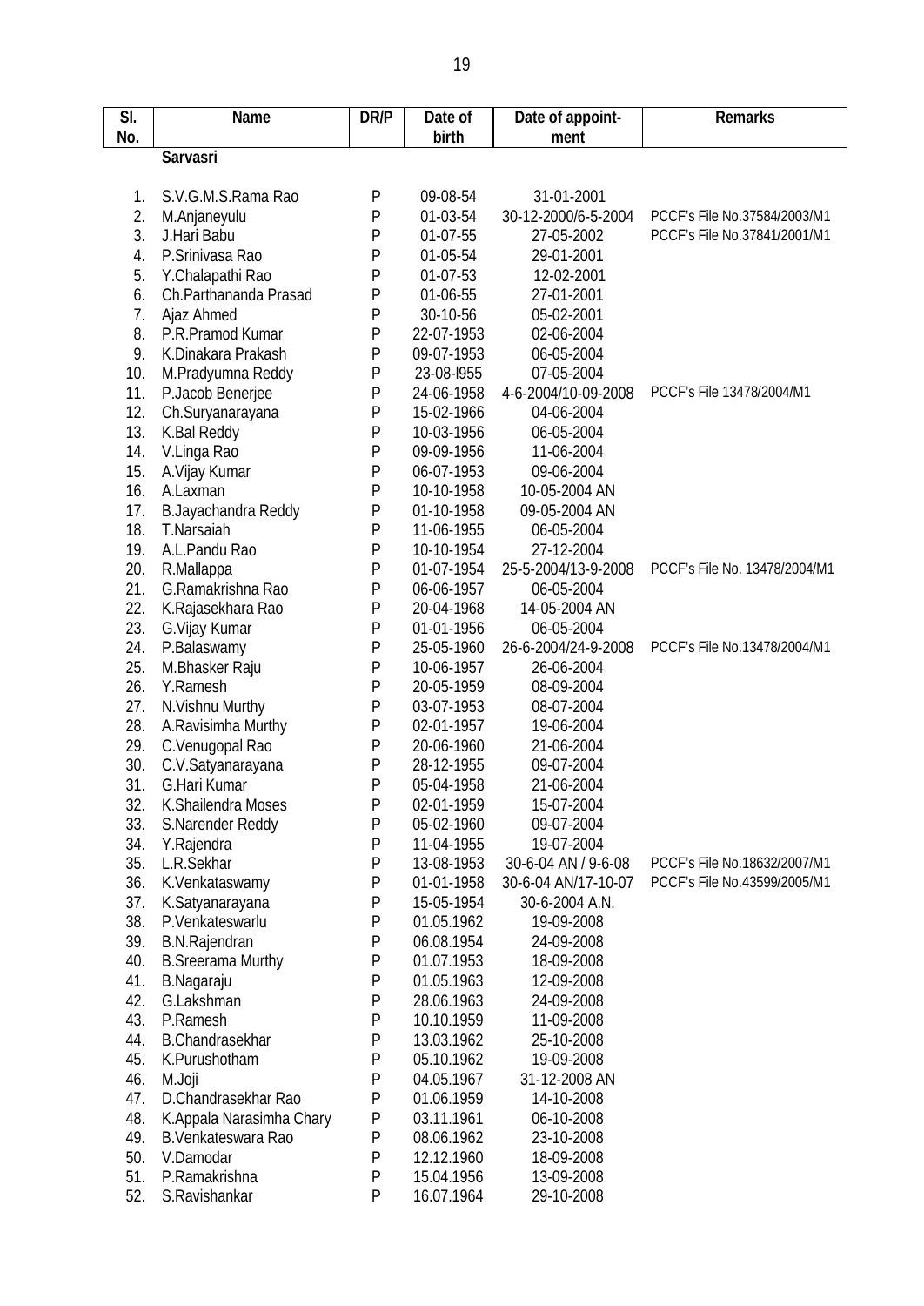| Sl. No. | Name | DR/P | Date of birth | Date of appoint-ment | Remarks |
|---|---|---|---|---|---|
| | **Sarvasri** | | | | |
| 1. | S.V.G.M.S.Rama Rao | P | 09-08-54 | 31-01-2001 | |
| 2. | M.Anjaneyulu | P | 01-03-54 | 30-12-2000/6-5-2004 | PCCF's File No.37584/2003/M1 |
| 3. | J.Hari Babu | P | 01-07-55 | 27-05-2002 | PCCF's File No.37841/2001/M1 |
| 4. | P.Srinivasa Rao | P | 01-05-54 | 29-01-2001 | |
| 5. | Y.Chalapathi Rao | P | 01-07-53 | 12-02-2001 | |
| 6. | Ch.Parthananda Prasad | P | 01-06-55 | 27-01-2001 | |
| 7. | Ajaz Ahmed | P | 30-10-56 | 05-02-2001 | |
| 8. | P.R.Pramod Kumar | P | 22-07-1953 | 02-06-2004 | |
| 9. | K.Dinakara Prakash | P | 09-07-1953 | 06-05-2004 | |
| 10. | M.Pradyumna Reddy | P | 23-08-l955 | 07-05-2004 | |
| 11. | P.Jacob Benerjee | P | 24-06-1958 | 4-6-2004/10-09-2008 | PCCF's File 13478/2004/M1 |
| 12. | Ch.Suryanarayana | P | 15-02-1966 | 04-06-2004 | |
| 13. | K.Bal Reddy | P | 10-03-1956 | 06-05-2004 | |
| 14. | V.Linga Rao | P | 09-09-1956 | 11-06-2004 | |
| 15. | A.Vijay Kumar | P | 06-07-1953 | 09-06-2004 | |
| 16. | A.Laxman | P | 10-10-1958 | 10-05-2004 AN | |
| 17. | B.Jayachandra Reddy | P | 01-10-1958 | 09-05-2004 AN | |
| 18. | T.Narsaiah | P | 11-06-1955 | 06-05-2004 | |
| 19. | A.L.Pandu Rao | P | 10-10-1954 | 27-12-2004 | |
| 20. | R.Mallappa | P | 01-07-1954 | 25-5-2004/13-9-2008 | PCCF's File No. 13478/2004/M1 |
| 21. | G.Ramakrishna Rao | P | 06-06-1957 | 06-05-2004 | |
| 22. | K.Rajasekhara Rao | P | 20-04-1968 | 14-05-2004 AN | |
| 23. | G.Vijay Kumar | P | 01-01-1956 | 06-05-2004 | |
| 24. | P.Balaswamy | P | 25-05-1960 | 26-6-2004/24-9-2008 | PCCF's File No.13478/2004/M1 |
| 25. | M.Bhasker Raju | P | 10-06-1957 | 26-06-2004 | |
| 26. | Y.Ramesh | P | 20-05-1959 | 08-09-2004 | |
| 27. | N.Vishnu Murthy | P | 03-07-1953 | 08-07-2004 | |
| 28. | A.Ravisimha Murthy | P | 02-01-1957 | 19-06-2004 | |
| 29. | C.Venugopal Rao | P | 20-06-1960 | 21-06-2004 | |
| 30. | C.V.Satyanarayana | P | 28-12-1955 | 09-07-2004 | |
| 31. | G.Hari Kumar | P | 05-04-1958 | 21-06-2004 | |
| 32. | K.Shailendra Moses | P | 02-01-1959 | 15-07-2004 | |
| 33. | S.Narender Reddy | P | 05-02-1960 | 09-07-2004 | |
| 34. | Y.Rajendra | P | 11-04-1955 | 19-07-2004 | |
| 35. | L.R.Sekhar | P | 13-08-1953 | 30-6-04 AN / 9-6-08 | PCCF's File No.18632/2007/M1 |
| 36. | K.Venkataswamy | P | 01-01-1958 | 30-6-04 AN/17-10-07 | PCCF's File No.43599/2005/M1 |
| 37. | K.Satyanarayana | P | 15-05-1954 | 30-6-2004 A.N. | |
| 38. | P.Venkateswarlu | P | 01.05.1962 | 19-09-2008 | |
| 39. | B.N.Rajendran | P | 06.08.1954 | 24-09-2008 | |
| 40. | B.Sreerama Murthy | P | 01.07.1953 | 18-09-2008 | |
| 41. | B.Nagaraju | P | 01.05.1963 | 12-09-2008 | |
| 42. | G.Lakshman | P | 28.06.1963 | 24-09-2008 | |
| 43. | P.Ramesh | P | 10.10.1959 | 11-09-2008 | |
| 44. | B.Chandrasekhar | P | 13.03.1962 | 25-10-2008 | |
| 45. | K.Purushotham | P | 05.10.1962 | 19-09-2008 | |
| 46. | M.Joji | P | 04.05.1967 | 31-12-2008 AN | |
| 47. | D.Chandrasekhar Rao | P | 01.06.1959 | 14-10-2008 | |
| 48. | K.Appala Narasimha Chary | P | 03.11.1961 | 06-10-2008 | |
| 49. | B.Venkateswara Rao | P | 08.06.1962 | 23-10-2008 | |
| 50. | V.Damodar | P | 12.12.1960 | 18-09-2008 | |
| 51. | P.Ramakrishna | P | 15.04.1956 | 13-09-2008 | |
| 52. | S.Ravishankar | P | 16.07.1964 | 29-10-2008 | |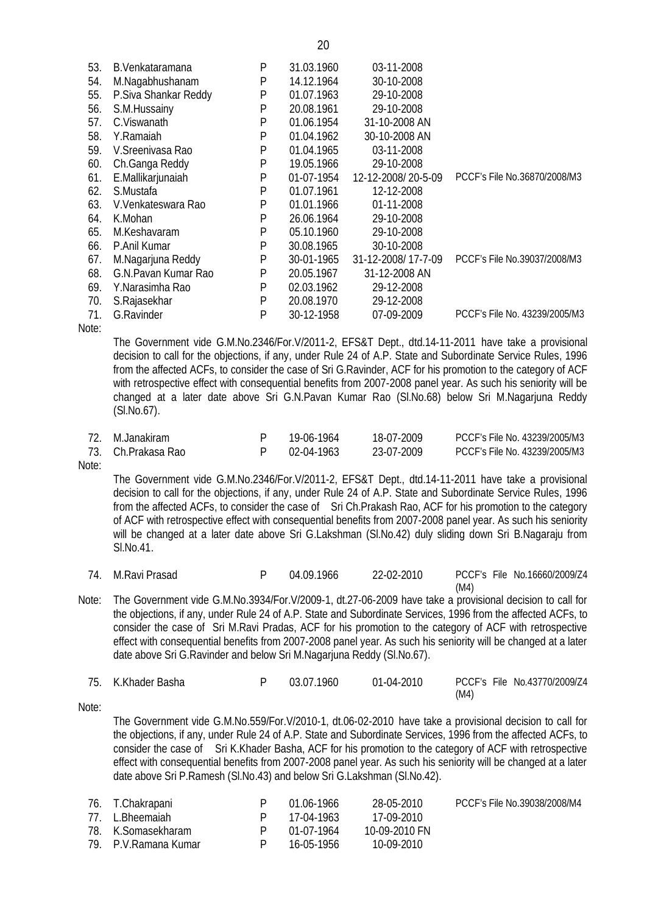| | | | | | |
|---|---|---|---|---|---|
| 53. | B.Venkataramana | P | 31.03.1960 | 03-11-2008 | |
| 54. | M.Nagabhushanam | P | 14.12.1964 | 30-10-2008 | |
| 55. | P.Siva Shankar Reddy | P | 01.07.1963 | 29-10-2008 | |
| 56. | S.M.Hussainy | P | 20.08.1961 | 29-10-2008 | |
| 57. | C.Viswanath | P | 01.06.1954 | 31-10-2008 AN | |
| 58. | Y.Ramaiah | P | 01.04.1962 | 30-10-2008 AN | |
| 59. | V.Sreenivasa Rao | P | 01.04.1965 | 03-11-2008 | |
| 60. | Ch.Ganga Reddy | P | 19.05.1966 | 29-10-2008 | |
| 61. | E.Mallikarjunaiah | P | 01-07-1954 | 12-12-2008/ 20-5-09 | PCCF's File No.36870/2008/M3 |
| 62. | S.Mustafa | P | 01.07.1961 | 12-12-2008 | |
| 63. | V.Venkateswara Rao | P | 01.01.1966 | 01-11-2008 | |
| 64. | K.Mohan | P | 26.06.1964 | 29-10-2008 | |
| 65. | M.Keshavaram | P | 05.10.1960 | 29-10-2008 | |
| 66. | P.Anil Kumar | P | 30.08.1965 | 30-10-2008 | |
| 67. | M.Nagarjuna Reddy | P | 30-01-1965 | 31-12-2008/ 17-7-09 | PCCF's File No.39037/2008/M3 |
| 68. | G.N.Pavan Kumar Rao | P | 20.05.1967 | 31-12-2008 AN | |
| 69. | Y.Narasimha Rao | P | 02.03.1962 | 29-12-2008 | |
| 70. | S.Rajasekhar | P | 20.08.1970 | 29-12-2008 | |
| 71. | G.Ravinder | P | 30-12-1958 | 07-09-2009 | PCCF's File No. 43239/2005/M3 |

Note:

The Government vide G.M.No.2346/For.V/2011-2, EFS&T Dept., dtd.14-11-2011 have take a provisional decision to call for the objections, if any, under Rule 24 of A.P. State and Subordinate Service Rules, 1996 from the affected ACFs, to consider the case of Sri G.Ravinder, ACF for his promotion to the category of ACF with retrospective effect with consequential benefits from 2007-2008 panel year. As such his seniority will be changed at a later date above Sri G.N.Pavan Kumar Rao (Sl.No.68) below Sri M.Nagarjuna Reddy (Sl.No.67).

| | | | | | |
|---|---|---|---|---|---|
| 72. | M.Janakiram | P | 19-06-1964 | 18-07-2009 | PCCF's File No. 43239/2005/M3 |
| 73. | Ch.Prakasa Rao | P | 02-04-1963 | 23-07-2009 | PCCF's File No. 43239/2005/M3 |

Note:

The Government vide G.M.No.2346/For.V/2011-2, EFS&T Dept., dtd.14-11-2011 have take a provisional decision to call for the objections, if any, under Rule 24 of A.P. State and Subordinate Service Rules, 1996 from the affected ACFs, to consider the case of Sri Ch.Prakash Rao, ACF for his promotion to the category of ACF with retrospective effect with consequential benefits from 2007-2008 panel year. As such his seniority will be changed at a later date above Sri G.Lakshman (Sl.No.42) duly sliding down Sri B.Nagaraju from Sl.No.41.

| | | | | | |
|---|---|---|---|---|---|
| 74. | M.Ravi Prasad | P | 04.09.1966 | 22-02-2010 | PCCF's File No.16660/2009/Z4 (M4) |

Note: The Government vide G.M.No.3934/For.V/2009-1, dt.27-06-2009 have take a provisional decision to call for the objections, if any, under Rule 24 of A.P. State and Subordinate Services, 1996 from the affected ACFs, to consider the case of Sri M.Ravi Pradas, ACF for his promotion to the category of ACF with retrospective effect with consequential benefits from 2007-2008 panel year. As such his seniority will be changed at a later date above Sri G.Ravinder and below Sri M.Nagarjuna Reddy (Sl.No.67).

| | | | | | |
|---|---|---|---|---|---|
| 75. | K.Khader Basha | P | 03.07.1960 | 01-04-2010 | PCCF's File No.43770/2009/Z4 (M4) |

Note:

The Government vide G.M.No.559/For.V/2010-1, dt.06-02-2010 have take a provisional decision to call for the objections, if any, under Rule 24 of A.P. State and Subordinate Services, 1996 from the affected ACFs, to consider the case of Sri K.Khader Basha, ACF for his promotion to the category of ACF with retrospective effect with consequential benefits from 2007-2008 panel year. As such his seniority will be changed at a later date above Sri P.Ramesh (Sl.No.43) and below Sri G.Lakshman (Sl.No.42).

| | | | | | |
|---|---|---|---|---|---|
| 76. | T.Chakrapani | P | 01.06.1966 | 28-05-2010 | PCCF's File No.39038/2008/M4 |
| 77. | L.Bheemaiah | P | 17-04-1963 | 17-09-2010 | |
| 78. | K.Somasekharam | P | 01-07-1964 | 10-09-2010 FN | |
| 79. | P.V.Ramana Kumar | P | 16-05-1956 | 10-09-2010 | |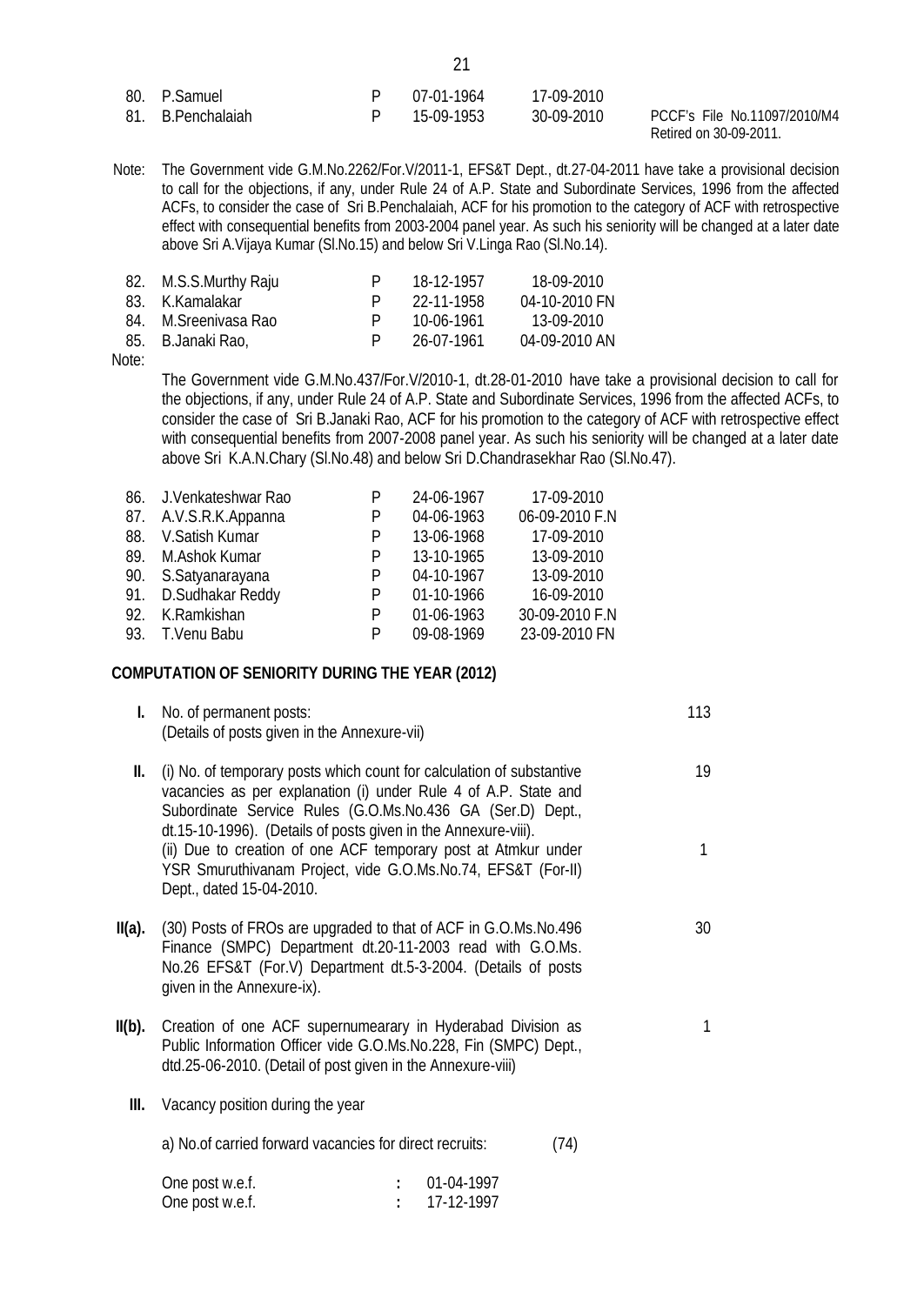| | | | | | |
|---|---|---|---|---|---|
| 80. | P.Samuel | P | 07-01-1964 | 17-09-2010 | |
| 81. | B.Penchalaiah | P | 15-09-1953 | 30-09-2010 | PCCF's File No.11097/2010/M4 Retired on 30-09-2011. |

Note: The Government vide G.M.No.2262/For.V/2011-1, EFS&T Dept., dt.27-04-2011 have take a provisional decision to call for the objections, if any, under Rule 24 of A.P. State and Subordinate Services, 1996 from the affected ACFs, to consider the case of Sri B.Penchalaiah, ACF for his promotion to the category of ACF with retrospective effect with consequential benefits from 2003-2004 panel year. As such his seniority will be changed at a later date above Sri A.Vijaya Kumar (Sl.No.15) and below Sri V.Linga Rao (Sl.No.14).

| | | | | |
|---|---|---|---|---|
| 82. | M.S.S.Murthy Raju | P | 18-12-1957 | 18-09-2010 |
| 83. | K.Kamalakar | P | 22-11-1958 | 04-10-2010 FN |
| 84. | M.Sreenivasa Rao | P | 10-06-1961 | 13-09-2010 |
| 85. | B.Janaki Rao, | P | 26-07-1961 | 04-09-2010 AN |

Note:

The Government vide G.M.No.437/For.V/2010-1, dt.28-01-2010 have take a provisional decision to call for the objections, if any, under Rule 24 of A.P. State and Subordinate Services, 1996 from the affected ACFs, to consider the case of Sri B.Janaki Rao, ACF for his promotion to the category of ACF with retrospective effect with consequential benefits from 2007-2008 panel year. As such his seniority will be changed at a later date above Sri K.A.N.Chary (Sl.No.48) and below Sri D.Chandrasekhar Rao (Sl.No.47).

| | | | | |
|---|---|---|---|---|
| 86. | J.Venkateshwar Rao | P | 24-06-1967 | 17-09-2010 |
| 87. | A.V.S.R.K.Appanna | P | 04-06-1963 | 06-09-2010 F.N |
| 88. | V.Satish Kumar | P | 13-06-1968 | 17-09-2010 |
| 89. | M.Ashok Kumar | P | 13-10-1965 | 13-09-2010 |
| 90. | S.Satyanarayana | P | 04-10-1967 | 13-09-2010 |
| 91. | D.Sudhakar Reddy | P | 01-10-1966 | 16-09-2010 |
| 92. | K.Ramkishan | P | 01-06-1963 | 30-09-2010 F.N |
| 93. | T.Venu Babu | P | 09-08-1969 | 23-09-2010 FN |

**COMPUTATION OF SENIORITY DURING THE YEAR (2012)**

**I.** No. of permanent posts: (Details of posts given in the Annexure-vii) — 113

**II.** (i) No. of temporary posts which count for calculation of substantive vacancies as per explanation (i) under Rule 4 of A.P. State and Subordinate Service Rules (G.O.Ms.No.436 GA (Ser.D) Dept., dt.15-10-1996). (Details of posts given in the Annexure-viii). — 19

(ii) Due to creation of one ACF temporary post at Atmkur under YSR Smuruthivanam Project, vide G.O.Ms.No.74, EFS&T (For-II) Dept., dated 15-04-2010. — 1

**II(a).** (30) Posts of FROs are upgraded to that of ACF in G.O.Ms.No.496 Finance (SMPC) Department dt.20-11-2003 read with G.O.Ms. No.26 EFS&T (For.V) Department dt.5-3-2004. (Details of posts given in the Annexure-ix). — 30

**II(b).** Creation of one ACF supernumearary in Hyderabad Division as Public Information Officer vide G.O.Ms.No.228, Fin (SMPC) Dept., dtd.25-06-2010. (Detail of post given in the Annexure-viii) — 1

**III.** Vacancy position during the year

a) No.of carried forward vacancies for direct recruits: (74)

| | | |
|---|---|---|
| One post w.e.f. | : | 01-04-1997 |
| One post w.e.f. | : | 17-12-1997 |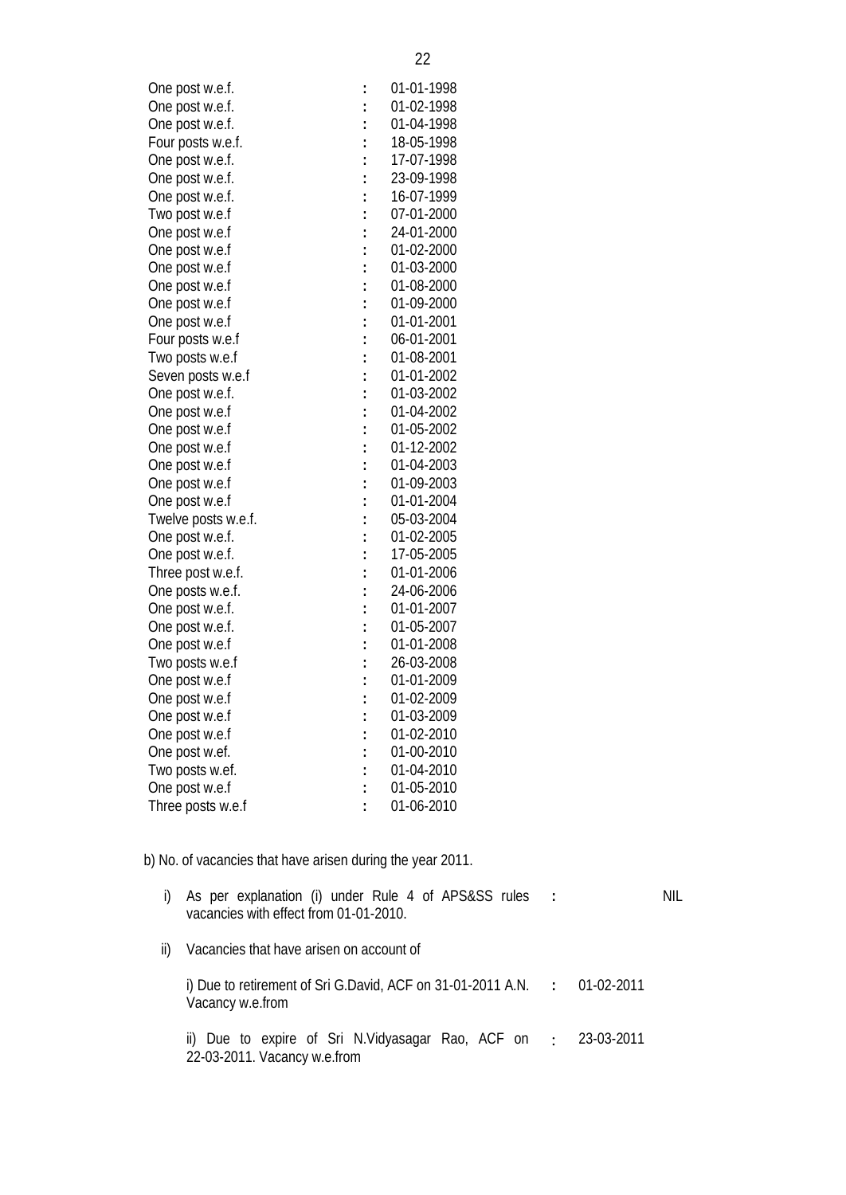| | | |
|---|---|---|
| One post w.e.f. | : | 01-01-1998 |
| One post w.e.f. | : | 01-02-1998 |
| One post w.e.f. | : | 01-04-1998 |
| Four posts w.e.f. | : | 18-05-1998 |
| One post w.e.f. | : | 17-07-1998 |
| One post w.e.f. | : | 23-09-1998 |
| One post w.e.f. | : | 16-07-1999 |
| Two post w.e.f | : | 07-01-2000 |
| One post w.e.f | : | 24-01-2000 |
| One post w.e.f | : | 01-02-2000 |
| One post w.e.f | : | 01-03-2000 |
| One post w.e.f | : | 01-08-2000 |
| One post w.e.f | : | 01-09-2000 |
| One post w.e.f | : | 01-01-2001 |
| Four posts w.e.f | : | 06-01-2001 |
| Two posts w.e.f | : | 01-08-2001 |
| Seven posts w.e.f | : | 01-01-2002 |
| One post w.e.f. | : | 01-03-2002 |
| One post w.e.f | : | 01-04-2002 |
| One post w.e.f | : | 01-05-2002 |
| One post w.e.f | : | 01-12-2002 |
| One post w.e.f | : | 01-04-2003 |
| One post w.e.f | : | 01-09-2003 |
| One post w.e.f | : | 01-01-2004 |
| Twelve posts w.e.f. | : | 05-03-2004 |
| One post w.e.f. | : | 01-02-2005 |
| One post w.e.f. | : | 17-05-2005 |
| Three post w.e.f. | : | 01-01-2006 |
| One posts w.e.f. | : | 24-06-2006 |
| One post w.e.f. | : | 01-01-2007 |
| One post w.e.f. | : | 01-05-2007 |
| One post w.e.f | : | 01-01-2008 |
| Two posts w.e.f | : | 26-03-2008 |
| One post w.e.f | : | 01-01-2009 |
| One post w.e.f | : | 01-02-2009 |
| One post w.e.f | : | 01-03-2009 |
| One post w.e.f | : | 01-02-2010 |
| One post w.ef. | : | 01-00-2010 |
| Two posts w.ef. | : | 01-04-2010 |
| One post w.e.f | : | 01-05-2010 |
| Three posts w.e.f | : | 01-06-2010 |

b) No. of vacancies that have arisen during the year 2011.

i) As per explanation (i) under Rule 4 of APS&SS rules vacancies with effect from 01-01-2010. : NIL

ii) Vacancies that have arisen on account of

i) Due to retirement of Sri G.David, ACF on 31-01-2011 A.N. Vacancy w.e.from : 01-02-2011

ii) Due to expire of Sri N.Vidyasagar Rao, ACF on 22-03-2011. Vacancy w.e.from : 23-03-2011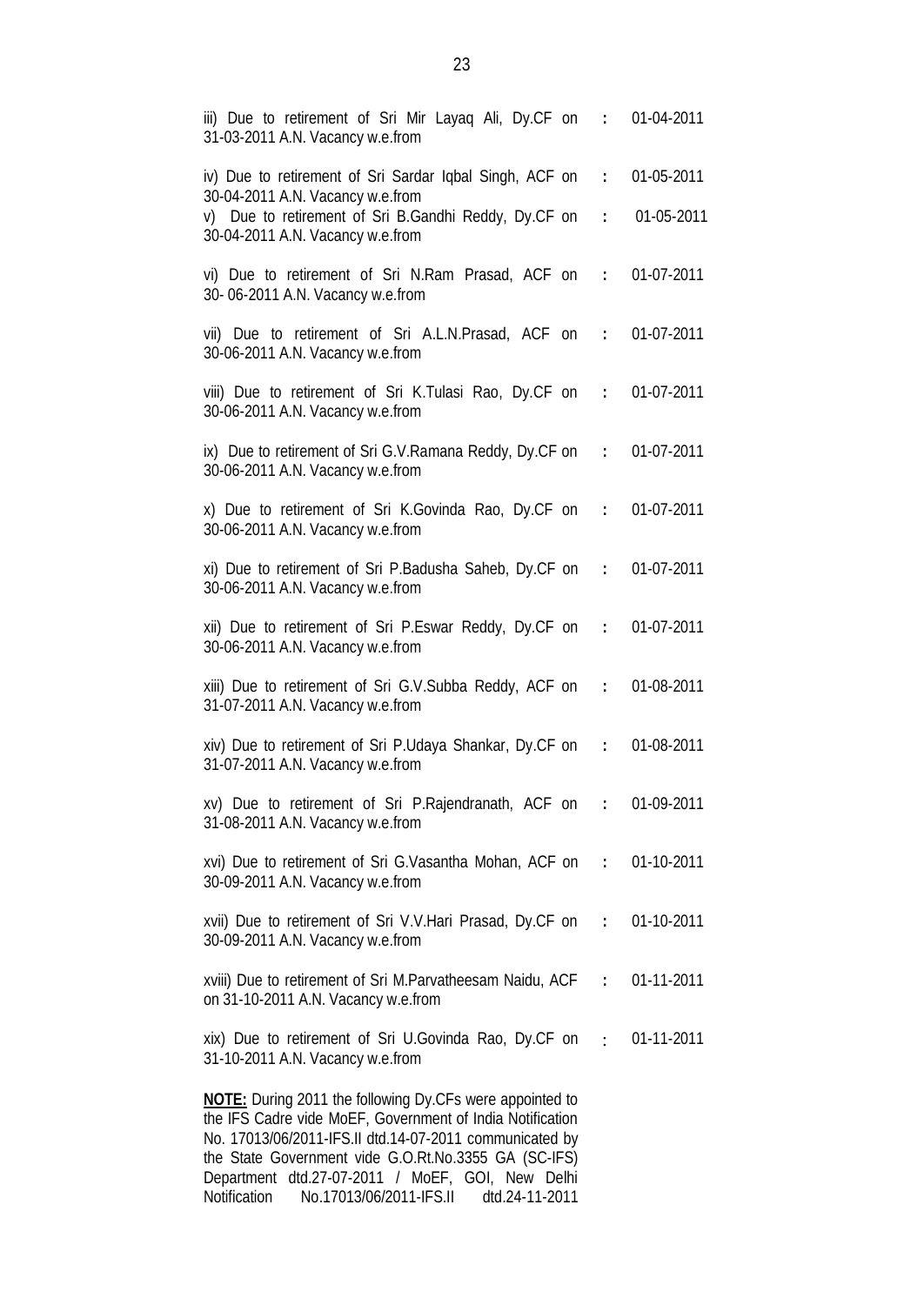| | | |
|---|---|---|
| iii) Due to retirement of Sri Mir Layaq Ali, Dy.CF on 31-03-2011 A.N. Vacancy w.e.from | : | 01-04-2011 |
| iv) Due to retirement of Sri Sardar Iqbal Singh, ACF on 30-04-2011 A.N. Vacancy w.e.from | : | 01-05-2011 |
| v) Due to retirement of Sri B.Gandhi Reddy, Dy.CF on 30-04-2011 A.N. Vacancy w.e.from | : | 01-05-2011 |
| vi) Due to retirement of Sri N.Ram Prasad, ACF on 30- 06-2011 A.N. Vacancy w.e.from | : | 01-07-2011 |
| vii) Due to retirement of Sri A.L.N.Prasad, ACF on 30-06-2011 A.N. Vacancy w.e.from | : | 01-07-2011 |
| viii) Due to retirement of Sri K.Tulasi Rao, Dy.CF on 30-06-2011 A.N. Vacancy w.e.from | : | 01-07-2011 |
| ix) Due to retirement of Sri G.V.Ramana Reddy, Dy.CF on 30-06-2011 A.N. Vacancy w.e.from | : | 01-07-2011 |
| x) Due to retirement of Sri K.Govinda Rao, Dy.CF on 30-06-2011 A.N. Vacancy w.e.from | : | 01-07-2011 |
| xi) Due to retirement of Sri P.Badusha Saheb, Dy.CF on 30-06-2011 A.N. Vacancy w.e.from | : | 01-07-2011 |
| xii) Due to retirement of Sri P.Eswar Reddy, Dy.CF on 30-06-2011 A.N. Vacancy w.e.from | : | 01-07-2011 |
| xiii) Due to retirement of Sri G.V.Subba Reddy, ACF on 31-07-2011 A.N. Vacancy w.e.from | : | 01-08-2011 |
| xiv) Due to retirement of Sri P.Udaya Shankar, Dy.CF on 31-07-2011 A.N. Vacancy w.e.from | : | 01-08-2011 |
| xv) Due to retirement of Sri P.Rajendranath, ACF on 31-08-2011 A.N. Vacancy w.e.from | : | 01-09-2011 |
| xvi) Due to retirement of Sri G.Vasantha Mohan, ACF on 30-09-2011 A.N. Vacancy w.e.from | : | 01-10-2011 |
| xvii) Due to retirement of Sri V.V.Hari Prasad, Dy.CF on 30-09-2011 A.N. Vacancy w.e.from | : | 01-10-2011 |
| xviii) Due to retirement of Sri M.Parvatheesam Naidu, ACF on 31-10-2011 A.N. Vacancy w.e.from | : | 01-11-2011 |
| xix) Due to retirement of Sri U.Govinda Rao, Dy.CF on 31-10-2011 A.N. Vacancy w.e.from | : | 01-11-2011 |

**NOTE:** During 2011 the following Dy.CFs were appointed to the IFS Cadre vide MoEF, Government of India Notification No. 17013/06/2011-IFS.II dtd.14-07-2011 communicated by the State Government vide G.O.Rt.No.3355 GA (SC-IFS) Department dtd.27-07-2011 / MoEF, GOI, New Delhi Notification No.17013/06/2011-IFS.II dtd.24-11-2011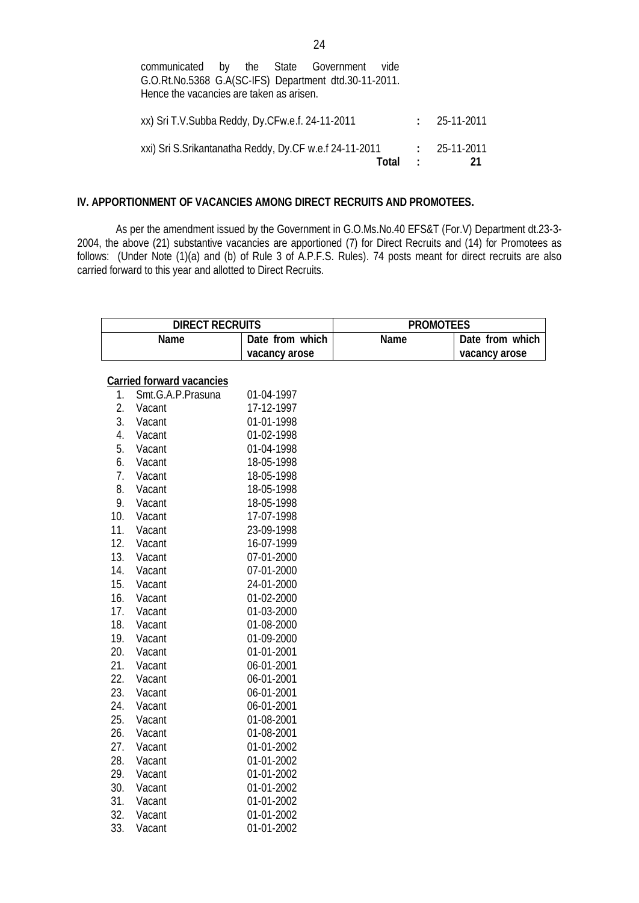communicated by the State Government vide G.O.Rt.No.5368 G.A(SC-IFS) Department dtd.30-11-2011. Hence the vacancies are taken as arisen.

| | | |
|---|---|---|
| xx) Sri T.V.Subba Reddy, Dy.CFw.e.f. 24-11-2011 | : | 25-11-2011 |
| xxi) Sri S.Srikantanatha Reddy, Dy.CF w.e.f 24-11-2011 | : | 25-11-2011 |
| **Total** | **:** | **21** |

**IV. APPORTIONMENT OF VACANCIES AMONG DIRECT RECRUITS AND PROMOTEES.**

As per the amendment issued by the Government in G.O.Ms.No.40 EFS&T (For.V) Department dt.23-3-2004, the above (21) substantive vacancies are apportioned (7) for Direct Recruits and (14) for Promotees as follows: (Under Note (1)(a) and (b) of Rule 3 of A.P.F.S. Rules). 74 posts meant for direct recruits are also carried forward to this year and allotted to Direct Recruits.

| **DIRECT RECRUITS** | | **PROMOTEES** | |
|---|---|---|---|
| **Name** | **Date from which vacancy arose** | **Name** | **Date from which vacancy arose** |
| **Carried forward vacancies** | | | |
| 1. Smt.G.A.P.Prasuna | 01-04-1997 | | |
| 2. Vacant | 17-12-1997 | | |
| 3. Vacant | 01-01-1998 | | |
| 4. Vacant | 01-02-1998 | | |
| 5. Vacant | 01-04-1998 | | |
| 6. Vacant | 18-05-1998 | | |
| 7. Vacant | 18-05-1998 | | |
| 8. Vacant | 18-05-1998 | | |
| 9. Vacant | 18-05-1998 | | |
| 10. Vacant | 17-07-1998 | | |
| 11. Vacant | 23-09-1998 | | |
| 12. Vacant | 16-07-1999 | | |
| 13. Vacant | 07-01-2000 | | |
| 14. Vacant | 07-01-2000 | | |
| 15. Vacant | 24-01-2000 | | |
| 16. Vacant | 01-02-2000 | | |
| 17. Vacant | 01-03-2000 | | |
| 18. Vacant | 01-08-2000 | | |
| 19. Vacant | 01-09-2000 | | |
| 20. Vacant | 01-01-2001 | | |
| 21. Vacant | 06-01-2001 | | |
| 22. Vacant | 06-01-2001 | | |
| 23. Vacant | 06-01-2001 | | |
| 24. Vacant | 06-01-2001 | | |
| 25. Vacant | 01-08-2001 | | |
| 26. Vacant | 01-08-2001 | | |
| 27. Vacant | 01-01-2002 | | |
| 28. Vacant | 01-01-2002 | | |
| 29. Vacant | 01-01-2002 | | |
| 30. Vacant | 01-01-2002 | | |
| 31. Vacant | 01-01-2002 | | |
| 32. Vacant | 01-01-2002 | | |
| 33. Vacant | 01-01-2002 | | |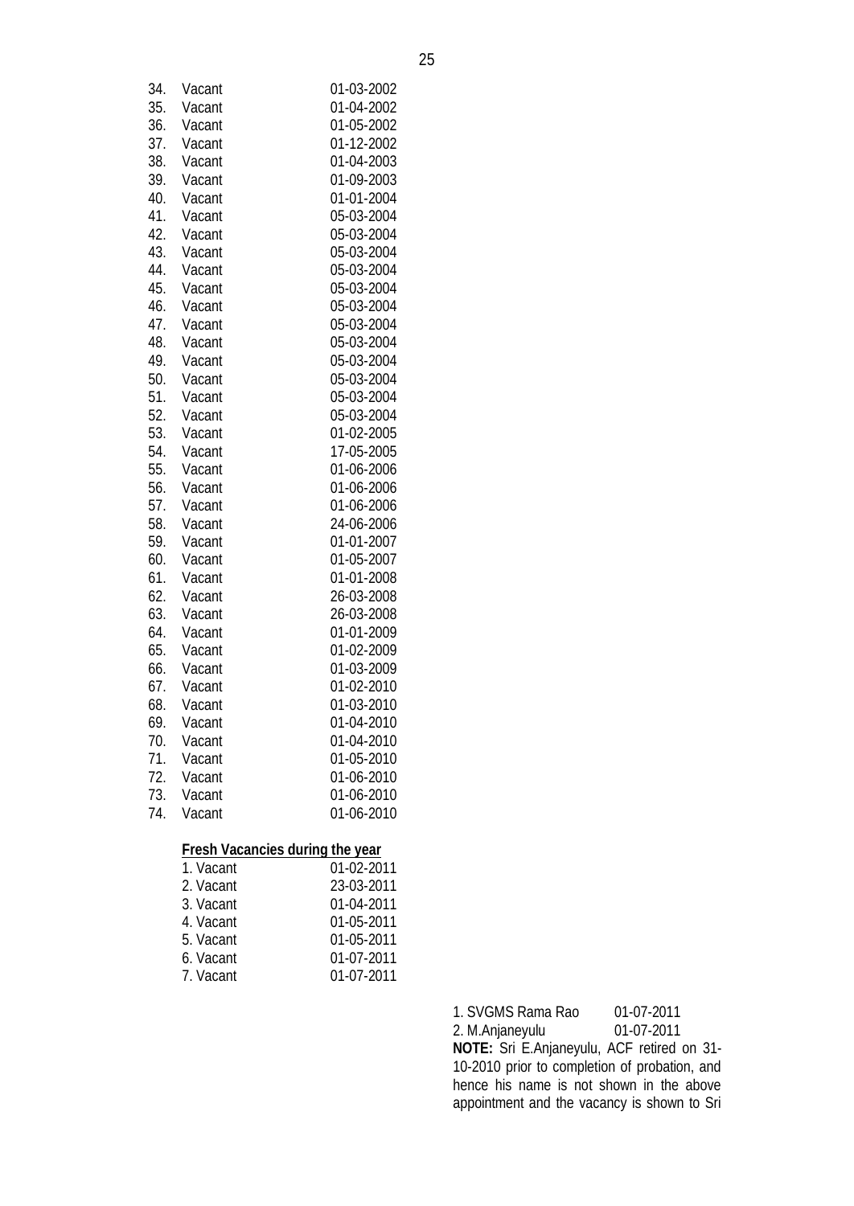| | | |
|---|---|---|
| 34. | Vacant | 01-03-2002 |
| 35. | Vacant | 01-04-2002 |
| 36. | Vacant | 01-05-2002 |
| 37. | Vacant | 01-12-2002 |
| 38. | Vacant | 01-04-2003 |
| 39. | Vacant | 01-09-2003 |
| 40. | Vacant | 01-01-2004 |
| 41. | Vacant | 05-03-2004 |
| 42. | Vacant | 05-03-2004 |
| 43. | Vacant | 05-03-2004 |
| 44. | Vacant | 05-03-2004 |
| 45. | Vacant | 05-03-2004 |
| 46. | Vacant | 05-03-2004 |
| 47. | Vacant | 05-03-2004 |
| 48. | Vacant | 05-03-2004 |
| 49. | Vacant | 05-03-2004 |
| 50. | Vacant | 05-03-2004 |
| 51. | Vacant | 05-03-2004 |
| 52. | Vacant | 05-03-2004 |
| 53. | Vacant | 01-02-2005 |
| 54. | Vacant | 17-05-2005 |
| 55. | Vacant | 01-06-2006 |
| 56. | Vacant | 01-06-2006 |
| 57. | Vacant | 01-06-2006 |
| 58. | Vacant | 24-06-2006 |
| 59. | Vacant | 01-01-2007 |
| 60. | Vacant | 01-05-2007 |
| 61. | Vacant | 01-01-2008 |
| 62. | Vacant | 26-03-2008 |
| 63. | Vacant | 26-03-2008 |
| 64. | Vacant | 01-01-2009 |
| 65. | Vacant | 01-02-2009 |
| 66. | Vacant | 01-03-2009 |
| 67. | Vacant | 01-02-2010 |
| 68. | Vacant | 01-03-2010 |
| 69. | Vacant | 01-04-2010 |
| 70. | Vacant | 01-04-2010 |
| 71. | Vacant | 01-05-2010 |
| 72. | Vacant | 01-06-2010 |
| 73. | Vacant | 01-06-2010 |
| 74. | Vacant | 01-06-2010 |

**Fresh Vacancies during the year**

| | | | |
|---|---|---|---|
| 1. Vacant | 01-02-2011 | | |
| 2. Vacant | 23-03-2011 | | |
| 3. Vacant | 01-04-2011 | | |
| 4. Vacant | 01-05-2011 | | |
| 5. Vacant | 01-05-2011 | | |
| 6. Vacant | 01-07-2011 | 1. SVGMS Rama Rao | 01-07-2011 |
| 7. Vacant | 01-07-2011 | 2. M.Anjaneyulu | 01-07-2011 |

**NOTE:** Sri E.Anjaneyulu, ACF retired on 31-10-2010 prior to completion of probation, and hence his name is not shown in the above appointment and the vacancy is shown to Sri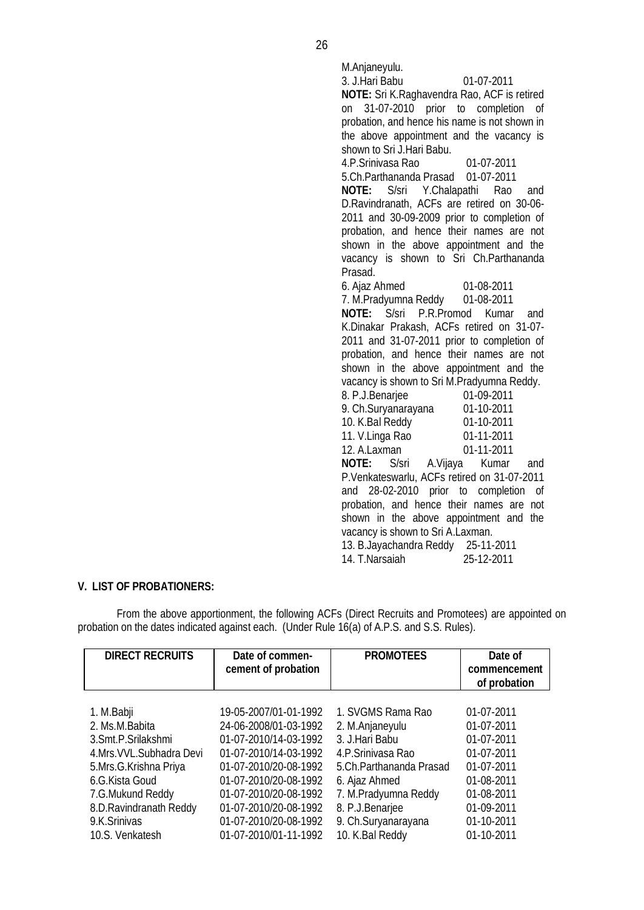M.Anjaneyulu.

3. J.Hari Babu 01-07-2011

**NOTE:** Sri K.Raghavendra Rao, ACF is retired on 31-07-2010 prior to completion of probation, and hence his name is not shown in the above appointment and the vacancy is shown to Sri J.Hari Babu.

4.P.Srinivasa Rao 01-07-2011

5.Ch.Parthananda Prasad 01-07-2011

**NOTE:** S/sri Y.Chalapathi Rao and D.Ravindranath, ACFs are retired on 30-06-2011 and 30-09-2009 prior to completion of probation, and hence their names are not shown in the above appointment and the vacancy is shown to Sri Ch.Parthananda Prasad.

6. Ajaz Ahmed 01-08-2011

7. M.Pradyumna Reddy 01-08-2011

**NOTE:** S/sri P.R.Promod Kumar and K.Dinakar Prakash, ACFs retired on 31-07-2011 and 31-07-2011 prior to completion of probation, and hence their names are not shown in the above appointment and the vacancy is shown to Sri M.Pradyumna Reddy.

8. P.J.Benarjee 01-09-2011

9. Ch.Suryanarayana 01-10-2011

10. K.Bal Reddy 01-10-2011

11. V.Linga Rao 01-11-2011

12. A.Laxman 01-11-2011

**NOTE:** S/sri A.Vijaya Kumar and P.Venkateswarlu, ACFs retired on 31-07-2011 and 28-02-2010 prior to completion of probation, and hence their names are not shown in the above appointment and the vacancy is shown to Sri A.Laxman.

13. B.Jayachandra Reddy 25-11-2011

14. T.Narsaiah 25-12-2011

## V. LIST OF PROBATIONERS:

From the above apportionment, the following ACFs (Direct Recruits and Promotees) are appointed on probation on the dates indicated against each. (Under Rule 16(a) of A.P.S. and S.S. Rules).

| DIRECT RECRUITS | Date of commencement of probation | PROMOTEES | Date of commencement of probation |
|---|---|---|---|
| 1. M.Babji | 19-05-2007/01-01-1992 | 1. SVGMS Rama Rao | 01-07-2011 |
| 2. Ms.M.Babita | 24-06-2008/01-03-1992 | 2. M.Anjaneyulu | 01-07-2011 |
| 3.Smt.P.Srilakshmi | 01-07-2010/14-03-1992 | 3. J.Hari Babu | 01-07-2011 |
| 4.Mrs.VVL.Subhadra Devi | 01-07-2010/14-03-1992 | 4.P.Srinivasa Rao | 01-07-2011 |
| 5.Mrs.G.Krishna Priya | 01-07-2010/20-08-1992 | 5.Ch.Parthananda Prasad | 01-07-2011 |
| 6.G.Kista Goud | 01-07-2010/20-08-1992 | 6. Ajaz Ahmed | 01-08-2011 |
| 7.G.Mukund Reddy | 01-07-2010/20-08-1992 | 7. M.Pradyumna Reddy | 01-08-2011 |
| 8.D.Ravindranath Reddy | 01-07-2010/20-08-1992 | 8. P.J.Benarjee | 01-09-2011 |
| 9.K.Srinivas | 01-07-2010/20-08-1992 | 9. Ch.Suryanarayana | 01-10-2011 |
| 10.S. Venkatesh | 01-07-2010/01-11-1992 | 10. K.Bal Reddy | 01-10-2011 |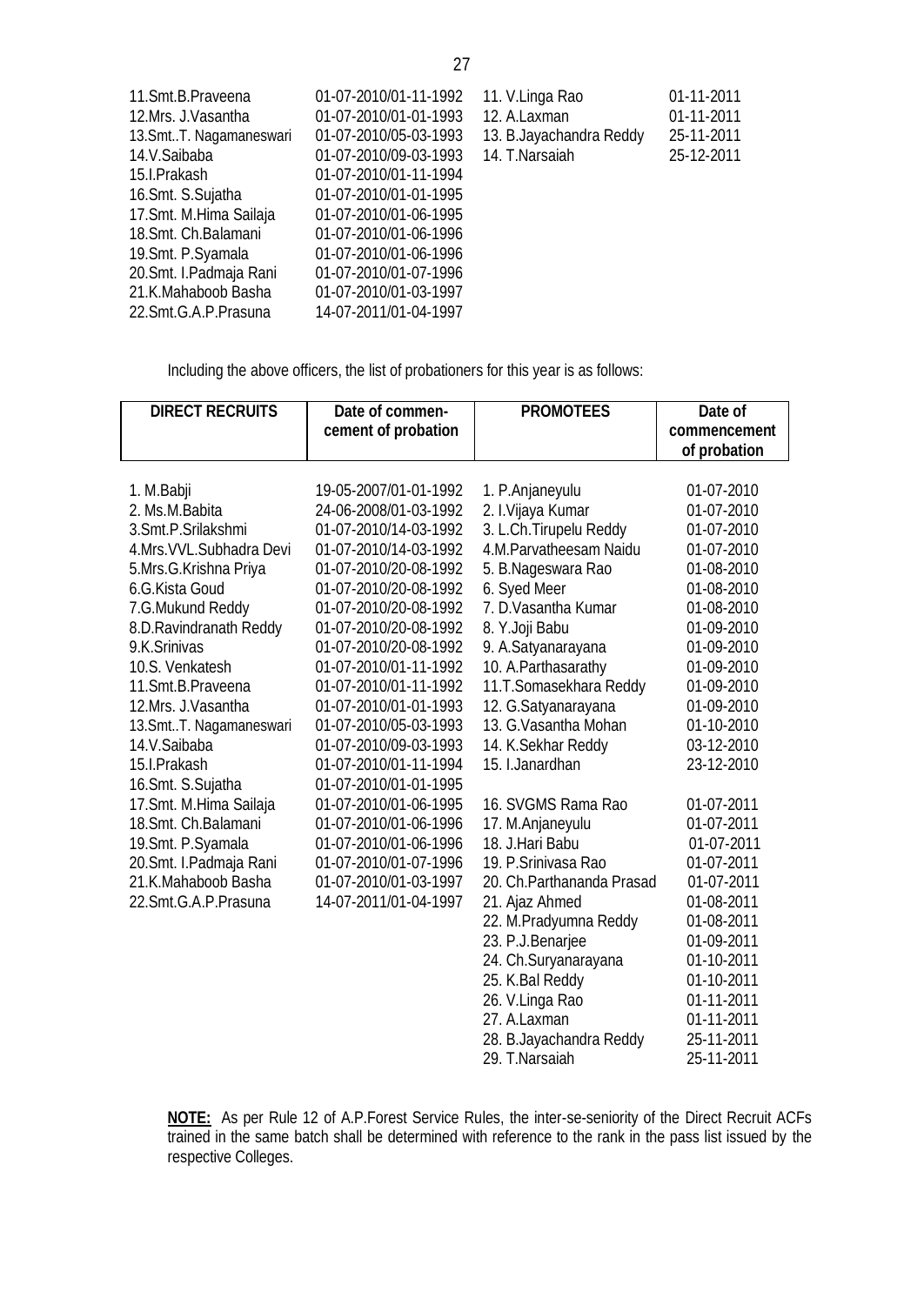| | | | |
|---|---|---|---|
| 11.Smt.B.Praveena | 01-07-2010/01-11-1992 | 11. V.Linga Rao | 01-11-2011 |
| 12.Mrs. J.Vasantha | 01-07-2010/01-01-1993 | 12. A.Laxman | 01-11-2011 |
| 13.Smt..T. Nagamaneswari | 01-07-2010/05-03-1993 | 13. B.Jayachandra Reddy | 25-11-2011 |
| 14.V.Saibaba | 01-07-2010/09-03-1993 | 14. T.Narsaiah | 25-12-2011 |
| 15.I.Prakash | 01-07-2010/01-11-1994 | | |
| 16.Smt. S.Sujatha | 01-07-2010/01-01-1995 | | |
| 17.Smt. M.Hima Sailaja | 01-07-2010/01-06-1995 | | |
| 18.Smt. Ch.Balamani | 01-07-2010/01-06-1996 | | |
| 19.Smt. P.Syamala | 01-07-2010/01-06-1996 | | |
| 20.Smt. I.Padmaja Rani | 01-07-2010/01-07-1996 | | |
| 21.K.Mahaboob Basha | 01-07-2010/01-03-1997 | | |
| 22.Smt.G.A.P.Prasuna | 14-07-2011/01-04-1997 | | |

Including the above officers, the list of probationers for this year is as follows:

| DIRECT RECRUITS | Date of commen-cement of probation | PROMOTEES | Date of commencement of probation |
|---|---|---|---|
| 1. M.Babji | 19-05-2007/01-01-1992 | 1. P.Anjaneyulu | 01-07-2010 |
| 2. Ms.M.Babita | 24-06-2008/01-03-1992 | 2. I.Vijaya Kumar | 01-07-2010 |
| 3.Smt.P.Srilakshmi | 01-07-2010/14-03-1992 | 3. L.Ch.Tirupelu Reddy | 01-07-2010 |
| 4.Mrs.VVL.Subhadra Devi | 01-07-2010/14-03-1992 | 4.M.Parvatheesam Naidu | 01-07-2010 |
| 5.Mrs.G.Krishna Priya | 01-07-2010/20-08-1992 | 5. B.Nageswara Rao | 01-08-2010 |
| 6.G.Kista Goud | 01-07-2010/20-08-1992 | 6. Syed Meer | 01-08-2010 |
| 7.G.Mukund Reddy | 01-07-2010/20-08-1992 | 7. D.Vasantha Kumar | 01-08-2010 |
| 8.D.Ravindranath Reddy | 01-07-2010/20-08-1992 | 8. Y.Joji Babu | 01-09-2010 |
| 9.K.Srinivas | 01-07-2010/20-08-1992 | 9. A.Satyanarayana | 01-09-2010 |
| 10.S. Venkatesh | 01-07-2010/01-11-1992 | 10. A.Parthasarathy | 01-09-2010 |
| 11.Smt.B.Praveena | 01-07-2010/01-11-1992 | 11.T.Somasekhara Reddy | 01-09-2010 |
| 12.Mrs. J.Vasantha | 01-07-2010/01-01-1993 | 12. G.Satyanarayana | 01-09-2010 |
| 13.Smt..T. Nagamaneswari | 01-07-2010/05-03-1993 | 13. G.Vasantha Mohan | 01-10-2010 |
| 14.V.Saibaba | 01-07-2010/09-03-1993 | 14. K.Sekhar Reddy | 03-12-2010 |
| 15.I.Prakash | 01-07-2010/01-11-1994 | 15. I.Janardhan | 23-12-2010 |
| 16.Smt. S.Sujatha | 01-07-2010/01-01-1995 | | |
| 17.Smt. M.Hima Sailaja | 01-07-2010/01-06-1995 | 16. SVGMS Rama Rao | 01-07-2011 |
| 18.Smt. Ch.Balamani | 01-07-2010/01-06-1996 | 17. M.Anjaneyulu | 01-07-2011 |
| 19.Smt. P.Syamala | 01-07-2010/01-06-1996 | 18. J.Hari Babu | 01-07-2011 |
| 20.Smt. I.Padmaja Rani | 01-07-2010/01-07-1996 | 19. P.Srinivasa Rao | 01-07-2011 |
| 21.K.Mahaboob Basha | 01-07-2010/01-03-1997 | 20. Ch.Parthananda Prasad | 01-07-2011 |
| 22.Smt.G.A.P.Prasuna | 14-07-2011/01-04-1997 | 21. Ajaz Ahmed | 01-08-2011 |
| | | 22. M.Pradyumna Reddy | 01-08-2011 |
| | | 23. P.J.Benarjee | 01-09-2011 |
| | | 24. Ch.Suryanarayana | 01-10-2011 |
| | | 25. K.Bal Reddy | 01-10-2011 |
| | | 26. V.Linga Rao | 01-11-2011 |
| | | 27. A.Laxman | 01-11-2011 |
| | | 28. B.Jayachandra Reddy | 25-11-2011 |
| | | 29. T.Narsaiah | 25-11-2011 |

**NOTE:** As per Rule 12 of A.P.Forest Service Rules, the inter-se-seniority of the Direct Recruit ACFs trained in the same batch shall be determined with reference to the rank in the pass list issued by the respective Colleges.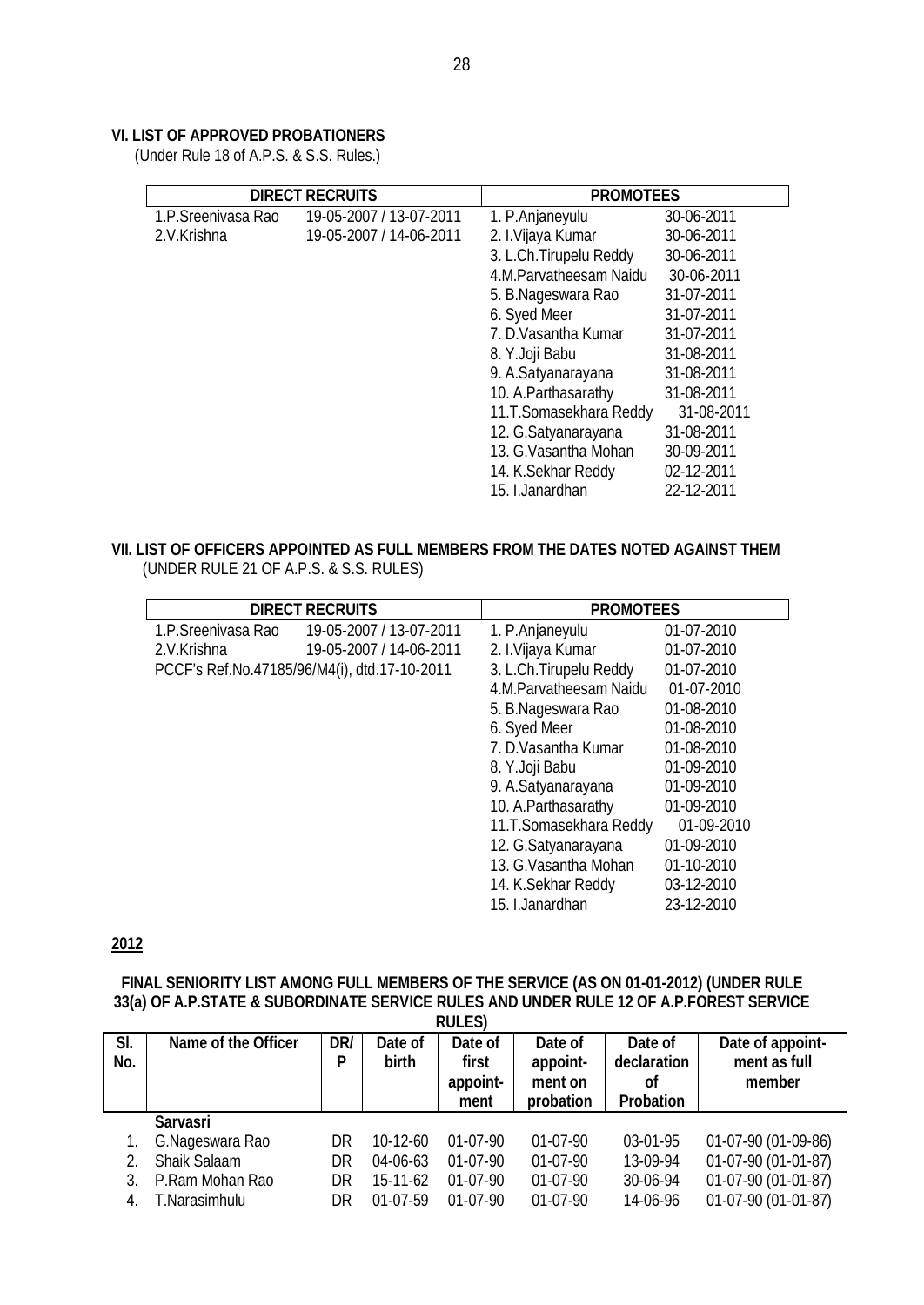**VI. LIST OF APPROVED PROBATIONERS**
(Under Rule 18 of A.P.S. & S.S. Rules.)

| DIRECT RECRUITS | | PROMOTEES | |
|---|---|---|---|
| 1.P.Sreenivasa Rao | 19-05-2007 / 13-07-2011 | 1. P.Anjaneyulu | 30-06-2011 |
| 2.V.Krishna | 19-05-2007 / 14-06-2011 | 2. I.Vijaya Kumar | 30-06-2011 |
| | | 3. L.Ch.Tirupelu Reddy | 30-06-2011 |
| | | 4.M.Parvatheesam Naidu | 30-06-2011 |
| | | 5. B.Nageswara Rao | 31-07-2011 |
| | | 6. Syed Meer | 31-07-2011 |
| | | 7. D.Vasantha Kumar | 31-07-2011 |
| | | 8. Y.Joji Babu | 31-08-2011 |
| | | 9. A.Satyanarayana | 31-08-2011 |
| | | 10. A.Parthasarathy | 31-08-2011 |
| | | 11.T.Somasekhara Reddy | 31-08-2011 |
| | | 12. G.Satyanarayana | 31-08-2011 |
| | | 13. G.Vasantha Mohan | 30-09-2011 |
| | | 14. K.Sekhar Reddy | 02-12-2011 |
| | | 15. I.Janardhan | 22-12-2011 |

**VII. LIST OF OFFICERS APPOINTED AS FULL MEMBERS FROM THE DATES NOTED AGAINST THEM**
(UNDER RULE 21 OF A.P.S. & S.S. RULES)

| DIRECT RECRUITS | | PROMOTEES | |
|---|---|---|---|
| 1.P.Sreenivasa Rao | 19-05-2007 / 13-07-2011 | 1. P.Anjaneyulu | 01-07-2010 |
| 2.V.Krishna | 19-05-2007 / 14-06-2011 | 2. I.Vijaya Kumar | 01-07-2010 |
| PCCF's Ref.No.47185/96/M4(i), dtd.17-10-2011 | | 3. L.Ch.Tirupelu Reddy | 01-07-2010 |
| | | 4.M.Parvatheesam Naidu | 01-07-2010 |
| | | 5. B.Nageswara Rao | 01-08-2010 |
| | | 6. Syed Meer | 01-08-2010 |
| | | 7. D.Vasantha Kumar | 01-08-2010 |
| | | 8. Y.Joji Babu | 01-09-2010 |
| | | 9. A.Satyanarayana | 01-09-2010 |
| | | 10. A.Parthasarathy | 01-09-2010 |
| | | 11.T.Somasekhara Reddy | 01-09-2010 |
| | | 12. G.Satyanarayana | 01-09-2010 |
| | | 13. G.Vasantha Mohan | 01-10-2010 |
| | | 14. K.Sekhar Reddy | 03-12-2010 |
| | | 15. I.Janardhan | 23-12-2010 |

**2012**

**FINAL SENIORITY LIST AMONG FULL MEMBERS OF THE SERVICE (AS ON 01-01-2012) (UNDER RULE 33(a) OF A.P.STATE & SUBORDINATE SERVICE RULES AND UNDER RULE 12 OF A.P.FOREST SERVICE RULES)**

| Sl. No. | Name of the Officer | DR/ P | Date of birth | Date of first appoint-ment | Date of appoint-ment on probation | Date of declaration of Probation | Date of appoint-ment as full member |
|---|---|---|---|---|---|---|---|
| | **Sarvasri** | | | | | | |
| 1. | G.Nageswara Rao | DR | 10-12-60 | 01-07-90 | 01-07-90 | 03-01-95 | 01-07-90 (01-09-86) |
| 2. | Shaik Salaam | DR | 04-06-63 | 01-07-90 | 01-07-90 | 13-09-94 | 01-07-90 (01-01-87) |
| 3. | P.Ram Mohan Rao | DR | 15-11-62 | 01-07-90 | 01-07-90 | 30-06-94 | 01-07-90 (01-01-87) |
| 4. | T.Narasimhulu | DR | 01-07-59 | 01-07-90 | 01-07-90 | 14-06-96 | 01-07-90 (01-01-87) |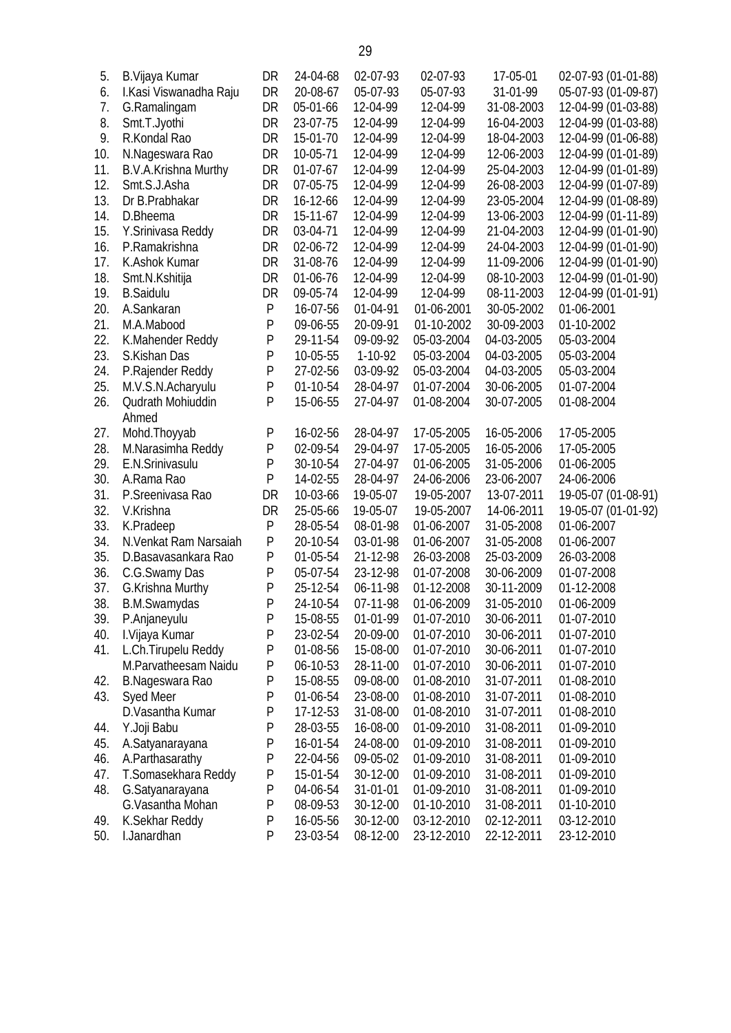| | | | | | | | |
|---|---|---|---|---|---|---|---|
| 5. | B.Vijaya Kumar | DR | 24-04-68 | 02-07-93 | 02-07-93 | 17-05-01 | 02-07-93 (01-01-88) |
| 6. | I.Kasi Viswanadha Raju | DR | 20-08-67 | 05-07-93 | 05-07-93 | 31-01-99 | 05-07-93 (01-09-87) |
| 7. | G.Ramalingam | DR | 05-01-66 | 12-04-99 | 12-04-99 | 31-08-2003 | 12-04-99 (01-03-88) |
| 8. | Smt.T.Jyothi | DR | 23-07-75 | 12-04-99 | 12-04-99 | 16-04-2003 | 12-04-99 (01-03-88) |
| 9. | R.Kondal Rao | DR | 15-01-70 | 12-04-99 | 12-04-99 | 18-04-2003 | 12-04-99 (01-06-88) |
| 10. | N.Nageswara Rao | DR | 10-05-71 | 12-04-99 | 12-04-99 | 12-06-2003 | 12-04-99 (01-01-89) |
| 11. | B.V.A.Krishna Murthy | DR | 01-07-67 | 12-04-99 | 12-04-99 | 25-04-2003 | 12-04-99 (01-01-89) |
| 12. | Smt.S.J.Asha | DR | 07-05-75 | 12-04-99 | 12-04-99 | 26-08-2003 | 12-04-99 (01-07-89) |
| 13. | Dr B.Prabhakar | DR | 16-12-66 | 12-04-99 | 12-04-99 | 23-05-2004 | 12-04-99 (01-08-89) |
| 14. | D.Bheema | DR | 15-11-67 | 12-04-99 | 12-04-99 | 13-06-2003 | 12-04-99 (01-11-89) |
| 15. | Y.Srinivasa Reddy | DR | 03-04-71 | 12-04-99 | 12-04-99 | 21-04-2003 | 12-04-99 (01-01-90) |
| 16. | P.Ramakrishna | DR | 02-06-72 | 12-04-99 | 12-04-99 | 24-04-2003 | 12-04-99 (01-01-90) |
| 17. | K.Ashok Kumar | DR | 31-08-76 | 12-04-99 | 12-04-99 | 11-09-2006 | 12-04-99 (01-01-90) |
| 18. | Smt.N.Kshitija | DR | 01-06-76 | 12-04-99 | 12-04-99 | 08-10-2003 | 12-04-99 (01-01-90) |
| 19. | B.Saidulu | DR | 09-05-74 | 12-04-99 | 12-04-99 | 08-11-2003 | 12-04-99 (01-01-91) |
| 20. | A.Sankaran | P | 16-07-56 | 01-04-91 | 01-06-2001 | 30-05-2002 | 01-06-2001 |
| 21. | M.A.Mabood | P | 09-06-55 | 20-09-91 | 01-10-2002 | 30-09-2003 | 01-10-2002 |
| 22. | K.Mahender Reddy | P | 29-11-54 | 09-09-92 | 05-03-2004 | 04-03-2005 | 05-03-2004 |
| 23. | S.Kishan Das | P | 10-05-55 | 1-10-92 | 05-03-2004 | 04-03-2005 | 05-03-2004 |
| 24. | P.Rajender Reddy | P | 27-02-56 | 03-09-92 | 05-03-2004 | 04-03-2005 | 05-03-2004 |
| 25. | M.V.S.N.Acharyulu | P | 01-10-54 | 28-04-97 | 01-07-2004 | 30-06-2005 | 01-07-2004 |
| 26. | Qudrath Mohiuddin Ahmed | P | 15-06-55 | 27-04-97 | 01-08-2004 | 30-07-2005 | 01-08-2004 |
| 27. | Mohd.Thoyyab | P | 16-02-56 | 28-04-97 | 17-05-2005 | 16-05-2006 | 17-05-2005 |
| 28. | M.Narasimha Reddy | P | 02-09-54 | 29-04-97 | 17-05-2005 | 16-05-2006 | 17-05-2005 |
| 29. | E.N.Srinivasulu | P | 30-10-54 | 27-04-97 | 01-06-2005 | 31-05-2006 | 01-06-2005 |
| 30. | A.Rama Rao | P | 14-02-55 | 28-04-97 | 24-06-2006 | 23-06-2007 | 24-06-2006 |
| 31. | P.Sreenivasa Rao | DR | 10-03-66 | 19-05-07 | 19-05-2007 | 13-07-2011 | 19-05-07 (01-08-91) |
| 32. | V.Krishna | DR | 25-05-66 | 19-05-07 | 19-05-2007 | 14-06-2011 | 19-05-07 (01-01-92) |
| 33. | K.Pradeep | P | 28-05-54 | 08-01-98 | 01-06-2007 | 31-05-2008 | 01-06-2007 |
| 34. | N.Venkat Ram Narsaiah | P | 20-10-54 | 03-01-98 | 01-06-2007 | 31-05-2008 | 01-06-2007 |
| 35. | D.Basavasankara Rao | P | 01-05-54 | 21-12-98 | 26-03-2008 | 25-03-2009 | 26-03-2008 |
| 36. | C.G.Swamy Das | P | 05-07-54 | 23-12-98 | 01-07-2008 | 30-06-2009 | 01-07-2008 |
| 37. | G.Krishna Murthy | P | 25-12-54 | 06-11-98 | 01-12-2008 | 30-11-2009 | 01-12-2008 |
| 38. | B.M.Swamydas | P | 24-10-54 | 07-11-98 | 01-06-2009 | 31-05-2010 | 01-06-2009 |
| 39. | P.Anjaneyulu | P | 15-08-55 | 01-01-99 | 01-07-2010 | 30-06-2011 | 01-07-2010 |
| 40. | I.Vijaya Kumar | P | 23-02-54 | 20-09-00 | 01-07-2010 | 30-06-2011 | 01-07-2010 |
| 41. | L.Ch.Tirupelu Reddy | P | 01-08-56 | 15-08-00 | 01-07-2010 | 30-06-2011 | 01-07-2010 |
| | M.Parvatheesam Naidu | P | 06-10-53 | 28-11-00 | 01-07-2010 | 30-06-2011 | 01-07-2010 |
| 42. | B.Nageswara Rao | P | 15-08-55 | 09-08-00 | 01-08-2010 | 31-07-2011 | 01-08-2010 |
| 43. | Syed Meer | P | 01-06-54 | 23-08-00 | 01-08-2010 | 31-07-2011 | 01-08-2010 |
| | D.Vasantha Kumar | P | 17-12-53 | 31-08-00 | 01-08-2010 | 31-07-2011 | 01-08-2010 |
| 44. | Y.Joji Babu | P | 28-03-55 | 16-08-00 | 01-09-2010 | 31-08-2011 | 01-09-2010 |
| 45. | A.Satyanarayana | P | 16-01-54 | 24-08-00 | 01-09-2010 | 31-08-2011 | 01-09-2010 |
| 46. | A.Parthasarathy | P | 22-04-56 | 09-05-02 | 01-09-2010 | 31-08-2011 | 01-09-2010 |
| 47. | T.Somasekhara Reddy | P | 15-01-54 | 30-12-00 | 01-09-2010 | 31-08-2011 | 01-09-2010 |
| 48. | G.Satyanarayana | P | 04-06-54 | 31-01-01 | 01-09-2010 | 31-08-2011 | 01-09-2010 |
| | G.Vasantha Mohan | P | 08-09-53 | 30-12-00 | 01-10-2010 | 31-08-2011 | 01-10-2010 |
| 49. | K.Sekhar Reddy | P | 16-05-56 | 30-12-00 | 03-12-2010 | 02-12-2011 | 03-12-2010 |
| 50. | I.Janardhan | P | 23-03-54 | 08-12-00 | 23-12-2010 | 22-12-2011 | 23-12-2010 |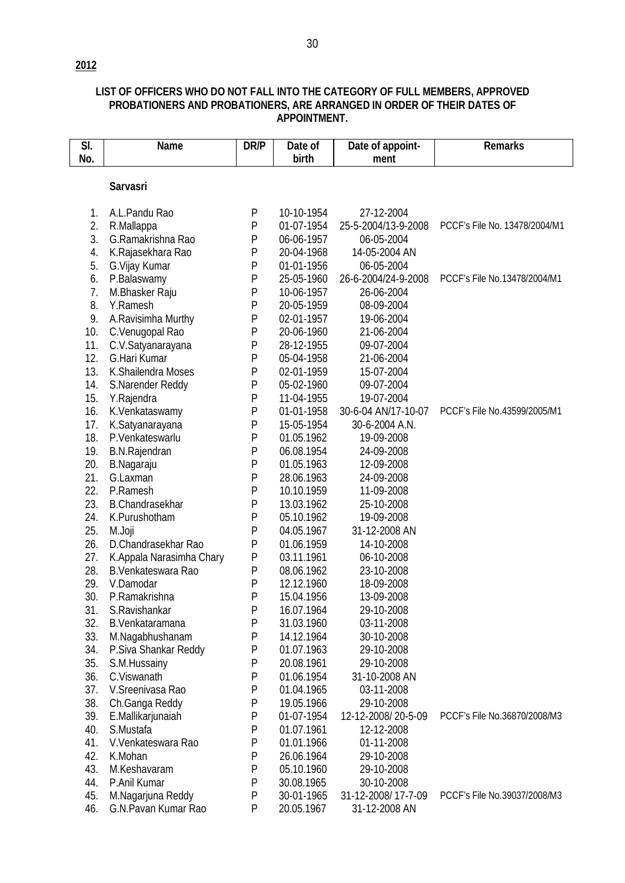**2012**

**LIST OF OFFICERS WHO DO NOT FALL INTO THE CATEGORY OF FULL MEMBERS, APPROVED PROBATIONERS AND PROBATIONERS, ARE ARRANGED IN ORDER OF THEIR DATES OF APPOINTMENT.**

| Sl. No. | Name | DR/P | Date of birth | Date of appoint-ment | Remarks |
|---|---|---|---|---|---|
| | **Sarvasri** | | | | |
| 1. | A.L.Pandu Rao | P | 10-10-1954 | 27-12-2004 | |
| 2. | R.Mallappa | P | 01-07-1954 | 25-5-2004/13-9-2008 | PCCF's File No. 13478/2004/M1 |
| 3. | G.Ramakrishna Rao | P | 06-06-1957 | 06-05-2004 | |
| 4. | K.Rajasekhara Rao | P | 20-04-1968 | 14-05-2004 AN | |
| 5. | G.Vijay Kumar | P | 01-01-1956 | 06-05-2004 | |
| 6. | P.Balaswamy | P | 25-05-1960 | 26-6-2004/24-9-2008 | PCCF's File No.13478/2004/M1 |
| 7. | M.Bhasker Raju | P | 10-06-1957 | 26-06-2004 | |
| 8. | Y.Ramesh | P | 20-05-1959 | 08-09-2004 | |
| 9. | A.Ravisimha Murthy | P | 02-01-1957 | 19-06-2004 | |
| 10. | C.Venugopal Rao | P | 20-06-1960 | 21-06-2004 | |
| 11. | C.V.Satyanarayana | P | 28-12-1955 | 09-07-2004 | |
| 12. | G.Hari Kumar | P | 05-04-1958 | 21-06-2004 | |
| 13. | K.Shailendra Moses | P | 02-01-1959 | 15-07-2004 | |
| 14. | S.Narender Reddy | P | 05-02-1960 | 09-07-2004 | |
| 15. | Y.Rajendra | P | 11-04-1955 | 19-07-2004 | |
| 16. | K.Venkataswamy | P | 01-01-1958 | 30-6-04 AN/17-10-07 | PCCF's File No.43599/2005/M1 |
| 17. | K.Satyanarayana | P | 15-05-1954 | 30-6-2004 A.N. | |
| 18. | P.Venkateswarlu | P | 01.05.1962 | 19-09-2008 | |
| 19. | B.N.Rajendran | P | 06.08.1954 | 24-09-2008 | |
| 20. | B.Nagaraju | P | 01.05.1963 | 12-09-2008 | |
| 21. | G.Laxman | P | 28.06.1963 | 24-09-2008 | |
| 22. | P.Ramesh | P | 10.10.1959 | 11-09-2008 | |
| 23. | B.Chandrasekhar | P | 13.03.1962 | 25-10-2008 | |
| 24. | K.Purushotham | P | 05.10.1962 | 19-09-2008 | |
| 25. | M.Joji | P | 04.05.1967 | 31-12-2008 AN | |
| 26. | D.Chandrasekhar Rao | P | 01.06.1959 | 14-10-2008 | |
| 27. | K.Appala Narasimha Chary | P | 03.11.1961 | 06-10-2008 | |
| 28. | B.Venkateswara Rao | P | 08.06.1962 | 23-10-2008 | |
| 29. | V.Damodar | P | 12.12.1960 | 18-09-2008 | |
| 30. | P.Ramakrishna | P | 15.04.1956 | 13-09-2008 | |
| 31. | S.Ravishankar | P | 16.07.1964 | 29-10-2008 | |
| 32. | B.Venkataramana | P | 31.03.1960 | 03-11-2008 | |
| 33. | M.Nagabhushanam | P | 14.12.1964 | 30-10-2008 | |
| 34. | P.Siva Shankar Reddy | P | 01.07.1963 | 29-10-2008 | |
| 35. | S.M.Hussainy | P | 20.08.1961 | 29-10-2008 | |
| 36. | C.Viswanath | P | 01.06.1954 | 31-10-2008 AN | |
| 37. | V.Sreenivasa Rao | P | 01.04.1965 | 03-11-2008 | |
| 38. | Ch.Ganga Reddy | P | 19.05.1966 | 29-10-2008 | |
| 39. | E.Mallikarjunaiah | P | 01-07-1954 | 12-12-2008/ 20-5-09 | PCCF's File No.36870/2008/M3 |
| 40. | S.Mustafa | P | 01.07.1961 | 12-12-2008 | |
| 41. | V.Venkateswara Rao | P | 01.01.1966 | 01-11-2008 | |
| 42. | K.Mohan | P | 26.06.1964 | 29-10-2008 | |
| 43. | M.Keshavaram | P | 05.10.1960 | 29-10-2008 | |
| 44. | P.Anil Kumar | P | 30.08.1965 | 30-10-2008 | |
| 45. | M.Nagarjuna Reddy | P | 30-01-1965 | 31-12-2008/ 17-7-09 | PCCF's File No.39037/2008/M3 |
| 46. | G.N.Pavan Kumar Rao | P | 20.05.1967 | 31-12-2008 AN | |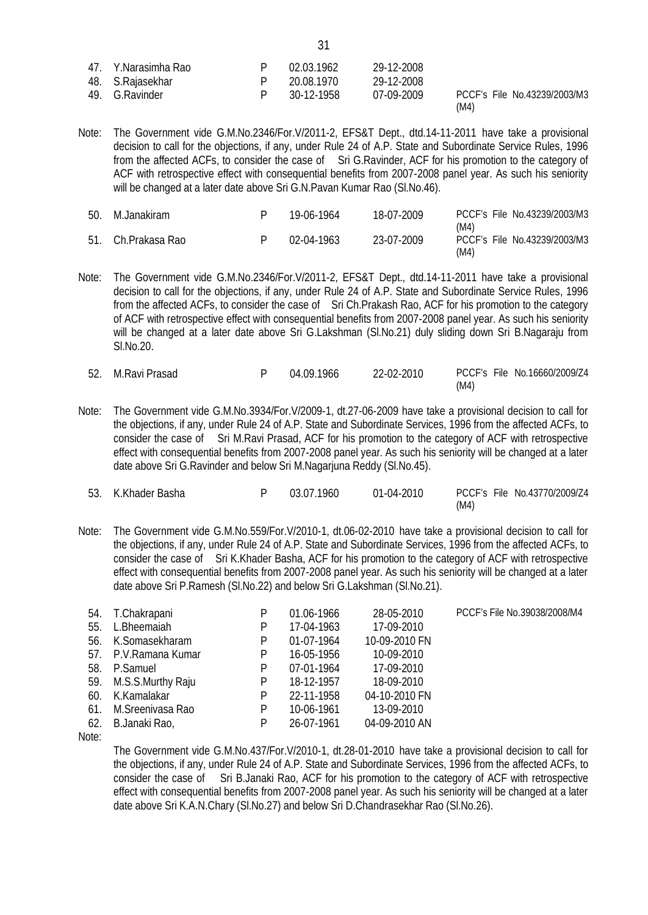| | | | | | |
|---|---|---|---|---|---|
| 47. | Y.Narasimha Rao | P | 02.03.1962 | 29-12-2008 | |
| 48. | S.Rajasekhar | P | 20.08.1970 | 29-12-2008 | |
| 49. | G.Ravinder | P | 30-12-1958 | 07-09-2009 | PCCF's File No.43239/2003/M3 (M4) |

Note: The Government vide G.M.No.2346/For.V/2011-2, EFS&T Dept., dtd.14-11-2011 have take a provisional decision to call for the objections, if any, under Rule 24 of A.P. State and Subordinate Service Rules, 1996 from the affected ACFs, to consider the case of Sri G.Ravinder, ACF for his promotion to the category of ACF with retrospective effect with consequential benefits from 2007-2008 panel year. As such his seniority will be changed at a later date above Sri G.N.Pavan Kumar Rao (Sl.No.46).

| | | | | | |
|---|---|---|---|---|---|
| 50. | M.Janakiram | P | 19-06-1964 | 18-07-2009 | PCCF's File No.43239/2003/M3 (M4) |
| 51. | Ch.Prakasa Rao | P | 02-04-1963 | 23-07-2009 | PCCF's File No.43239/2003/M3 (M4) |

Note: The Government vide G.M.No.2346/For.V/2011-2, EFS&T Dept., dtd.14-11-2011 have take a provisional decision to call for the objections, if any, under Rule 24 of A.P. State and Subordinate Service Rules, 1996 from the affected ACFs, to consider the case of Sri Ch.Prakash Rao, ACF for his promotion to the category of ACF with retrospective effect with consequential benefits from 2007-2008 panel year. As such his seniority will be changed at a later date above Sri G.Lakshman (Sl.No.21) duly sliding down Sri B.Nagaraju from Sl.No.20.

| | | | | | |
|---|---|---|---|---|---|
| 52. | M.Ravi Prasad | P | 04.09.1966 | 22-02-2010 | PCCF's File No.16660/2009/Z4 (M4) |

Note: The Government vide G.M.No.3934/For.V/2009-1, dt.27-06-2009 have take a provisional decision to call for the objections, if any, under Rule 24 of A.P. State and Subordinate Services, 1996 from the affected ACFs, to consider the case of Sri M.Ravi Prasad, ACF for his promotion to the category of ACF with retrospective effect with consequential benefits from 2007-2008 panel year. As such his seniority will be changed at a later date above Sri G.Ravinder and below Sri M.Nagarjuna Reddy (Sl.No.45).

| | | | | | |
|---|---|---|---|---|---|
| 53. | K.Khader Basha | P | 03.07.1960 | 01-04-2010 | PCCF's File No.43770/2009/Z4 (M4) |

Note: The Government vide G.M.No.559/For.V/2010-1, dt.06-02-2010 have take a provisional decision to call for the objections, if any, under Rule 24 of A.P. State and Subordinate Services, 1996 from the affected ACFs, to consider the case of Sri K.Khader Basha, ACF for his promotion to the category of ACF with retrospective effect with consequential benefits from 2007-2008 panel year. As such his seniority will be changed at a later date above Sri P.Ramesh (Sl.No.22) and below Sri G.Lakshman (Sl.No.21).

| | | | | | |
|---|---|---|---|---|---|
| 54. | T.Chakrapani | P | 01.06-1966 | 28-05-2010 | PCCF's File No.39038/2008/M4 |
| 55. | L.Bheemaiah | P | 17-04-1963 | 17-09-2010 | |
| 56. | K.Somasekharam | P | 01-07-1964 | 10-09-2010 FN | |
| 57. | P.V.Ramana Kumar | P | 16-05-1956 | 10-09-2010 | |
| 58. | P.Samuel | P | 07-01-1964 | 17-09-2010 | |
| 59. | M.S.S.Murthy Raju | P | 18-12-1957 | 18-09-2010 | |
| 60. | K.Kamalakar | P | 22-11-1958 | 04-10-2010 FN | |
| 61. | M.Sreenivasa Rao | P | 10-06-1961 | 13-09-2010 | |
| 62. | B.Janaki Rao, | P | 26-07-1961 | 04-09-2010 AN | |

Note:

The Government vide G.M.No.437/For.V/2010-1, dt.28-01-2010 have take a provisional decision to call for the objections, if any, under Rule 24 of A.P. State and Subordinate Services, 1996 from the affected ACFs, to consider the case of Sri B.Janaki Rao, ACF for his promotion to the category of ACF with retrospective effect with consequential benefits from 2007-2008 panel year. As such his seniority will be changed at a later date above Sri K.A.N.Chary (Sl.No.27) and below Sri D.Chandrasekhar Rao (Sl.No.26).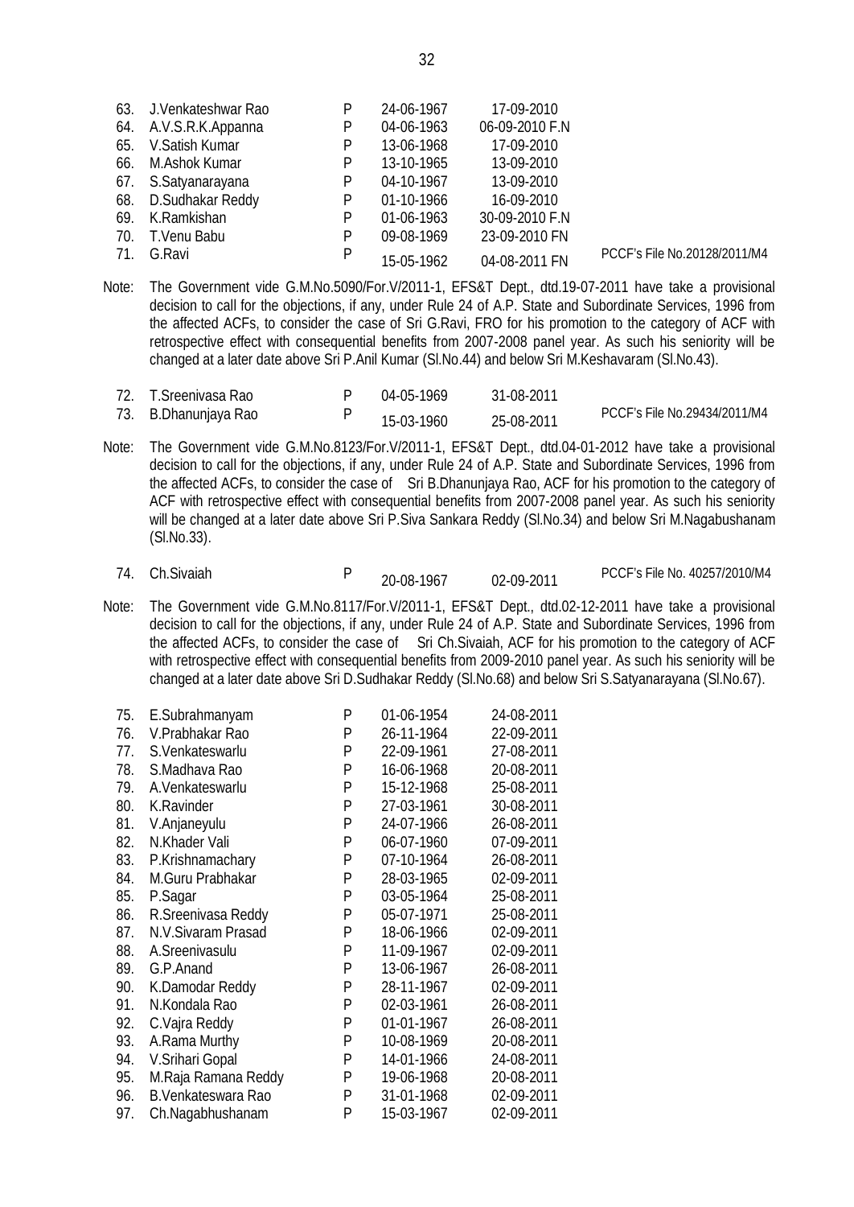| | | | | | |
|---|---|---|---|---|---|
| 63. | J.Venkateshwar Rao | P | 24-06-1967 | 17-09-2010 | |
| 64. | A.V.S.R.K.Appanna | P | 04-06-1963 | 06-09-2010 F.N | |
| 65. | V.Satish Kumar | P | 13-06-1968 | 17-09-2010 | |
| 66. | M.Ashok Kumar | P | 13-10-1965 | 13-09-2010 | |
| 67. | S.Satyanarayana | P | 04-10-1967 | 13-09-2010 | |
| 68. | D.Sudhakar Reddy | P | 01-10-1966 | 16-09-2010 | |
| 69. | K.Ramkishan | P | 01-06-1963 | 30-09-2010 F.N | |
| 70. | T.Venu Babu | P | 09-08-1969 | 23-09-2010 FN | |
| 71. | G.Ravi | P | 15-05-1962 | 04-08-2011 FN | PCCF's File No.20128/2011/M4 |

Note: The Government vide G.M.No.5090/For.V/2011-1, EFS&T Dept., dtd.19-07-2011 have take a provisional decision to call for the objections, if any, under Rule 24 of A.P. State and Subordinate Services, 1996 from the affected ACFs, to consider the case of Sri G.Ravi, FRO for his promotion to the category of ACF with retrospective effect with consequential benefits from 2007-2008 panel year. As such his seniority will be changed at a later date above Sri P.Anil Kumar (Sl.No.44) and below Sri M.Keshavaram (Sl.No.43).

| | | | | | |
|---|---|---|---|---|---|
| 72. | T.Sreenivasa Rao | P | 04-05-1969 | 31-08-2011 | |
| 73. | B.Dhanunjaya Rao | P | 15-03-1960 | 25-08-2011 | PCCF's File No.29434/2011/M4 |

Note: The Government vide G.M.No.8123/For.V/2011-1, EFS&T Dept., dtd.04-01-2012 have take a provisional decision to call for the objections, if any, under Rule 24 of A.P. State and Subordinate Services, 1996 from the affected ACFs, to consider the case of Sri B.Dhanunjaya Rao, ACF for his promotion to the category of ACF with retrospective effect with consequential benefits from 2007-2008 panel year. As such his seniority will be changed at a later date above Sri P.Siva Sankara Reddy (Sl.No.34) and below Sri M.Nagabushanam (Sl.No.33).

| | | | | | |
|---|---|---|---|---|---|
| 74. | Ch.Sivaiah | P | 20-08-1967 | 02-09-2011 | PCCF's File No. 40257/2010/M4 |

Note: The Government vide G.M.No.8117/For.V/2011-1, EFS&T Dept., dtd.02-12-2011 have take a provisional decision to call for the objections, if any, under Rule 24 of A.P. State and Subordinate Services, 1996 from the affected ACFs, to consider the case of Sri Ch.Sivaiah, ACF for his promotion to the category of ACF with retrospective effect with consequential benefits from 2009-2010 panel year. As such his seniority will be changed at a later date above Sri D.Sudhakar Reddy (Sl.No.68) and below Sri S.Satyanarayana (Sl.No.67).

| | | | | |
|---|---|---|---|---|
| 75. | E.Subrahmanyam | P | 01-06-1954 | 24-08-2011 |
| 76. | V.Prabhakar Rao | P | 26-11-1964 | 22-09-2011 |
| 77. | S.Venkateswarlu | P | 22-09-1961 | 27-08-2011 |
| 78. | S.Madhava Rao | P | 16-06-1968 | 20-08-2011 |
| 79. | A.Venkateswarlu | P | 15-12-1968 | 25-08-2011 |
| 80. | K.Ravinder | P | 27-03-1961 | 30-08-2011 |
| 81. | V.Anjaneyulu | P | 24-07-1966 | 26-08-2011 |
| 82. | N.Khader Vali | P | 06-07-1960 | 07-09-2011 |
| 83. | P.Krishnamachary | P | 07-10-1964 | 26-08-2011 |
| 84. | M.Guru Prabhakar | P | 28-03-1965 | 02-09-2011 |
| 85. | P.Sagar | P | 03-05-1964 | 25-08-2011 |
| 86. | R.Sreenivasa Reddy | P | 05-07-1971 | 25-08-2011 |
| 87. | N.V.Sivaram Prasad | P | 18-06-1966 | 02-09-2011 |
| 88. | A.Sreenivasulu | P | 11-09-1967 | 02-09-2011 |
| 89. | G.P.Anand | P | 13-06-1967 | 26-08-2011 |
| 90. | K.Damodar Reddy | P | 28-11-1967 | 02-09-2011 |
| 91. | N.Kondala Rao | P | 02-03-1961 | 26-08-2011 |
| 92. | C.Vajra Reddy | P | 01-01-1967 | 26-08-2011 |
| 93. | A.Rama Murthy | P | 10-08-1969 | 20-08-2011 |
| 94. | V.Srihari Gopal | P | 14-01-1966 | 24-08-2011 |
| 95. | M.Raja Ramana Reddy | P | 19-06-1968 | 20-08-2011 |
| 96. | B.Venkateswara Rao | P | 31-01-1968 | 02-09-2011 |
| 97. | Ch.Nagabhushanam | P | 15-03-1967 | 02-09-2011 |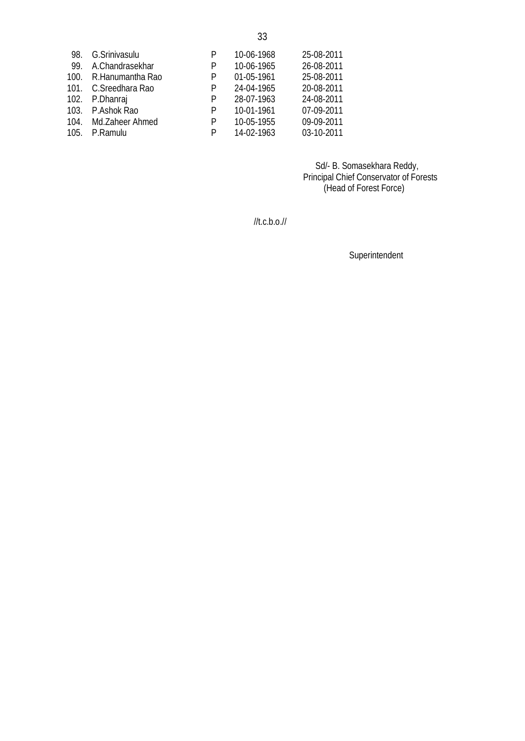| | | | | |
|---|---|---|---|---|
| 98. | G.Srinivasulu | P | 10-06-1968 | 25-08-2011 |
| 99. | A.Chandrasekhar | P | 10-06-1965 | 26-08-2011 |
| 100. | R.Hanumantha Rao | P | 01-05-1961 | 25-08-2011 |
| 101. | C.Sreedhara Rao | P | 24-04-1965 | 20-08-2011 |
| 102. | P.Dhanraj | P | 28-07-1963 | 24-08-2011 |
| 103. | P.Ashok Rao | P | 10-01-1961 | 07-09-2011 |
| 104. | Md.Zaheer Ahmed | P | 10-05-1955 | 09-09-2011 |
| 105. | P.Ramulu | P | 14-02-1963 | 03-10-2011 |

Sd/- B. Somasekhara Reddy,
Principal Chief Conservator of Forests
(Head of Forest Force)

//t.c.b.o.//

Superintendent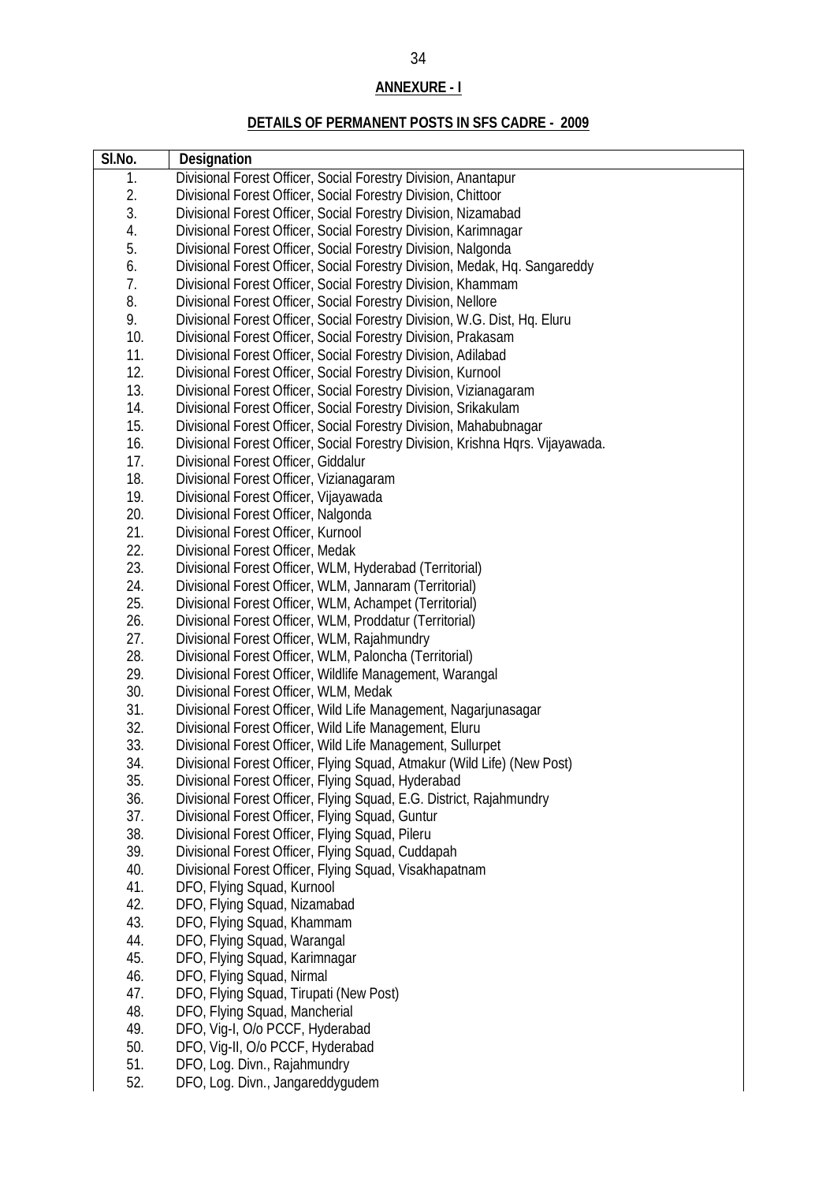**ANNEXURE - I**

**DETAILS OF PERMANENT POSTS IN SFS CADRE - 2009**

| Sl.No. | Designation |
|---|---|
| 1. | Divisional Forest Officer, Social Forestry Division, Anantapur |
| 2. | Divisional Forest Officer, Social Forestry Division, Chittoor |
| 3. | Divisional Forest Officer, Social Forestry Division, Nizamabad |
| 4. | Divisional Forest Officer, Social Forestry Division, Karimnagar |
| 5. | Divisional Forest Officer, Social Forestry Division, Nalgonda |
| 6. | Divisional Forest Officer, Social Forestry Division, Medak, Hq. Sangareddy |
| 7. | Divisional Forest Officer, Social Forestry Division, Khammam |
| 8. | Divisional Forest Officer, Social Forestry Division, Nellore |
| 9. | Divisional Forest Officer, Social Forestry Division, W.G. Dist, Hq. Eluru |
| 10. | Divisional Forest Officer, Social Forestry Division, Prakasam |
| 11. | Divisional Forest Officer, Social Forestry Division, Adilabad |
| 12. | Divisional Forest Officer, Social Forestry Division, Kurnool |
| 13. | Divisional Forest Officer, Social Forestry Division, Vizianagaram |
| 14. | Divisional Forest Officer, Social Forestry Division, Srikakulam |
| 15. | Divisional Forest Officer, Social Forestry Division, Mahabubnagar |
| 16. | Divisional Forest Officer, Social Forestry Division, Krishna Hqrs. Vijayawada. |
| 17. | Divisional Forest Officer, Giddalur |
| 18. | Divisional Forest Officer, Vizianagaram |
| 19. | Divisional Forest Officer, Vijayawada |
| 20. | Divisional Forest Officer, Nalgonda |
| 21. | Divisional Forest Officer, Kurnool |
| 22. | Divisional Forest Officer, Medak |
| 23. | Divisional Forest Officer, WLM, Hyderabad (Territorial) |
| 24. | Divisional Forest Officer, WLM, Jannaram (Territorial) |
| 25. | Divisional Forest Officer, WLM, Achampet (Territorial) |
| 26. | Divisional Forest Officer, WLM, Proddatur (Territorial) |
| 27. | Divisional Forest Officer, WLM, Rajahmundry |
| 28. | Divisional Forest Officer, WLM, Paloncha (Territorial) |
| 29. | Divisional Forest Officer, Wildlife Management, Warangal |
| 30. | Divisional Forest Officer, WLM, Medak |
| 31. | Divisional Forest Officer, Wild Life Management, Nagarjunasagar |
| 32. | Divisional Forest Officer, Wild Life Management, Eluru |
| 33. | Divisional Forest Officer, Wild Life Management, Sullurpet |
| 34. | Divisional Forest Officer, Flying Squad, Atmakur (Wild Life) (New Post) |
| 35. | Divisional Forest Officer, Flying Squad, Hyderabad |
| 36. | Divisional Forest Officer, Flying Squad, E.G. District, Rajahmundry |
| 37. | Divisional Forest Officer, Flying Squad, Guntur |
| 38. | Divisional Forest Officer, Flying Squad, Pileru |
| 39. | Divisional Forest Officer, Flying Squad, Cuddapah |
| 40. | Divisional Forest Officer, Flying Squad, Visakhapatnam |
| 41. | DFO, Flying Squad, Kurnool |
| 42. | DFO, Flying Squad, Nizamabad |
| 43. | DFO, Flying Squad, Khammam |
| 44. | DFO, Flying Squad, Warangal |
| 45. | DFO, Flying Squad, Karimnagar |
| 46. | DFO, Flying Squad, Nirmal |
| 47. | DFO, Flying Squad, Tirupati (New Post) |
| 48. | DFO, Flying Squad, Mancherial |
| 49. | DFO, Vig-I, O/o PCCF, Hyderabad |
| 50. | DFO, Vig-II, O/o PCCF, Hyderabad |
| 51. | DFO, Log. Divn., Rajahmundry |
| 52. | DFO, Log. Divn., Jangareddygudem |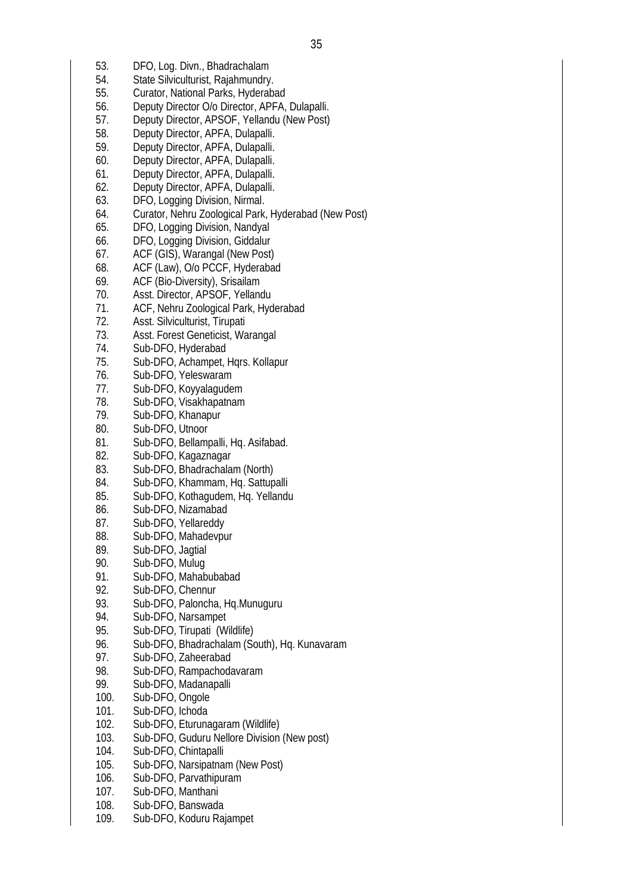53. DFO, Log. Divn., Bhadrachalam
54. State Silviculturist, Rajahmundry.
55. Curator, National Parks, Hyderabad
56. Deputy Director O/o Director, APFA, Dulapalli.
57. Deputy Director, APSOF, Yellandu (New Post)
58. Deputy Director, APFA, Dulapalli.
59. Deputy Director, APFA, Dulapalli.
60. Deputy Director, APFA, Dulapalli.
61. Deputy Director, APFA, Dulapalli.
62. Deputy Director, APFA, Dulapalli.
63. DFO, Logging Division, Nirmal.
64. Curator, Nehru Zoological Park, Hyderabad (New Post)
65. DFO, Logging Division, Nandyal
66. DFO, Logging Division, Giddalur
67. ACF (GIS), Warangal (New Post)
68. ACF (Law), O/o PCCF, Hyderabad
69. ACF (Bio-Diversity), Srisailam
70. Asst. Director, APSOF, Yellandu
71. ACF, Nehru Zoological Park, Hyderabad
72. Asst. Silviculturist, Tirupati
73. Asst. Forest Geneticist, Warangal
74. Sub-DFO, Hyderabad
75. Sub-DFO, Achampet, Hqrs. Kollapur
76. Sub-DFO, Yeleswaram
77. Sub-DFO, Koyyalagudem
78. Sub-DFO, Visakhapatnam
79. Sub-DFO, Khanapur
80. Sub-DFO, Utnoor
81. Sub-DFO, Bellampalli, Hq. Asifabad.
82. Sub-DFO, Kagaznagar
83. Sub-DFO, Bhadrachalam (North)
84. Sub-DFO, Khammam, Hq. Sattupalli
85. Sub-DFO, Kothagudem, Hq. Yellandu
86. Sub-DFO, Nizamabad
87. Sub-DFO, Yellareddy
88. Sub-DFO, Mahadevpur
89. Sub-DFO, Jagtial
90. Sub-DFO, Mulug
91. Sub-DFO, Mahabubabad
92. Sub-DFO, Chennur
93. Sub-DFO, Paloncha, Hq.Munuguru
94. Sub-DFO, Narsampet
95. Sub-DFO, Tirupati (Wildlife)
96. Sub-DFO, Bhadrachalam (South), Hq. Kunavaram
97. Sub-DFO, Zaheerabad
98. Sub-DFO, Rampachodavaram
99. Sub-DFO, Madanapalli
100. Sub-DFO, Ongole
101. Sub-DFO, Ichoda
102. Sub-DFO, Eturunagaram (Wildlife)
103. Sub-DFO, Guduru Nellore Division (New post)
104. Sub-DFO, Chintapalli
105. Sub-DFO, Narsipatnam (New Post)
106. Sub-DFO, Parvathipuram
107. Sub-DFO, Manthani
108. Sub-DFO, Banswada
109. Sub-DFO, Koduru Rajampet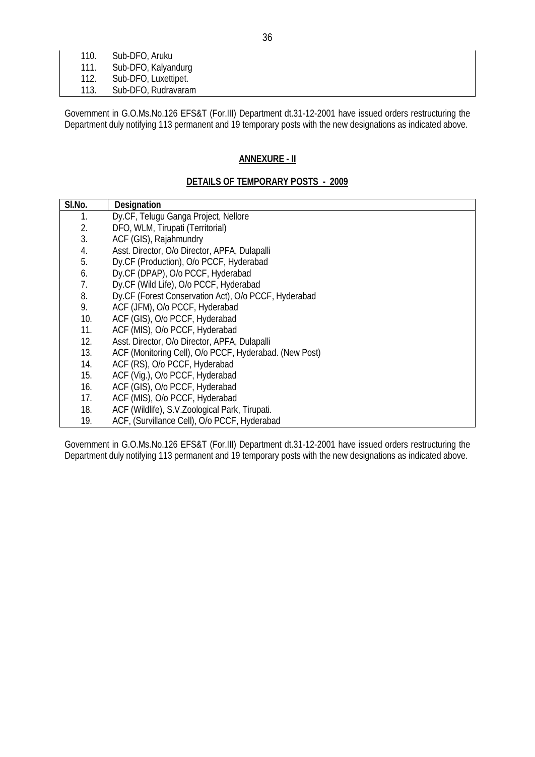| | |
|---|---|
| 110. | Sub-DFO, Aruku |
| 111. | Sub-DFO, Kalyandurg |
| 112. | Sub-DFO, Luxettipet. |
| 113. | Sub-DFO, Rudravaram |

Government in G.O.Ms.No.126 EFS&T (For.III) Department dt.31-12-2001 have issued orders restructuring the Department duly notifying 113 permanent and 19 temporary posts with the new designations as indicated above.

## ANNEXURE - II

### DETAILS OF TEMPORARY POSTS - 2009

| Sl.No. | Designation |
|---|---|
| 1. | Dy.CF, Telugu Ganga Project, Nellore |
| 2. | DFO, WLM, Tirupati (Territorial) |
| 3. | ACF (GIS), Rajahmundry |
| 4. | Asst. Director, O/o Director, APFA, Dulapalli |
| 5. | Dy.CF (Production), O/o PCCF, Hyderabad |
| 6. | Dy.CF (DPAP), O/o PCCF, Hyderabad |
| 7. | Dy.CF (Wild Life), O/o PCCF, Hyderabad |
| 8. | Dy.CF (Forest Conservation Act), O/o PCCF, Hyderabad |
| 9. | ACF (JFM), O/o PCCF, Hyderabad |
| 10. | ACF (GIS), O/o PCCF, Hyderabad |
| 11. | ACF (MIS), O/o PCCF, Hyderabad |
| 12. | Asst. Director, O/o Director, APFA, Dulapalli |
| 13. | ACF (Monitoring Cell), O/o PCCF, Hyderabad. (New Post) |
| 14. | ACF (RS), O/o PCCF, Hyderabad |
| 15. | ACF (Vig.), O/o PCCF, Hyderabad |
| 16. | ACF (GIS), O/o PCCF, Hyderabad |
| 17. | ACF (MIS), O/o PCCF, Hyderabad |
| 18. | ACF (Wildlife), S.V.Zoological Park, Tirupati. |
| 19. | ACF, (Survillance Cell), O/o PCCF, Hyderabad |

Government in G.O.Ms.No.126 EFS&T (For.III) Department dt.31-12-2001 have issued orders restructuring the Department duly notifying 113 permanent and 19 temporary posts with the new designations as indicated above.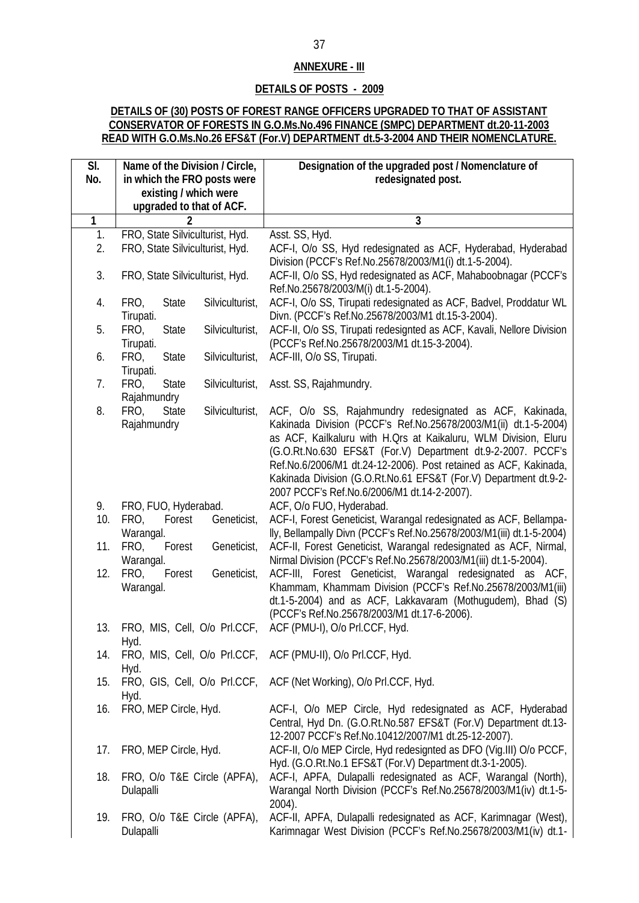**ANNEXURE - III**

**DETAILS OF POSTS - 2009**

**DETAILS OF (30) POSTS OF FOREST RANGE OFFICERS UPGRADED TO THAT OF ASSISTANT CONSERVATOR OF FORESTS IN G.O.Ms.No.496 FINANCE (SMPC) DEPARTMENT dt.20-11-2003 READ WITH G.O.Ms.No.26 EFS&T (For.V) DEPARTMENT dt.5-3-2004 AND THEIR NOMENCLATURE.**

| Sl. No. | Name of the Division / Circle, in which the FRO posts were existing / which were upgraded to that of ACF. | Designation of the upgraded post / Nomenclature of redesignated post. |
|---|---|---|
| 1 | 2 | 3 |
| 1. | FRO, State Silviculturist, Hyd. | Asst. SS, Hyd. |
| 2. | FRO, State Silviculturist, Hyd. | ACF-I, O/o SS, Hyd redesignated as ACF, Hyderabad, Hyderabad Division (PCCF's Ref.No.25678/2003/M1(i) dt.1-5-2004). |
| 3. | FRO, State Silviculturist, Hyd. | ACF-II, O/o SS, Hyd redesignated as ACF, Mahaboobnagar (PCCF's Ref.No.25678/2003/M(i) dt.1-5-2004). |
| 4. | FRO, State Silviculturist, Tirupati. | ACF-I, O/o SS, Tirupati redesignated as ACF, Badvel, Proddatur WL Divn. (PCCF's Ref.No.25678/2003/M1 dt.15-3-2004). |
| 5. | FRO, State Silviculturist, Tirupati. | ACF-II, O/o SS, Tirupati redesignted as ACF, Kavali, Nellore Division (PCCF's Ref.No.25678/2003/M1 dt.15-3-2004). |
| 6. | FRO, State Silviculturist, Tirupati. | ACF-III, O/o SS, Tirupati. |
| 7. | FRO, State Silviculturist, Rajahmundry | Asst. SS, Rajahmundry. |
| 8. | FRO, State Silviculturist, Rajahmundry | ACF, O/o SS, Rajahmundry redesignated as ACF, Kakinada, Kakinada Division (PCCF's Ref.No.25678/2003/M1(ii) dt.1-5-2004) as ACF, Kailkaluru with H.Qrs at Kaikaluru, WLM Division, Eluru (G.O.Rt.No.630 EFS&T (For.V) Department dt.9-2-2007. PCCF's Ref.No.6/2006/M1 dt.24-12-2006). Post retained as ACF, Kakinada, Kakinada Division (G.O.Rt.No.61 EFS&T (For.V) Department dt.9-2-2007 PCCF's Ref.No.6/2006/M1 dt.14-2-2007). |
| 9. | FRO, FUO, Hyderabad. | ACF, O/o FUO, Hyderabad. |
| 10. | FRO, Forest Geneticist, Warangal. | ACF-I, Forest Geneticist, Warangal redesignated as ACF, Bellampally, Bellampally Divn (PCCF's Ref.No.25678/2003/M1(iii) dt.1-5-2004) |
| 11. | FRO, Forest Geneticist, Warangal. | ACF-II, Forest Geneticist, Warangal redesignated as ACF, Nirmal, Nirmal Division (PCCF's Ref.No.25678/2003/M1(iii) dt.1-5-2004). |
| 12. | FRO, Forest Geneticist, Warangal. | ACF-III, Forest Geneticist, Warangal redesignated as ACF, Khammam, Khammam Division (PCCF's Ref.No.25678/2003/M1(iii) dt.1-5-2004) and as ACF, Lakkavaram (Mothugudem), Bhad (S) (PCCF's Ref.No.25678/2003/M1 dt.17-6-2006). |
| 13. | FRO, MIS, Cell, O/o Prl.CCF, Hyd. | ACF (PMU-I), O/o Prl.CCF, Hyd. |
| 14. | FRO, MIS, Cell, O/o Prl.CCF, Hyd. | ACF (PMU-II), O/o Prl.CCF, Hyd. |
| 15. | FRO, GIS, Cell, O/o Prl.CCF, Hyd. | ACF (Net Working), O/o Prl.CCF, Hyd. |
| 16. | FRO, MEP Circle, Hyd. | ACF-I, O/o MEP Circle, Hyd redesignated as ACF, Hyderabad Central, Hyd Dn. (G.O.Rt.No.587 EFS&T (For.V) Department dt.13-12-2007 PCCF's Ref.No.10412/2007/M1 dt.25-12-2007). |
| 17. | FRO, MEP Circle, Hyd. | ACF-II, O/o MEP Circle, Hyd redesignted as DFO (Vig.III) O/o PCCF, Hyd. (G.O.Rt.No.1 EFS&T (For.V) Department dt.3-1-2005). |
| 18. | FRO, O/o T&E Circle (APFA), Dulapalli | ACF-I, APFA, Dulapalli redesignated as ACF, Warangal (North), Warangal North Division (PCCF's Ref.No.25678/2003/M1(iv) dt.1-5-2004). |
| 19. | FRO, O/o T&E Circle (APFA), Dulapalli | ACF-II, APFA, Dulapalli redesignated as ACF, Karimnagar (West), Karimnagar West Division (PCCF's Ref.No.25678/2003/M1(iv) dt.1- |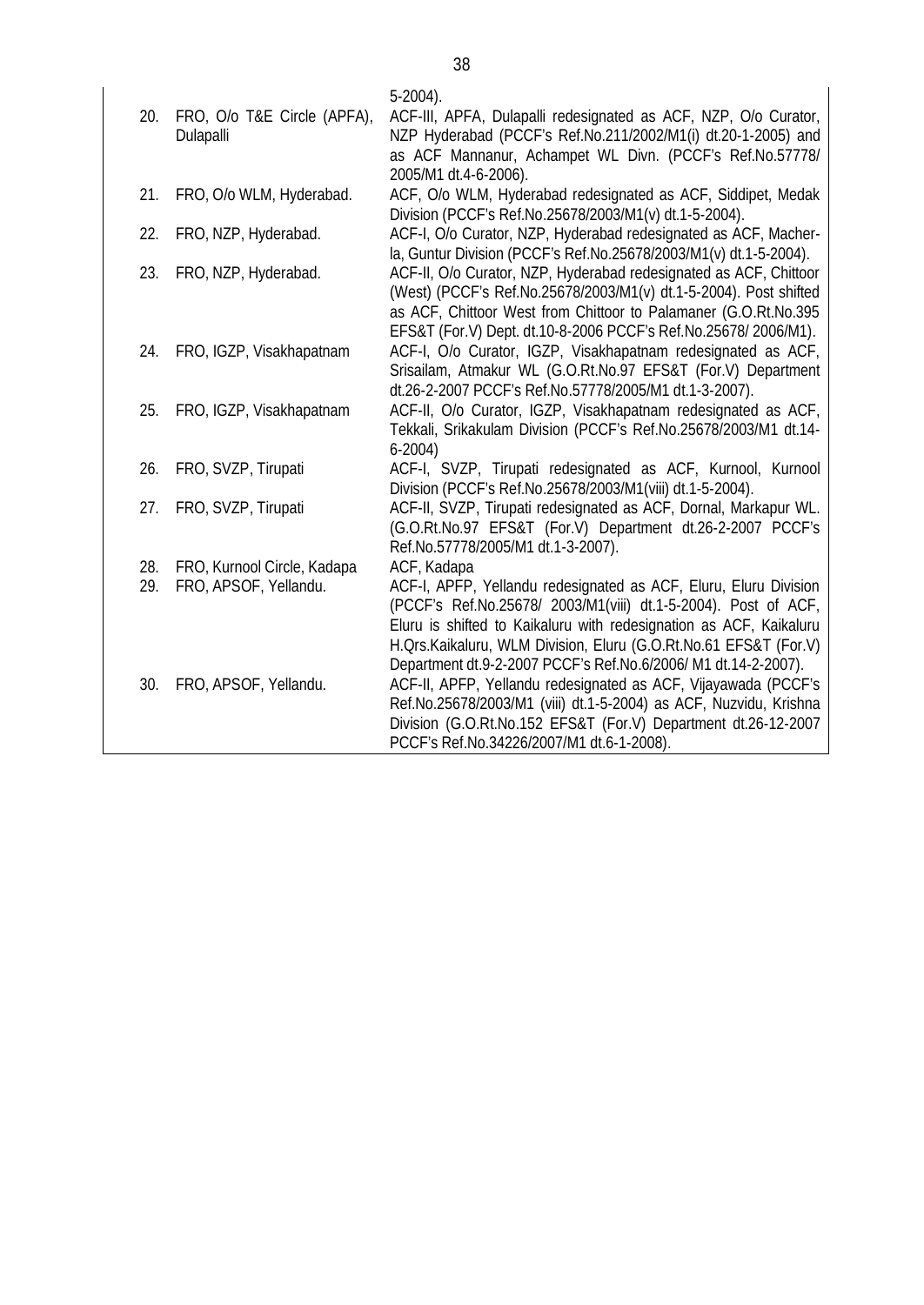|  |  |  |
|---|---|---|
|  |  | 5-2004). |
| 20. | FRO, O/o T&E Circle (APFA), Dulapalli | ACF-III, APFA, Dulapalli redesignated as ACF, NZP, O/o Curator, NZP Hyderabad (PCCF's Ref.No.211/2002/M1(i) dt.20-1-2005) and as ACF Mannanur, Achampet WL Divn. (PCCF's Ref.No.57778/ 2005/M1 dt.4-6-2006). |
| 21. | FRO, O/o WLM, Hyderabad. | ACF, O/o WLM, Hyderabad redesignated as ACF, Siddipet, Medak Division (PCCF's Ref.No.25678/2003/M1(v) dt.1-5-2004). |
| 22. | FRO, NZP, Hyderabad. | ACF-I, O/o Curator, NZP, Hyderabad redesignated as ACF, Macher-la, Guntur Division (PCCF's Ref.No.25678/2003/M1(v) dt.1-5-2004). |
| 23. | FRO, NZP, Hyderabad. | ACF-II, O/o Curator, NZP, Hyderabad redesignated as ACF, Chittoor (West) (PCCF's Ref.No.25678/2003/M1(v) dt.1-5-2004). Post shifted as ACF, Chittoor West from Chittoor to Palamaner (G.O.Rt.No.395 EFS&T (For.V) Dept. dt.10-8-2006 PCCF's Ref.No.25678/ 2006/M1). |
| 24. | FRO, IGZP, Visakhapatnam | ACF-I, O/o Curator, IGZP, Visakhapatnam redesignated as ACF, Srisailam, Atmakur WL (G.O.Rt.No.97 EFS&T (For.V) Department dt.26-2-2007 PCCF's Ref.No.57778/2005/M1 dt.1-3-2007). |
| 25. | FRO, IGZP, Visakhapatnam | ACF-II, O/o Curator, IGZP, Visakhapatnam redesignated as ACF, Tekkali, Srikakulam Division (PCCF's Ref.No.25678/2003/M1 dt.14-6-2004) |
| 26. | FRO, SVZP, Tirupati | ACF-I, SVZP, Tirupati redesignated as ACF, Kurnool, Kurnool Division (PCCF's Ref.No.25678/2003/M1(viii) dt.1-5-2004). |
| 27. | FRO, SVZP, Tirupati | ACF-II, SVZP, Tirupati redesignated as ACF, Dornal, Markapur WL. (G.O.Rt.No.97 EFS&T (For.V) Department dt.26-2-2007 PCCF's Ref.No.57778/2005/M1 dt.1-3-2007). |
| 28. | FRO, Kurnool Circle, Kadapa | ACF, Kadapa |
| 29. | FRO, APSOF, Yellandu. | ACF-I, APFP, Yellandu redesignated as ACF, Eluru, Eluru Division (PCCF's Ref.No.25678/ 2003/M1(viii) dt.1-5-2004). Post of ACF, Eluru is shifted to Kaikaluru with redesignation as ACF, Kaikaluru H.Qrs.Kaikaluru, WLM Division, Eluru (G.O.Rt.No.61 EFS&T (For.V) Department dt.9-2-2007 PCCF's Ref.No.6/2006/ M1 dt.14-2-2007). |
| 30. | FRO, APSOF, Yellandu. | ACF-II, APFP, Yellandu redesignated as ACF, Vijayawada (PCCF's Ref.No.25678/2003/M1 (viii) dt.1-5-2004) as ACF, Nuzvidu, Krishna Division (G.O.Rt.No.152 EFS&T (For.V) Department dt.26-12-2007 PCCF's Ref.No.34226/2007/M1 dt.6-1-2008). |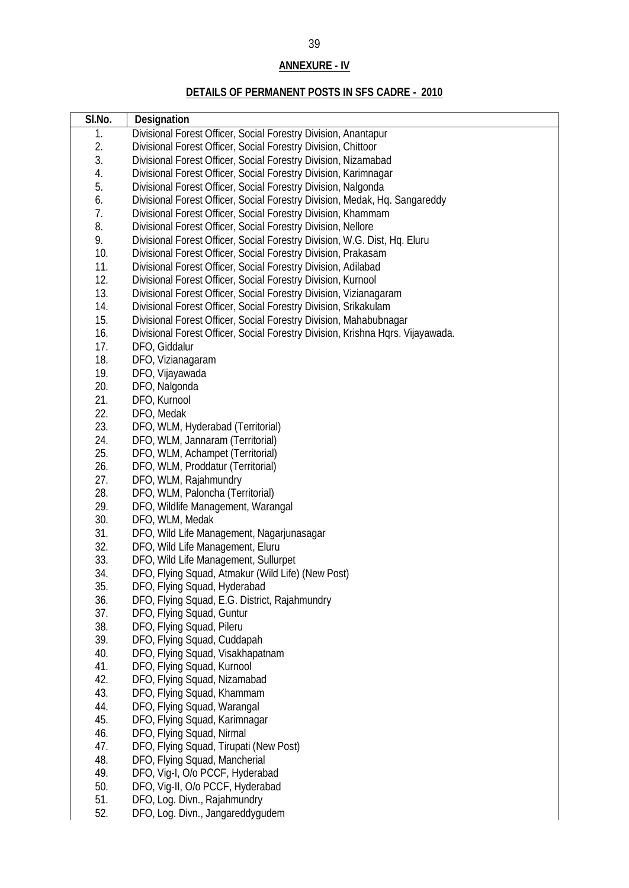## ANNEXURE - IV

### DETAILS OF PERMANENT POSTS IN SFS CADRE - 2010

| Sl.No. | Designation |
|---|---|
| 1. | Divisional Forest Officer, Social Forestry Division, Anantapur |
| 2. | Divisional Forest Officer, Social Forestry Division, Chittoor |
| 3. | Divisional Forest Officer, Social Forestry Division, Nizamabad |
| 4. | Divisional Forest Officer, Social Forestry Division, Karimnagar |
| 5. | Divisional Forest Officer, Social Forestry Division, Nalgonda |
| 6. | Divisional Forest Officer, Social Forestry Division, Medak, Hq. Sangareddy |
| 7. | Divisional Forest Officer, Social Forestry Division, Khammam |
| 8. | Divisional Forest Officer, Social Forestry Division, Nellore |
| 9. | Divisional Forest Officer, Social Forestry Division, W.G. Dist, Hq. Eluru |
| 10. | Divisional Forest Officer, Social Forestry Division, Prakasam |
| 11. | Divisional Forest Officer, Social Forestry Division, Adilabad |
| 12. | Divisional Forest Officer, Social Forestry Division, Kurnool |
| 13. | Divisional Forest Officer, Social Forestry Division, Vizianagaram |
| 14. | Divisional Forest Officer, Social Forestry Division, Srikakulam |
| 15. | Divisional Forest Officer, Social Forestry Division, Mahabubnagar |
| 16. | Divisional Forest Officer, Social Forestry Division, Krishna Hqrs. Vijayawada. |
| 17. | DFO, Giddalur |
| 18. | DFO, Vizianagaram |
| 19. | DFO, Vijayawada |
| 20. | DFO, Nalgonda |
| 21. | DFO, Kurnool |
| 22. | DFO, Medak |
| 23. | DFO, WLM, Hyderabad (Territorial) |
| 24. | DFO, WLM, Jannaram (Territorial) |
| 25. | DFO, WLM, Achampet (Territorial) |
| 26. | DFO, WLM, Proddatur (Territorial) |
| 27. | DFO, WLM, Rajahmundry |
| 28. | DFO, WLM, Paloncha (Territorial) |
| 29. | DFO, Wildlife Management, Warangal |
| 30. | DFO, WLM, Medak |
| 31. | DFO, Wild Life Management, Nagarjunasagar |
| 32. | DFO, Wild Life Management, Eluru |
| 33. | DFO, Wild Life Management, Sullurpet |
| 34. | DFO, Flying Squad, Atmakur (Wild Life) (New Post) |
| 35. | DFO, Flying Squad, Hyderabad |
| 36. | DFO, Flying Squad, E.G. District, Rajahmundry |
| 37. | DFO, Flying Squad, Guntur |
| 38. | DFO, Flying Squad, Pileru |
| 39. | DFO, Flying Squad, Cuddapah |
| 40. | DFO, Flying Squad, Visakhapatnam |
| 41. | DFO, Flying Squad, Kurnool |
| 42. | DFO, Flying Squad, Nizamabad |
| 43. | DFO, Flying Squad, Khammam |
| 44. | DFO, Flying Squad, Warangal |
| 45. | DFO, Flying Squad, Karimnagar |
| 46. | DFO, Flying Squad, Nirmal |
| 47. | DFO, Flying Squad, Tirupati (New Post) |
| 48. | DFO, Flying Squad, Mancherial |
| 49. | DFO, Vig-I, O/o PCCF, Hyderabad |
| 50. | DFO, Vig-II, O/o PCCF, Hyderabad |
| 51. | DFO, Log. Divn., Rajahmundry |
| 52. | DFO, Log. Divn., Jangareddygudem |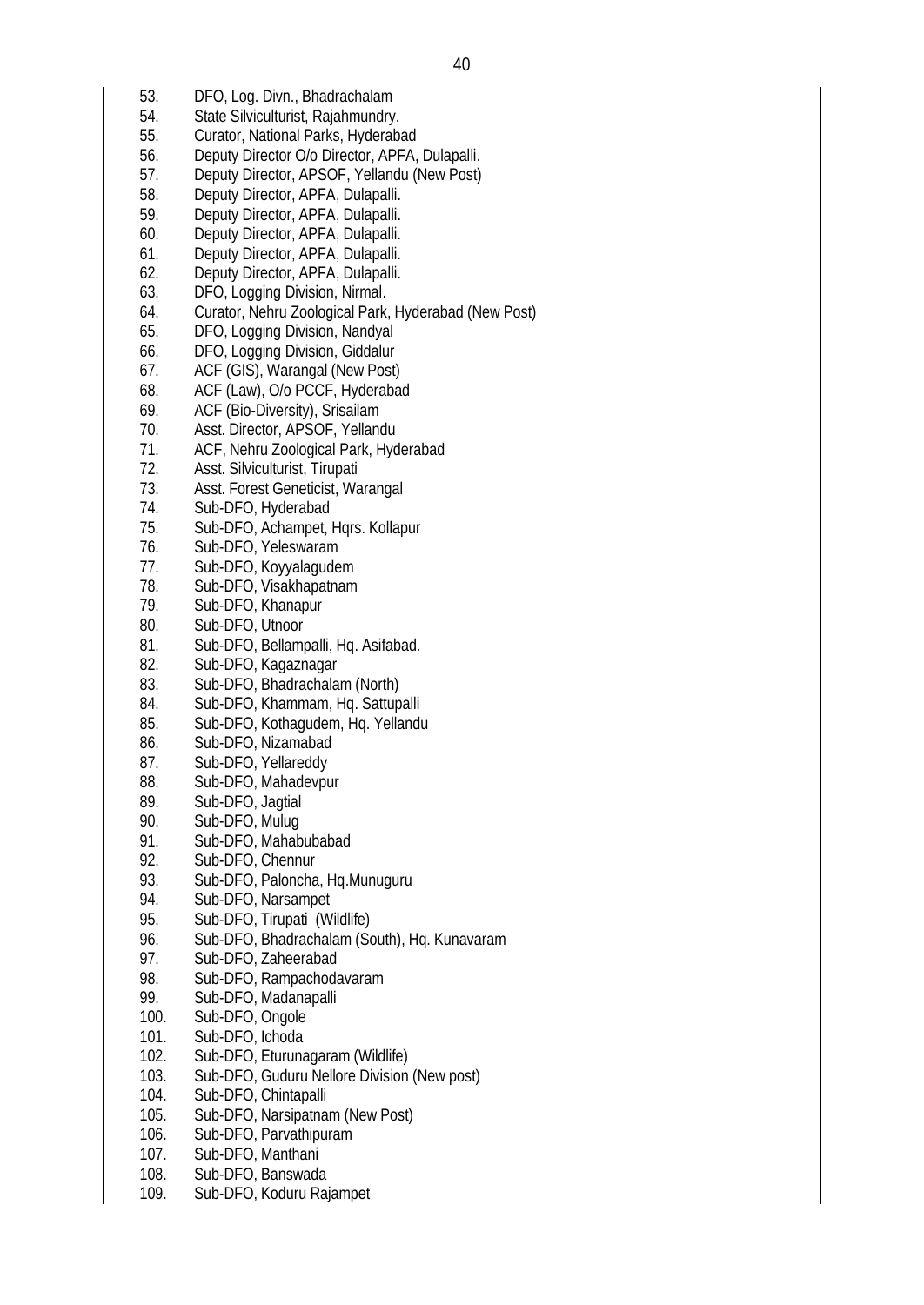53. DFO, Log. Divn., Bhadrachalam
54. State Silviculturist, Rajahmundry.
55. Curator, National Parks, Hyderabad
56. Deputy Director O/o Director, APFA, Dulapalli.
57. Deputy Director, APSOF, Yellandu (New Post)
58. Deputy Director, APFA, Dulapalli.
59. Deputy Director, APFA, Dulapalli.
60. Deputy Director, APFA, Dulapalli.
61. Deputy Director, APFA, Dulapalli.
62. Deputy Director, APFA, Dulapalli.
63. DFO, Logging Division, Nirmal.
64. Curator, Nehru Zoological Park, Hyderabad (New Post)
65. DFO, Logging Division, Nandyal
66. DFO, Logging Division, Giddalur
67. ACF (GIS), Warangal (New Post)
68. ACF (Law), O/o PCCF, Hyderabad
69. ACF (Bio-Diversity), Srisailam
70. Asst. Director, APSOF, Yellandu
71. ACF, Nehru Zoological Park, Hyderabad
72. Asst. Silviculturist, Tirupati
73. Asst. Forest Geneticist, Warangal
74. Sub-DFO, Hyderabad
75. Sub-DFO, Achampet, Hqrs. Kollapur
76. Sub-DFO, Yeleswaram
77. Sub-DFO, Koyyalagudem
78. Sub-DFO, Visakhapatnam
79. Sub-DFO, Khanapur
80. Sub-DFO, Utnoor
81. Sub-DFO, Bellampalli, Hq. Asifabad.
82. Sub-DFO, Kagaznagar
83. Sub-DFO, Bhadrachalam (North)
84. Sub-DFO, Khammam, Hq. Sattupalli
85. Sub-DFO, Kothagudem, Hq. Yellandu
86. Sub-DFO, Nizamabad
87. Sub-DFO, Yellareddy
88. Sub-DFO, Mahadevpur
89. Sub-DFO, Jagtial
90. Sub-DFO, Mulug
91. Sub-DFO, Mahabubabad
92. Sub-DFO, Chennur
93. Sub-DFO, Paloncha, Hq.Munuguru
94. Sub-DFO, Narsampet
95. Sub-DFO, Tirupati (Wildlife)
96. Sub-DFO, Bhadrachalam (South), Hq. Kunavaram
97. Sub-DFO, Zaheerabad
98. Sub-DFO, Rampachodavaram
99. Sub-DFO, Madanapalli
100. Sub-DFO, Ongole
101. Sub-DFO, Ichoda
102. Sub-DFO, Eturunagaram (Wildlife)
103. Sub-DFO, Guduru Nellore Division (New post)
104. Sub-DFO, Chintapalli
105. Sub-DFO, Narsipatnam (New Post)
106. Sub-DFO, Parvathipuram
107. Sub-DFO, Manthani
108. Sub-DFO, Banswada
109. Sub-DFO, Koduru Rajampet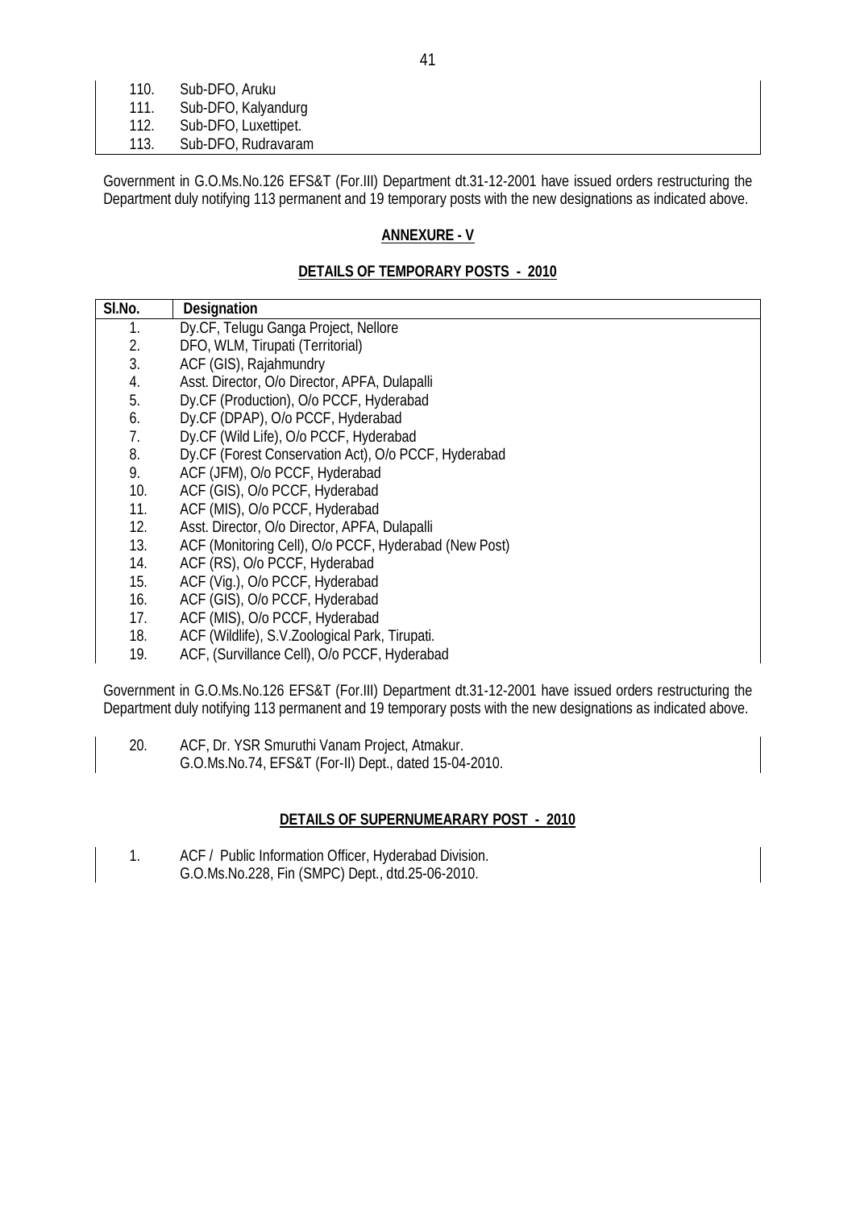| | |
|---|---|
| 110. | Sub-DFO, Aruku |
| 111. | Sub-DFO, Kalyandurg |
| 112. | Sub-DFO, Luxettipet. |
| 113. | Sub-DFO, Rudravaram |

Government in G.O.Ms.No.126 EFS&T (For.III) Department dt.31-12-2001 have issued orders restructuring the Department duly notifying 113 permanent and 19 temporary posts with the new designations as indicated above.

## ANNEXURE - V

### DETAILS OF TEMPORARY POSTS - 2010

| Sl.No. | Designation |
|---|---|
| 1. | Dy.CF, Telugu Ganga Project, Nellore |
| 2. | DFO, WLM, Tirupati (Territorial) |
| 3. | ACF (GIS), Rajahmundry |
| 4. | Asst. Director, O/o Director, APFA, Dulapalli |
| 5. | Dy.CF (Production), O/o PCCF, Hyderabad |
| 6. | Dy.CF (DPAP), O/o PCCF, Hyderabad |
| 7. | Dy.CF (Wild Life), O/o PCCF, Hyderabad |
| 8. | Dy.CF (Forest Conservation Act), O/o PCCF, Hyderabad |
| 9. | ACF (JFM), O/o PCCF, Hyderabad |
| 10. | ACF (GIS), O/o PCCF, Hyderabad |
| 11. | ACF (MIS), O/o PCCF, Hyderabad |
| 12. | Asst. Director, O/o Director, APFA, Dulapalli |
| 13. | ACF (Monitoring Cell), O/o PCCF, Hyderabad (New Post) |
| 14. | ACF (RS), O/o PCCF, Hyderabad |
| 15. | ACF (Vig.), O/o PCCF, Hyderabad |
| 16. | ACF (GIS), O/o PCCF, Hyderabad |
| 17. | ACF (MIS), O/o PCCF, Hyderabad |
| 18. | ACF (Wildlife), S.V.Zoological Park, Tirupati. |
| 19. | ACF, (Survillance Cell), O/o PCCF, Hyderabad |

Government in G.O.Ms.No.126 EFS&T (For.III) Department dt.31-12-2001 have issued orders restructuring the Department duly notifying 113 permanent and 19 temporary posts with the new designations as indicated above.

| | |
|---|---|
| 20. | ACF, Dr. YSR Smuruthi Vanam Project, Atmakur.<br>G.O.Ms.No.74, EFS&T (For-II) Dept., dated 15-04-2010. |

### DETAILS OF SUPERNUMEARARY POST - 2010

| | |
|---|---|
| 1. | ACF / Public Information Officer, Hyderabad Division.<br>G.O.Ms.No.228, Fin (SMPC) Dept., dtd.25-06-2010. |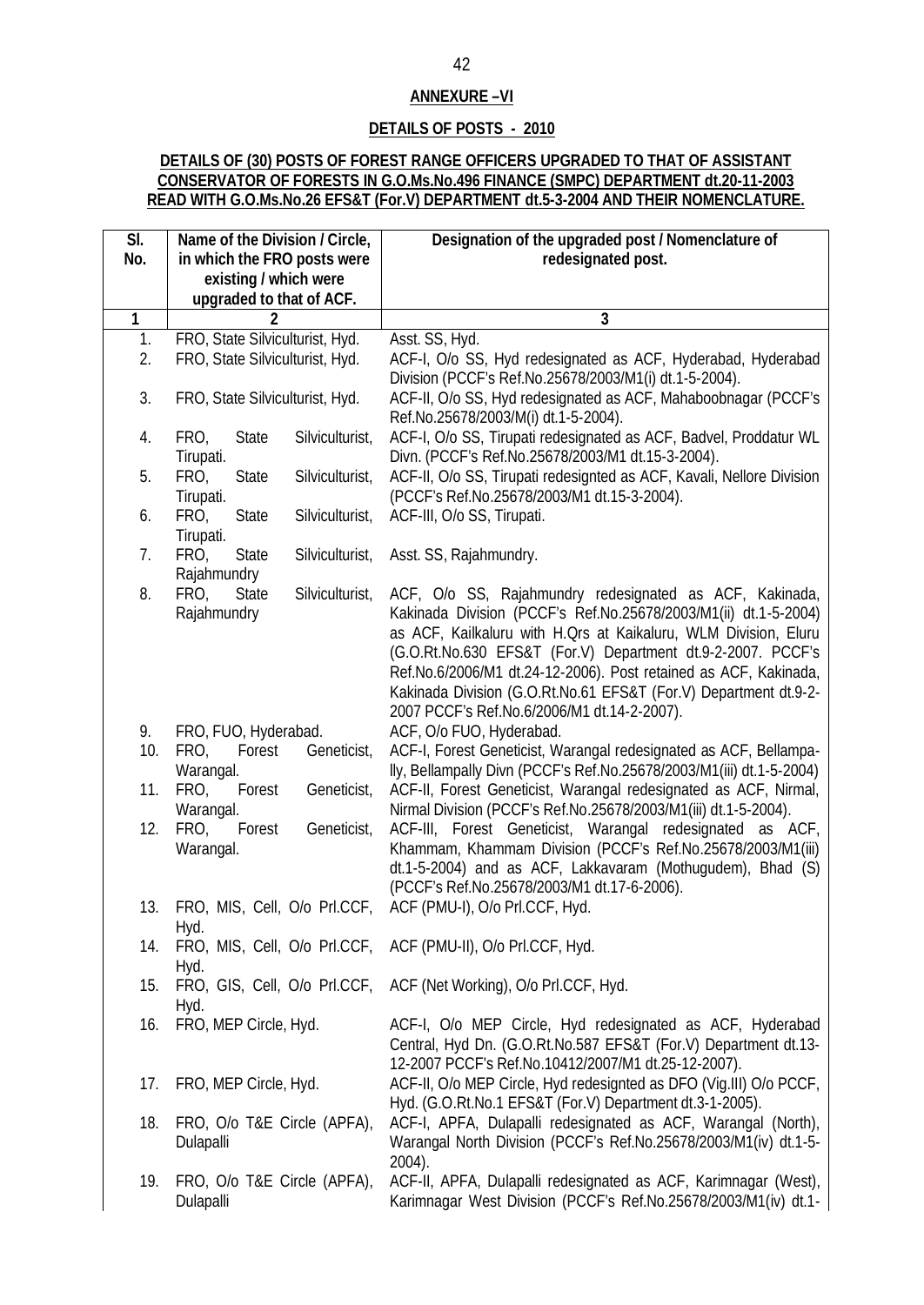**ANNEXURE –VI**

**DETAILS OF POSTS - 2010**

**DETAILS OF (30) POSTS OF FOREST RANGE OFFICERS UPGRADED TO THAT OF ASSISTANT CONSERVATOR OF FORESTS IN G.O.Ms.No.496 FINANCE (SMPC) DEPARTMENT dt.20-11-2003 READ WITH G.O.Ms.No.26 EFS&T (For.V) DEPARTMENT dt.5-3-2004 AND THEIR NOMENCLATURE.**

| Sl. No. | Name of the Division / Circle, in which the FRO posts were existing / which were upgraded to that of ACF. | Designation of the upgraded post / Nomenclature of redesignated post. |
|---|---|---|
| 1 | 2 | 3 |
| 1. | FRO, State Silviculturist, Hyd. | Asst. SS, Hyd. |
| 2. | FRO, State Silviculturist, Hyd. | ACF-I, O/o SS, Hyd redesignated as ACF, Hyderabad, Hyderabad Division (PCCF's Ref.No.25678/2003/M1(i) dt.1-5-2004). |
| 3. | FRO, State Silviculturist, Hyd. | ACF-II, O/o SS, Hyd redesignated as ACF, Mahaboobnagar (PCCF's Ref.No.25678/2003/M(i) dt.1-5-2004). |
| 4. | FRO, State Silviculturist, Tirupati. | ACF-I, O/o SS, Tirupati redesignated as ACF, Badvel, Proddatur WL Divn. (PCCF's Ref.No.25678/2003/M1 dt.15-3-2004). |
| 5. | FRO, State Silviculturist, Tirupati. | ACF-II, O/o SS, Tirupati redesignted as ACF, Kavali, Nellore Division (PCCF's Ref.No.25678/2003/M1 dt.15-3-2004). |
| 6. | FRO, State Silviculturist, Tirupati. | ACF-III, O/o SS, Tirupati. |
| 7. | FRO, State Silviculturist, Rajahmundry | Asst. SS, Rajahmundry. |
| 8. | FRO, State Silviculturist, Rajahmundry | ACF, O/o SS, Rajahmundry redesignated as ACF, Kakinada, Kakinada Division (PCCF's Ref.No.25678/2003/M1(ii) dt.1-5-2004) as ACF, Kailkaluru with H.Qrs at Kaikaluru, WLM Division, Eluru (G.O.Rt.No.630 EFS&T (For.V) Department dt.9-2-2007. PCCF's Ref.No.6/2006/M1 dt.24-12-2006). Post retained as ACF, Kakinada, Kakinada Division (G.O.Rt.No.61 EFS&T (For.V) Department dt.9-2-2007 PCCF's Ref.No.6/2006/M1 dt.14-2-2007). |
| 9. | FRO, FUO, Hyderabad. | ACF, O/o FUO, Hyderabad. |
| 10. | FRO, Forest Geneticist, Warangal. | ACF-I, Forest Geneticist, Warangal redesignated as ACF, Bellampally, Bellampally Divn (PCCF's Ref.No.25678/2003/M1(iii) dt.1-5-2004) |
| 11. | FRO, Forest Geneticist, Warangal. | ACF-II, Forest Geneticist, Warangal redesignated as ACF, Nirmal, Nirmal Division (PCCF's Ref.No.25678/2003/M1(iii) dt.1-5-2004). |
| 12. | FRO, Forest Geneticist, Warangal. | ACF-III, Forest Geneticist, Warangal redesignated as ACF, Khammam, Khammam Division (PCCF's Ref.No.25678/2003/M1(iii) dt.1-5-2004) and as ACF, Lakkavaram (Mothugudem), Bhad (S) (PCCF's Ref.No.25678/2003/M1 dt.17-6-2006). |
| 13. | FRO, MIS, Cell, O/o Prl.CCF, Hyd. | ACF (PMU-I), O/o Prl.CCF, Hyd. |
| 14. | FRO, MIS, Cell, O/o Prl.CCF, Hyd. | ACF (PMU-II), O/o Prl.CCF, Hyd. |
| 15. | FRO, GIS, Cell, O/o Prl.CCF, Hyd. | ACF (Net Working), O/o Prl.CCF, Hyd. |
| 16. | FRO, MEP Circle, Hyd. | ACF-I, O/o MEP Circle, Hyd redesignated as ACF, Hyderabad Central, Hyd Dn. (G.O.Rt.No.587 EFS&T (For.V) Department dt.13-12-2007 PCCF's Ref.No.10412/2007/M1 dt.25-12-2007). |
| 17. | FRO, MEP Circle, Hyd. | ACF-II, O/o MEP Circle, Hyd redesignted as DFO (Vig.III) O/o PCCF, Hyd. (G.O.Rt.No.1 EFS&T (For.V) Department dt.3-1-2005). |
| 18. | FRO, O/o T&E Circle (APFA), Dulapalli | ACF-I, APFA, Dulapalli redesignated as ACF, Warangal (North), Warangal North Division (PCCF's Ref.No.25678/2003/M1(iv) dt.1-5-2004). |
| 19. | FRO, O/o T&E Circle (APFA), Dulapalli | ACF-II, APFA, Dulapalli redesignated as ACF, Karimnagar (West), Karimnagar West Division (PCCF's Ref.No.25678/2003/M1(iv) dt.1- |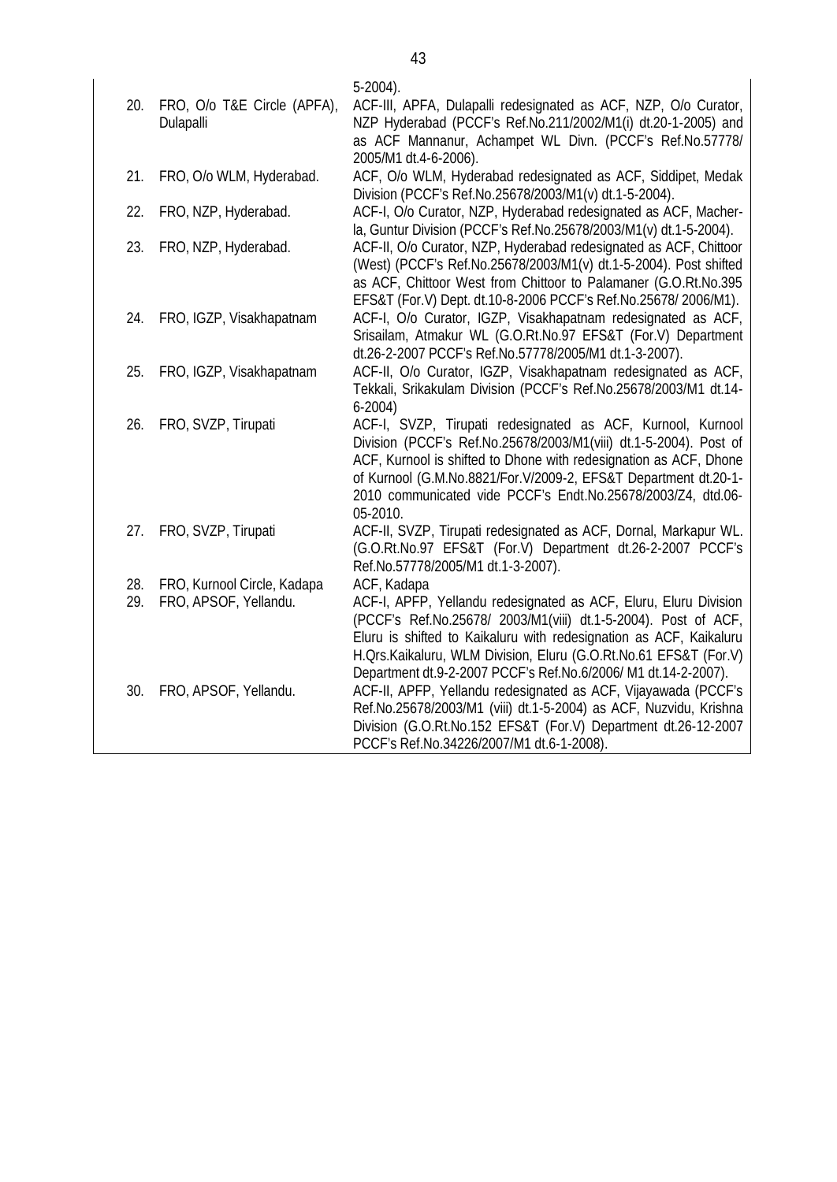| | | |
|---|---|---|
| | | 5-2004). |
| 20. | FRO, O/o T&E Circle (APFA), Dulapalli | ACF-III, APFA, Dulapalli redesignated as ACF, NZP, O/o Curator, NZP Hyderabad (PCCF's Ref.No.211/2002/M1(i) dt.20-1-2005) and as ACF Mannanur, Achampet WL Divn. (PCCF's Ref.No.57778/ 2005/M1 dt.4-6-2006). |
| 21. | FRO, O/o WLM, Hyderabad. | ACF, O/o WLM, Hyderabad redesignated as ACF, Siddipet, Medak Division (PCCF's Ref.No.25678/2003/M1(v) dt.1-5-2004). |
| 22. | FRO, NZP, Hyderabad. | ACF-I, O/o Curator, NZP, Hyderabad redesignated as ACF, Macher-la, Guntur Division (PCCF's Ref.No.25678/2003/M1(v) dt.1-5-2004). |
| 23. | FRO, NZP, Hyderabad. | ACF-II, O/o Curator, NZP, Hyderabad redesignated as ACF, Chittoor (West) (PCCF's Ref.No.25678/2003/M1(v) dt.1-5-2004). Post shifted as ACF, Chittoor West from Chittoor to Palamaner (G.O.Rt.No.395 EFS&T (For.V) Dept. dt.10-8-2006 PCCF's Ref.No.25678/ 2006/M1). |
| 24. | FRO, IGZP, Visakhapatnam | ACF-I, O/o Curator, IGZP, Visakhapatnam redesignated as ACF, Srisailam, Atmakur WL (G.O.Rt.No.97 EFS&T (For.V) Department dt.26-2-2007 PCCF's Ref.No.57778/2005/M1 dt.1-3-2007). |
| 25. | FRO, IGZP, Visakhapatnam | ACF-II, O/o Curator, IGZP, Visakhapatnam redesignated as ACF, Tekkali, Srikakulam Division (PCCF's Ref.No.25678/2003/M1 dt.14-6-2004) |
| 26. | FRO, SVZP, Tirupati | ACF-I, SVZP, Tirupati redesignated as ACF, Kurnool, Kurnool Division (PCCF's Ref.No.25678/2003/M1(viii) dt.1-5-2004). Post of ACF, Kurnool is shifted to Dhone with redesignation as ACF, Dhone of Kurnool (G.M.No.8821/For.V/2009-2, EFS&T Department dt.20-1-2010 communicated vide PCCF's Endt.No.25678/2003/Z4, dtd.06-05-2010. |
| 27. | FRO, SVZP, Tirupati | ACF-II, SVZP, Tirupati redesignated as ACF, Dornal, Markapur WL. (G.O.Rt.No.97 EFS&T (For.V) Department dt.26-2-2007 PCCF's Ref.No.57778/2005/M1 dt.1-3-2007). |
| 28. | FRO, Kurnool Circle, Kadapa | ACF, Kadapa |
| 29. | FRO, APSOF, Yellandu. | ACF-I, APFP, Yellandu redesignated as ACF, Eluru, Eluru Division (PCCF's Ref.No.25678/ 2003/M1(viii) dt.1-5-2004). Post of ACF, Eluru is shifted to Kaikaluru with redesignation as ACF, Kaikaluru H.Qrs.Kaikaluru, WLM Division, Eluru (G.O.Rt.No.61 EFS&T (For.V) Department dt.9-2-2007 PCCF's Ref.No.6/2006/ M1 dt.14-2-2007). |
| 30. | FRO, APSOF, Yellandu. | ACF-II, APFP, Yellandu redesignated as ACF, Vijayawada (PCCF's Ref.No.25678/2003/M1 (viii) dt.1-5-2004) as ACF, Nuzvidu, Krishna Division (G.O.Rt.No.152 EFS&T (For.V) Department dt.26-12-2007 PCCF's Ref.No.34226/2007/M1 dt.6-1-2008). |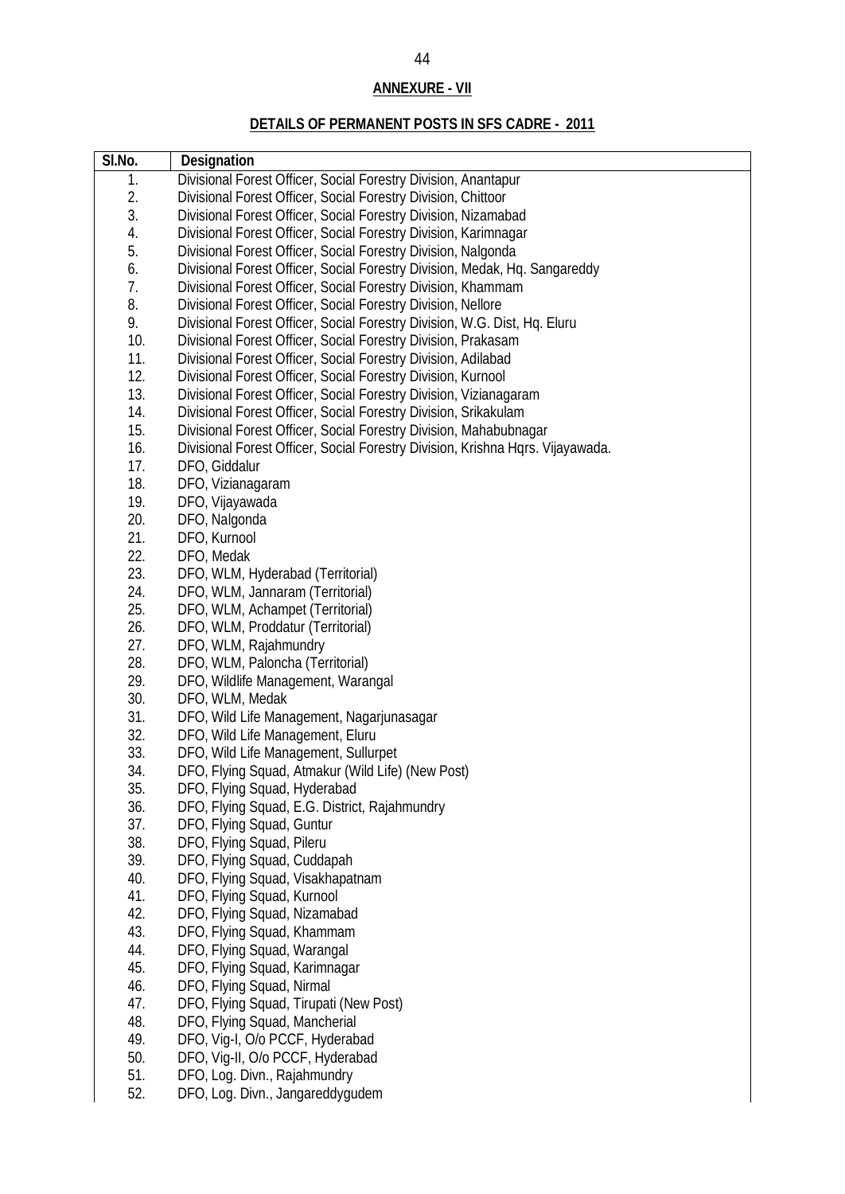**ANNEXURE - VII**

**DETAILS OF PERMANENT POSTS IN SFS CADRE - 2011**

| Sl.No. | Designation |
|---|---|
| 1. | Divisional Forest Officer, Social Forestry Division, Anantapur |
| 2. | Divisional Forest Officer, Social Forestry Division, Chittoor |
| 3. | Divisional Forest Officer, Social Forestry Division, Nizamabad |
| 4. | Divisional Forest Officer, Social Forestry Division, Karimnagar |
| 5. | Divisional Forest Officer, Social Forestry Division, Nalgonda |
| 6. | Divisional Forest Officer, Social Forestry Division, Medak, Hq. Sangareddy |
| 7. | Divisional Forest Officer, Social Forestry Division, Khammam |
| 8. | Divisional Forest Officer, Social Forestry Division, Nellore |
| 9. | Divisional Forest Officer, Social Forestry Division, W.G. Dist, Hq. Eluru |
| 10. | Divisional Forest Officer, Social Forestry Division, Prakasam |
| 11. | Divisional Forest Officer, Social Forestry Division, Adilabad |
| 12. | Divisional Forest Officer, Social Forestry Division, Kurnool |
| 13. | Divisional Forest Officer, Social Forestry Division, Vizianagaram |
| 14. | Divisional Forest Officer, Social Forestry Division, Srikakulam |
| 15. | Divisional Forest Officer, Social Forestry Division, Mahabubnagar |
| 16. | Divisional Forest Officer, Social Forestry Division, Krishna Hqrs. Vijayawada. |
| 17. | DFO, Giddalur |
| 18. | DFO, Vizianagaram |
| 19. | DFO, Vijayawada |
| 20. | DFO, Nalgonda |
| 21. | DFO, Kurnool |
| 22. | DFO, Medak |
| 23. | DFO, WLM, Hyderabad (Territorial) |
| 24. | DFO, WLM, Jannaram (Territorial) |
| 25. | DFO, WLM, Achampet (Territorial) |
| 26. | DFO, WLM, Proddatur (Territorial) |
| 27. | DFO, WLM, Rajahmundry |
| 28. | DFO, WLM, Paloncha (Territorial) |
| 29. | DFO, Wildlife Management, Warangal |
| 30. | DFO, WLM, Medak |
| 31. | DFO, Wild Life Management, Nagarjunasagar |
| 32. | DFO, Wild Life Management, Eluru |
| 33. | DFO, Wild Life Management, Sullurpet |
| 34. | DFO, Flying Squad, Atmakur (Wild Life) (New Post) |
| 35. | DFO, Flying Squad, Hyderabad |
| 36. | DFO, Flying Squad, E.G. District, Rajahmundry |
| 37. | DFO, Flying Squad, Guntur |
| 38. | DFO, Flying Squad, Pileru |
| 39. | DFO, Flying Squad, Cuddapah |
| 40. | DFO, Flying Squad, Visakhapatnam |
| 41. | DFO, Flying Squad, Kurnool |
| 42. | DFO, Flying Squad, Nizamabad |
| 43. | DFO, Flying Squad, Khammam |
| 44. | DFO, Flying Squad, Warangal |
| 45. | DFO, Flying Squad, Karimnagar |
| 46. | DFO, Flying Squad, Nirmal |
| 47. | DFO, Flying Squad, Tirupati (New Post) |
| 48. | DFO, Flying Squad, Mancherial |
| 49. | DFO, Vig-I, O/o PCCF, Hyderabad |
| 50. | DFO, Vig-II, O/o PCCF, Hyderabad |
| 51. | DFO, Log. Divn., Rajahmundry |
| 52. | DFO, Log. Divn., Jangareddygudem |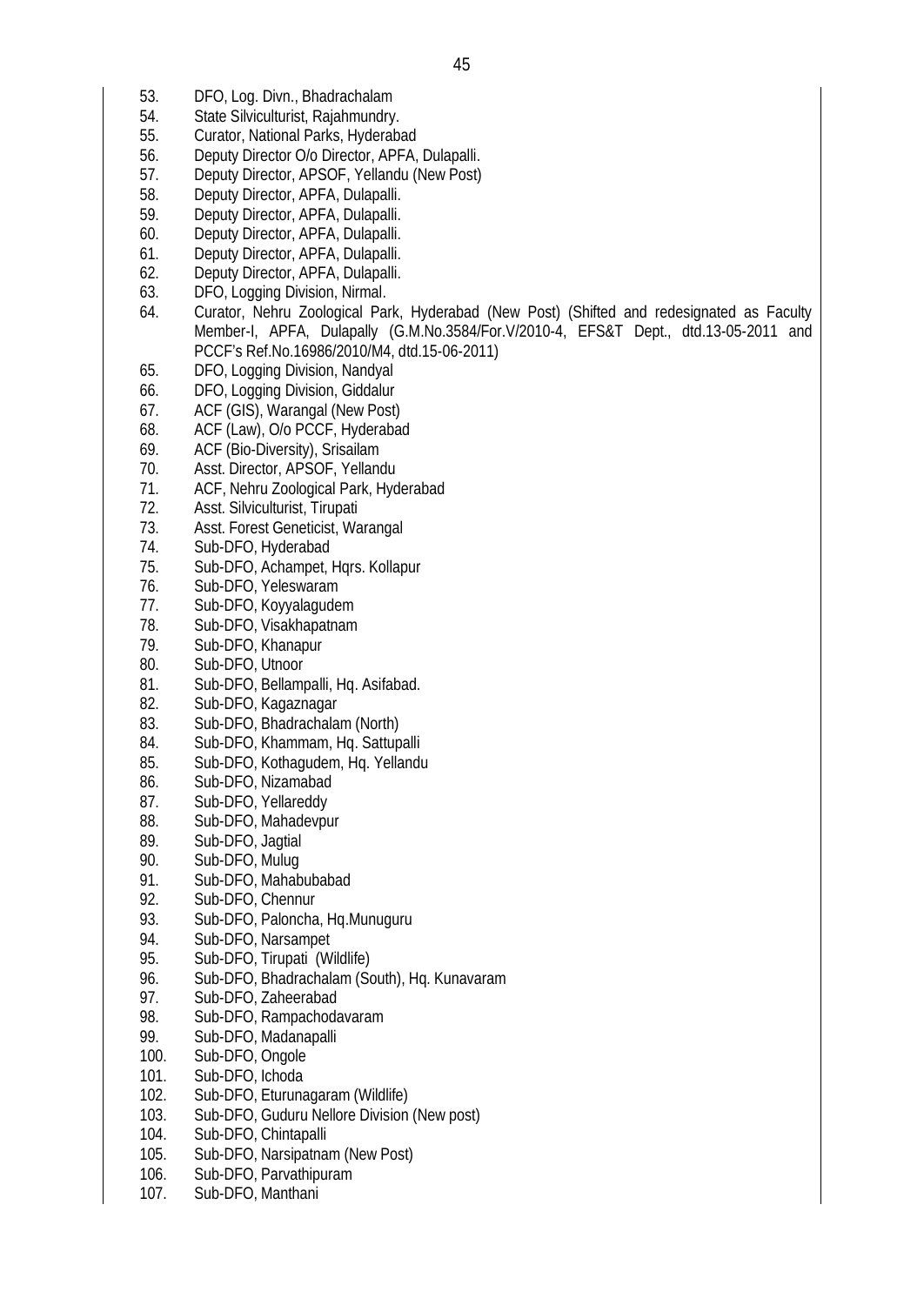53. DFO, Log. Divn., Bhadrachalam
54. State Silviculturist, Rajahmundry.
55. Curator, National Parks, Hyderabad
56. Deputy Director O/o Director, APFA, Dulapalli.
57. Deputy Director, APSOF, Yellandu (New Post)
58. Deputy Director, APFA, Dulapalli.
59. Deputy Director, APFA, Dulapalli.
60. Deputy Director, APFA, Dulapalli.
61. Deputy Director, APFA, Dulapalli.
62. Deputy Director, APFA, Dulapalli.
63. DFO, Logging Division, Nirmal.
64. Curator, Nehru Zoological Park, Hyderabad (New Post) (Shifted and redesignated as Faculty Member-I, APFA, Dulapally (G.M.No.3584/For.V/2010-4, EFS&T Dept., dtd.13-05-2011 and PCCF's Ref.No.16986/2010/M4, dtd.15-06-2011)
65. DFO, Logging Division, Nandyal
66. DFO, Logging Division, Giddalur
67. ACF (GIS), Warangal (New Post)
68. ACF (Law), O/o PCCF, Hyderabad
69. ACF (Bio-Diversity), Srisailam
70. Asst. Director, APSOF, Yellandu
71. ACF, Nehru Zoological Park, Hyderabad
72. Asst. Silviculturist, Tirupati
73. Asst. Forest Geneticist, Warangal
74. Sub-DFO, Hyderabad
75. Sub-DFO, Achampet, Hqrs. Kollapur
76. Sub-DFO, Yeleswaram
77. Sub-DFO, Koyyalagudem
78. Sub-DFO, Visakhapatnam
79. Sub-DFO, Khanapur
80. Sub-DFO, Utnoor
81. Sub-DFO, Bellampalli, Hq. Asifabad.
82. Sub-DFO, Kagaznagar
83. Sub-DFO, Bhadrachalam (North)
84. Sub-DFO, Khammam, Hq. Sattupalli
85. Sub-DFO, Kothagudem, Hq. Yellandu
86. Sub-DFO, Nizamabad
87. Sub-DFO, Yellareddy
88. Sub-DFO, Mahadevpur
89. Sub-DFO, Jagtial
90. Sub-DFO, Mulug
91. Sub-DFO, Mahabubabad
92. Sub-DFO, Chennur
93. Sub-DFO, Paloncha, Hq.Munuguru
94. Sub-DFO, Narsampet
95. Sub-DFO, Tirupati (Wildlife)
96. Sub-DFO, Bhadrachalam (South), Hq. Kunavaram
97. Sub-DFO, Zaheerabad
98. Sub-DFO, Rampachodavaram
99. Sub-DFO, Madanapalli
100. Sub-DFO, Ongole
101. Sub-DFO, Ichoda
102. Sub-DFO, Eturunagaram (Wildlife)
103. Sub-DFO, Guduru Nellore Division (New post)
104. Sub-DFO, Chintapalli
105. Sub-DFO, Narsipatnam (New Post)
106. Sub-DFO, Parvathipuram
107. Sub-DFO, Manthani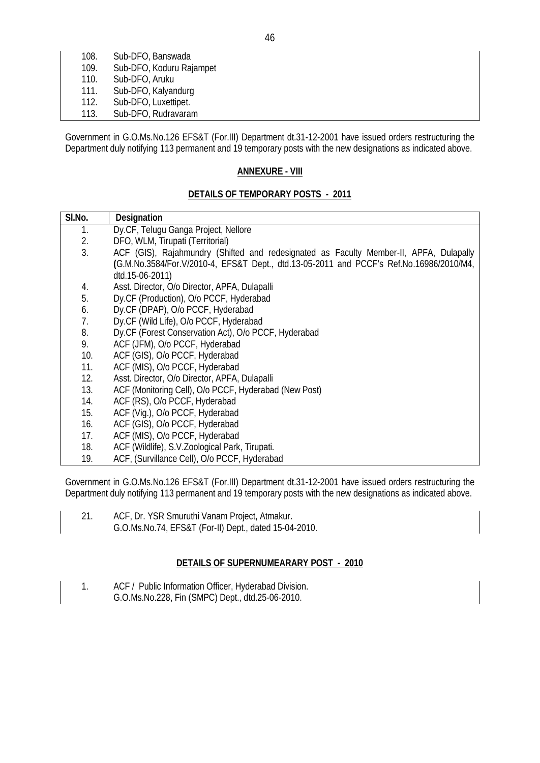108. Sub-DFO, Banswada
109. Sub-DFO, Koduru Rajampet
110. Sub-DFO, Aruku
111. Sub-DFO, Kalyandurg
112. Sub-DFO, Luxettipet.
113. Sub-DFO, Rudravaram

Government in G.O.Ms.No.126 EFS&T (For.III) Department dt.31-12-2001 have issued orders restructuring the Department duly notifying 113 permanent and 19 temporary posts with the new designations as indicated above.

## ANNEXURE - VIII

### DETAILS OF TEMPORARY POSTS - 2011

| Sl.No. | Designation |
|---|---|
| 1. | Dy.CF, Telugu Ganga Project, Nellore |
| 2. | DFO, WLM, Tirupati (Territorial) |
| 3. | ACF (GIS), Rajahmundry (Shifted and redesignated as Faculty Member-II, APFA, Dulapally (G.M.No.3584/For.V/2010-4, EFS&T Dept., dtd.13-05-2011 and PCCF's Ref.No.16986/2010/M4, dtd.15-06-2011) |
| 4. | Asst. Director, O/o Director, APFA, Dulapalli |
| 5. | Dy.CF (Production), O/o PCCF, Hyderabad |
| 6. | Dy.CF (DPAP), O/o PCCF, Hyderabad |
| 7. | Dy.CF (Wild Life), O/o PCCF, Hyderabad |
| 8. | Dy.CF (Forest Conservation Act), O/o PCCF, Hyderabad |
| 9. | ACF (JFM), O/o PCCF, Hyderabad |
| 10. | ACF (GIS), O/o PCCF, Hyderabad |
| 11. | ACF (MIS), O/o PCCF, Hyderabad |
| 12. | Asst. Director, O/o Director, APFA, Dulapalli |
| 13. | ACF (Monitoring Cell), O/o PCCF, Hyderabad (New Post) |
| 14. | ACF (RS), O/o PCCF, Hyderabad |
| 15. | ACF (Vig.), O/o PCCF, Hyderabad |
| 16. | ACF (GIS), O/o PCCF, Hyderabad |
| 17. | ACF (MIS), O/o PCCF, Hyderabad |
| 18. | ACF (Wildlife), S.V.Zoological Park, Tirupati. |
| 19. | ACF, (Survillance Cell), O/o PCCF, Hyderabad |

Government in G.O.Ms.No.126 EFS&T (For.III) Department dt.31-12-2001 have issued orders restructuring the Department duly notifying 113 permanent and 19 temporary posts with the new designations as indicated above.

21. ACF, Dr. YSR Smuruthi Vanam Project, Atmakur.
    G.O.Ms.No.74, EFS&T (For-II) Dept., dated 15-04-2010.

### DETAILS OF SUPERNUMEARARY POST - 2010

1. ACF / Public Information Officer, Hyderabad Division.
   G.O.Ms.No.228, Fin (SMPC) Dept., dtd.25-06-2010.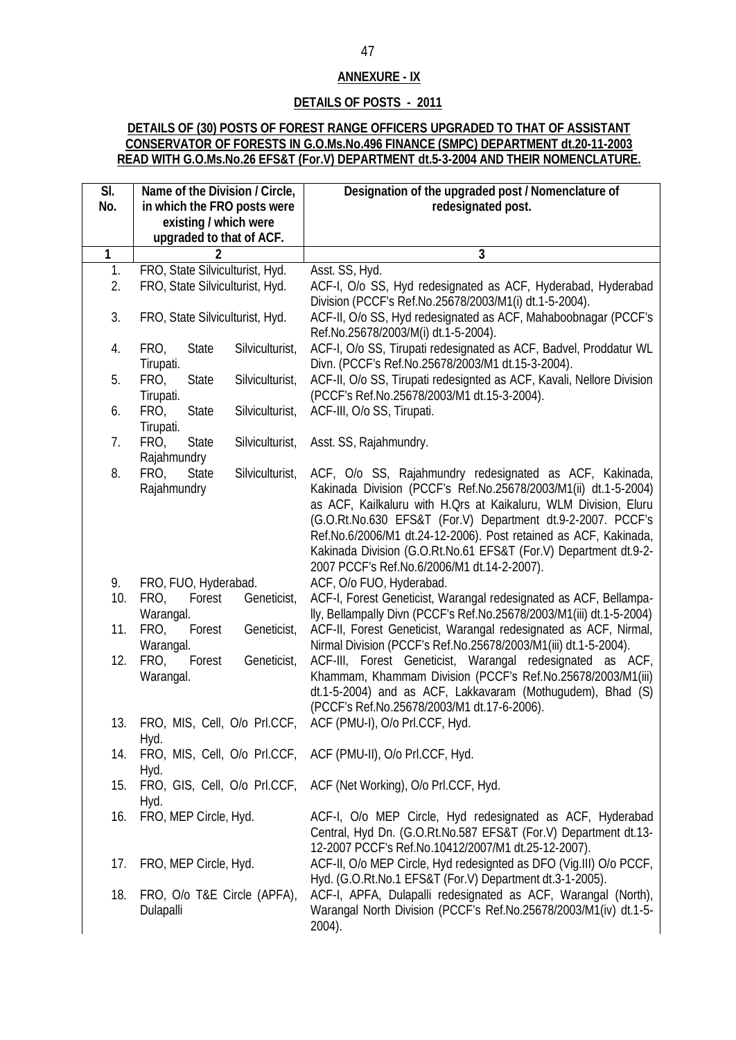**ANNEXURE - IX**

**DETAILS OF POSTS - 2011**

**DETAILS OF (30) POSTS OF FOREST RANGE OFFICERS UPGRADED TO THAT OF ASSISTANT CONSERVATOR OF FORESTS IN G.O.Ms.No.496 FINANCE (SMPC) DEPARTMENT dt.20-11-2003 READ WITH G.O.Ms.No.26 EFS&T (For.V) DEPARTMENT dt.5-3-2004 AND THEIR NOMENCLATURE.**

| Sl. No. | Name of the Division / Circle, in which the FRO posts were existing / which were upgraded to that of ACF. | Designation of the upgraded post / Nomenclature of redesignated post. |
|---|---|---|
| 1 | 2 | 3 |
| 1. | FRO, State Silviculturist, Hyd. | Asst. SS, Hyd. |
| 2. | FRO, State Silviculturist, Hyd. | ACF-I, O/o SS, Hyd redesignated as ACF, Hyderabad, Hyderabad Division (PCCF's Ref.No.25678/2003/M1(i) dt.1-5-2004). |
| 3. | FRO, State Silviculturist, Hyd. | ACF-II, O/o SS, Hyd redesignated as ACF, Mahaboobnagar (PCCF's Ref.No.25678/2003/M(i) dt.1-5-2004). |
| 4. | FRO, State Silviculturist, Tirupati. | ACF-I, O/o SS, Tirupati redesignated as ACF, Badvel, Proddatur WL Divn. (PCCF's Ref.No.25678/2003/M1 dt.15-3-2004). |
| 5. | FRO, State Silviculturist, Tirupati. | ACF-II, O/o SS, Tirupati redesignted as ACF, Kavali, Nellore Division (PCCF's Ref.No.25678/2003/M1 dt.15-3-2004). |
| 6. | FRO, State Silviculturist, Tirupati. | ACF-III, O/o SS, Tirupati. |
| 7. | FRO, State Silviculturist, Rajahmundry | Asst. SS, Rajahmundry. |
| 8. | FRO, State Silviculturist, Rajahmundry | ACF, O/o SS, Rajahmundry redesignated as ACF, Kakinada, Kakinada Division (PCCF's Ref.No.25678/2003/M1(ii) dt.1-5-2004) as ACF, Kailkaluru with H.Qrs at Kaikaluru, WLM Division, Eluru (G.O.Rt.No.630 EFS&T (For.V) Department dt.9-2-2007. PCCF's Ref.No.6/2006/M1 dt.24-12-2006). Post retained as ACF, Kakinada, Kakinada Division (G.O.Rt.No.61 EFS&T (For.V) Department dt.9-2-2007 PCCF's Ref.No.6/2006/M1 dt.14-2-2007). |
| 9. | FRO, FUO, Hyderabad. | ACF, O/o FUO, Hyderabad. |
| 10. | FRO, Forest Geneticist, Warangal. | ACF-I, Forest Geneticist, Warangal redesignated as ACF, Bellampally, Bellampally Divn (PCCF's Ref.No.25678/2003/M1(iii) dt.1-5-2004) |
| 11. | FRO, Forest Geneticist, Warangal. | ACF-II, Forest Geneticist, Warangal redesignated as ACF, Nirmal, Nirmal Division (PCCF's Ref.No.25678/2003/M1(iii) dt.1-5-2004). |
| 12. | FRO, Forest Geneticist, Warangal. | ACF-III, Forest Geneticist, Warangal redesignated as ACF, Khammam, Khammam Division (PCCF's Ref.No.25678/2003/M1(iii) dt.1-5-2004) and as ACF, Lakkavaram (Mothugudem), Bhad (S) (PCCF's Ref.No.25678/2003/M1 dt.17-6-2006). |
| 13. | FRO, MIS, Cell, O/o Prl.CCF, Hyd. | ACF (PMU-I), O/o Prl.CCF, Hyd. |
| 14. | FRO, MIS, Cell, O/o Prl.CCF, Hyd. | ACF (PMU-II), O/o Prl.CCF, Hyd. |
| 15. | FRO, GIS, Cell, O/o Prl.CCF, Hyd. | ACF (Net Working), O/o Prl.CCF, Hyd. |
| 16. | FRO, MEP Circle, Hyd. | ACF-I, O/o MEP Circle, Hyd redesignated as ACF, Hyderabad Central, Hyd Dn. (G.O.Rt.No.587 EFS&T (For.V) Department dt.13-12-2007 PCCF's Ref.No.10412/2007/M1 dt.25-12-2007). |
| 17. | FRO, MEP Circle, Hyd. | ACF-II, O/o MEP Circle, Hyd redesignted as DFO (Vig.III) O/o PCCF, Hyd. (G.O.Rt.No.1 EFS&T (For.V) Department dt.3-1-2005). |
| 18. | FRO, O/o T&E Circle (APFA), Dulapalli | ACF-I, APFA, Dulapalli redesignated as ACF, Warangal (North), Warangal North Division (PCCF's Ref.No.25678/2003/M1(iv) dt.1-5-2004). |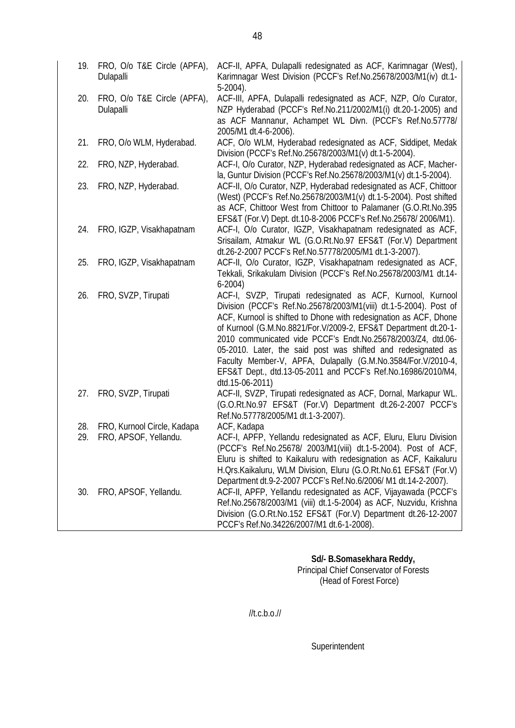| | | |
|---|---|---|
| 19. | FRO, O/o T&E Circle (APFA), Dulapalli | ACF-II, APFA, Dulapalli redesignated as ACF, Karimnagar (West), Karimnagar West Division (PCCF's Ref.No.25678/2003/M1(iv) dt.1-5-2004). |
| 20. | FRO, O/o T&E Circle (APFA), Dulapalli | ACF-III, APFA, Dulapalli redesignated as ACF, NZP, O/o Curator, NZP Hyderabad (PCCF's Ref.No.211/2002/M1(i) dt.20-1-2005) and as ACF Mannanur, Achampet WL Divn. (PCCF's Ref.No.57778/ 2005/M1 dt.4-6-2006). |
| 21. | FRO, O/o WLM, Hyderabad. | ACF, O/o WLM, Hyderabad redesignated as ACF, Siddipet, Medak Division (PCCF's Ref.No.25678/2003/M1(v) dt.1-5-2004). |
| 22. | FRO, NZP, Hyderabad. | ACF-I, O/o Curator, NZP, Hyderabad redesignated as ACF, Macher-la, Guntur Division (PCCF's Ref.No.25678/2003/M1(v) dt.1-5-2004). |
| 23. | FRO, NZP, Hyderabad. | ACF-II, O/o Curator, NZP, Hyderabad redesignated as ACF, Chittoor (West) (PCCF's Ref.No.25678/2003/M1(v) dt.1-5-2004). Post shifted as ACF, Chittoor West from Chittoor to Palamaner (G.O.Rt.No.395 EFS&T (For.V) Dept. dt.10-8-2006 PCCF's Ref.No.25678/ 2006/M1). |
| 24. | FRO, IGZP, Visakhapatnam | ACF-I, O/o Curator, IGZP, Visakhapatnam redesignated as ACF, Srisailam, Atmakur WL (G.O.Rt.No.97 EFS&T (For.V) Department dt.26-2-2007 PCCF's Ref.No.57778/2005/M1 dt.1-3-2007). |
| 25. | FRO, IGZP, Visakhapatnam | ACF-II, O/o Curator, IGZP, Visakhapatnam redesignated as ACF, Tekkali, Srikakulam Division (PCCF's Ref.No.25678/2003/M1 dt.14-6-2004) |
| 26. | FRO, SVZP, Tirupati | ACF-I, SVZP, Tirupati redesignated as ACF, Kurnool, Kurnool Division (PCCF's Ref.No.25678/2003/M1(viii) dt.1-5-2004). Post of ACF, Kurnool is shifted to Dhone with redesignation as ACF, Dhone of Kurnool (G.M.No.8821/For.V/2009-2, EFS&T Department dt.20-1-2010 communicated vide PCCF's Endt.No.25678/2003/Z4, dtd.06-05-2010. Later, the said post was shifted and redesignated as Faculty Member-V, APFA, Dulapally (G.M.No.3584/For.V/2010-4, EFS&T Dept., dtd.13-05-2011 and PCCF's Ref.No.16986/2010/M4, dtd.15-06-2011) |
| 27. | FRO, SVZP, Tirupati | ACF-II, SVZP, Tirupati redesignated as ACF, Dornal, Markapur WL. (G.O.Rt.No.97 EFS&T (For.V) Department dt.26-2-2007 PCCF's Ref.No.57778/2005/M1 dt.1-3-2007). |
| 28. | FRO, Kurnool Circle, Kadapa | ACF, Kadapa |
| 29. | FRO, APSOF, Yellandu. | ACF-I, APFP, Yellandu redesignated as ACF, Eluru, Eluru Division (PCCF's Ref.No.25678/ 2003/M1(viii) dt.1-5-2004). Post of ACF, Eluru is shifted to Kaikaluru with redesignation as ACF, Kaikaluru H.Qrs.Kaikaluru, WLM Division, Eluru (G.O.Rt.No.61 EFS&T (For.V) Department dt.9-2-2007 PCCF's Ref.No.6/2006/ M1 dt.14-2-2007). |
| 30. | FRO, APSOF, Yellandu. | ACF-II, APFP, Yellandu redesignated as ACF, Vijayawada (PCCF's Ref.No.25678/2003/M1 (viii) dt.1-5-2004) as ACF, Nuzvidu, Krishna Division (G.O.Rt.No.152 EFS&T (For.V) Department dt.26-12-2007 PCCF's Ref.No.34226/2007/M1 dt.6-1-2008). |

**Sd/- B.Somasekhara Reddy,**
Principal Chief Conservator of Forests
(Head of Forest Force)

//t.c.b.o.//

Superintendent